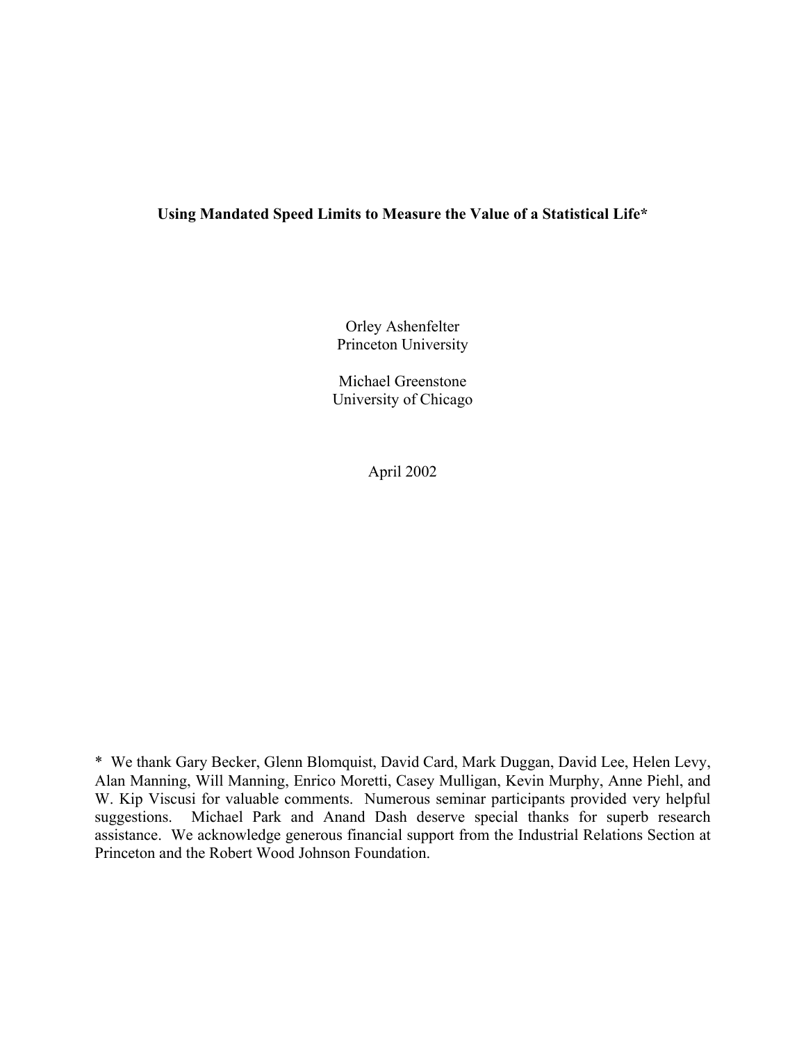**Using Mandated Speed Limits to Measure the Value of a Statistical Life***

Orley Ashenfelter
Princeton University

Michael Greenstone
University of Chicago

April 2002

* We thank Gary Becker, Glenn Blomquist, David Card, Mark Duggan, David Lee, Helen Levy, Alan Manning, Will Manning, Enrico Moretti, Casey Mulligan, Kevin Murphy, Anne Piehl, and W. Kip Viscusi for valuable comments. Numerous seminar participants provided very helpful suggestions. Michael Park and Anand Dash deserve special thanks for superb research assistance. We acknowledge generous financial support from the Industrial Relations Section at Princeton and the Robert Wood Johnson Foundation.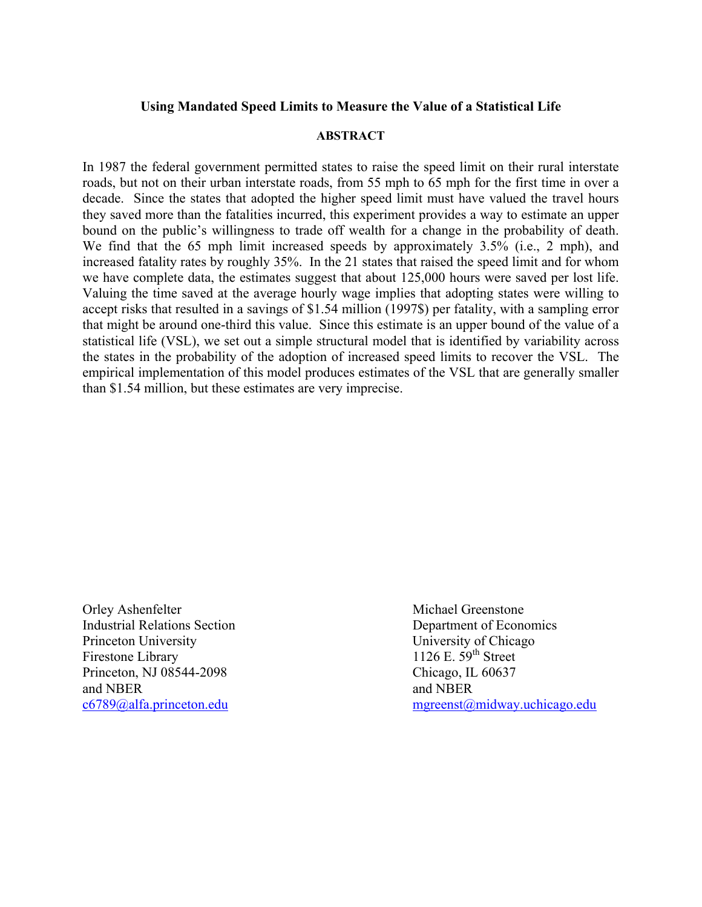**Using Mandated Speed Limits to Measure the Value of a Statistical Life**

**ABSTRACT**

In 1987 the federal government permitted states to raise the speed limit on their rural interstate roads, but not on their urban interstate roads, from 55 mph to 65 mph for the first time in over a decade. Since the states that adopted the higher speed limit must have valued the travel hours they saved more than the fatalities incurred, this experiment provides a way to estimate an upper bound on the public's willingness to trade off wealth for a change in the probability of death. We find that the 65 mph limit increased speeds by approximately 3.5% (i.e., 2 mph), and increased fatality rates by roughly 35%. In the 21 states that raised the speed limit and for whom we have complete data, the estimates suggest that about 125,000 hours were saved per lost life. Valuing the time saved at the average hourly wage implies that adopting states were willing to accept risks that resulted in a savings of $1.54 million (1997$) per fatality, with a sampling error that might be around one-third this value. Since this estimate is an upper bound of the value of a statistical life (VSL), we set out a simple structural model that is identified by variability across the states in the probability of the adoption of increased speed limits to recover the VSL. The empirical implementation of this model produces estimates of the VSL that are generally smaller than $1.54 million, but these estimates are very imprecise.

Orley Ashenfelter
Industrial Relations Section
Princeton University
Firestone Library
Princeton, NJ 08544-2098
and NBER
c6789@alfa.princeton.edu

Michael Greenstone
Department of Economics
University of Chicago
1126 E. 59th Street
Chicago, IL 60637
and NBER
mgreenst@midway.uchicago.edu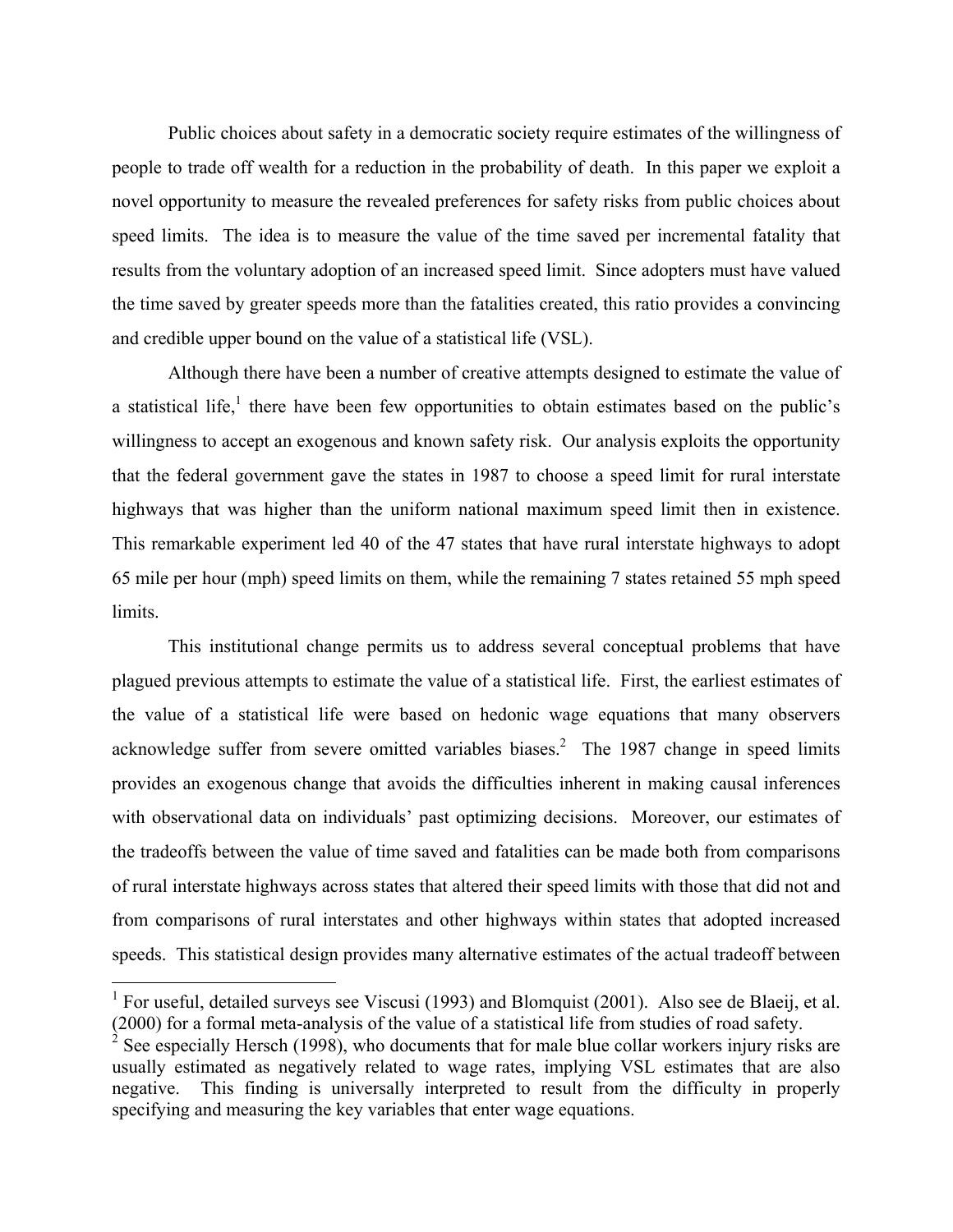Public choices about safety in a democratic society require estimates of the willingness of people to trade off wealth for a reduction in the probability of death. In this paper we exploit a novel opportunity to measure the revealed preferences for safety risks from public choices about speed limits. The idea is to measure the value of the time saved per incremental fatality that results from the voluntary adoption of an increased speed limit. Since adopters must have valued the time saved by greater speeds more than the fatalities created, this ratio provides a convincing and credible upper bound on the value of a statistical life (VSL).

Although there have been a number of creative attempts designed to estimate the value of a statistical life,[1] there have been few opportunities to obtain estimates based on the public's willingness to accept an exogenous and known safety risk. Our analysis exploits the opportunity that the federal government gave the states in 1987 to choose a speed limit for rural interstate highways that was higher than the uniform national maximum speed limit then in existence. This remarkable experiment led 40 of the 47 states that have rural interstate highways to adopt 65 mile per hour (mph) speed limits on them, while the remaining 7 states retained 55 mph speed limits.

This institutional change permits us to address several conceptual problems that have plagued previous attempts to estimate the value of a statistical life. First, the earliest estimates of the value of a statistical life were based on hedonic wage equations that many observers acknowledge suffer from severe omitted variables biases.[2] The 1987 change in speed limits provides an exogenous change that avoids the difficulties inherent in making causal inferences with observational data on individuals' past optimizing decisions. Moreover, our estimates of the tradeoffs between the value of time saved and fatalities can be made both from comparisons of rural interstate highways across states that altered their speed limits with those that did not and from comparisons of rural interstates and other highways within states that adopted increased speeds. This statistical design provides many alternative estimates of the actual tradeoff between

[1] For useful, detailed surveys see Viscusi (1993) and Blomquist (2001). Also see de Blaeij, et al. (2000) for a formal meta-analysis of the value of a statistical life from studies of road safety.

[2] See especially Hersch (1998), who documents that for male blue collar workers injury risks are usually estimated as negatively related to wage rates, implying VSL estimates that are also negative. This finding is universally interpreted to result from the difficulty in properly specifying and measuring the key variables that enter wage equations.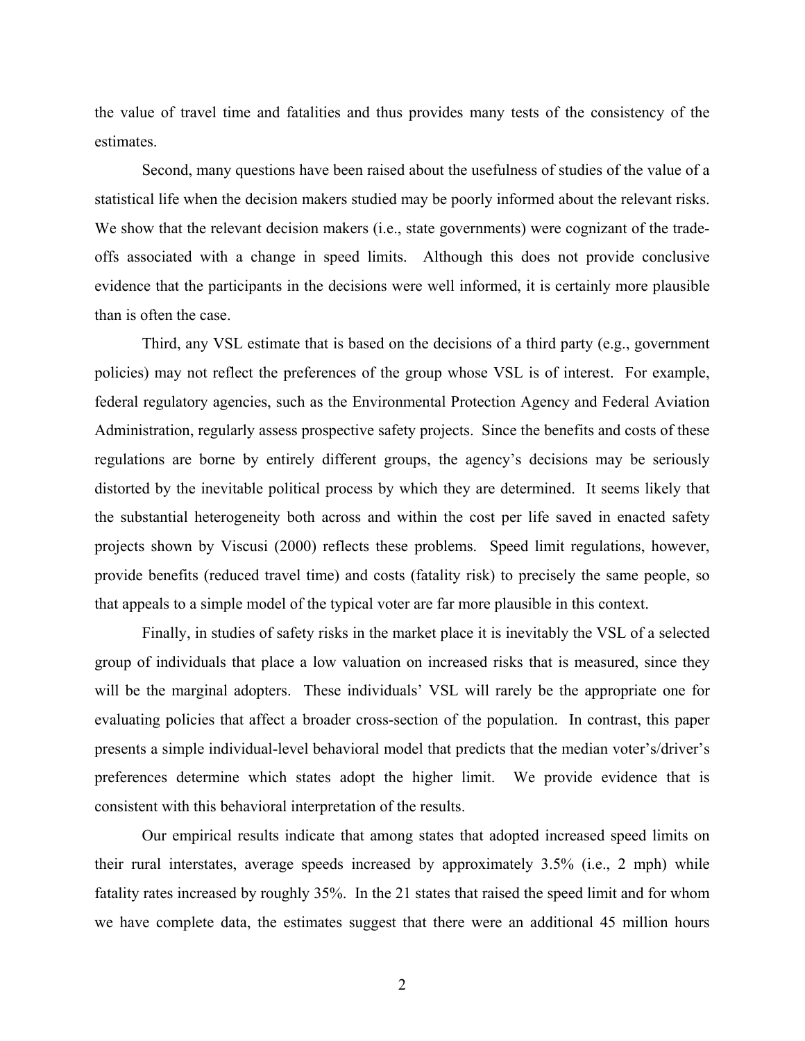the value of travel time and fatalities and thus provides many tests of the consistency of the estimates.

Second, many questions have been raised about the usefulness of studies of the value of a statistical life when the decision makers studied may be poorly informed about the relevant risks. We show that the relevant decision makers (i.e., state governments) were cognizant of the trade-offs associated with a change in speed limits. Although this does not provide conclusive evidence that the participants in the decisions were well informed, it is certainly more plausible than is often the case.

Third, any VSL estimate that is based on the decisions of a third party (e.g., government policies) may not reflect the preferences of the group whose VSL is of interest. For example, federal regulatory agencies, such as the Environmental Protection Agency and Federal Aviation Administration, regularly assess prospective safety projects. Since the benefits and costs of these regulations are borne by entirely different groups, the agency's decisions may be seriously distorted by the inevitable political process by which they are determined. It seems likely that the substantial heterogeneity both across and within the cost per life saved in enacted safety projects shown by Viscusi (2000) reflects these problems. Speed limit regulations, however, provide benefits (reduced travel time) and costs (fatality risk) to precisely the same people, so that appeals to a simple model of the typical voter are far more plausible in this context.

Finally, in studies of safety risks in the market place it is inevitably the VSL of a selected group of individuals that place a low valuation on increased risks that is measured, since they will be the marginal adopters. These individuals' VSL will rarely be the appropriate one for evaluating policies that affect a broader cross-section of the population. In contrast, this paper presents a simple individual-level behavioral model that predicts that the median voter's/driver's preferences determine which states adopt the higher limit. We provide evidence that is consistent with this behavioral interpretation of the results.

Our empirical results indicate that among states that adopted increased speed limits on their rural interstates, average speeds increased by approximately 3.5% (i.e., 2 mph) while fatality rates increased by roughly 35%. In the 21 states that raised the speed limit and for whom we have complete data, the estimates suggest that there were an additional 45 million hours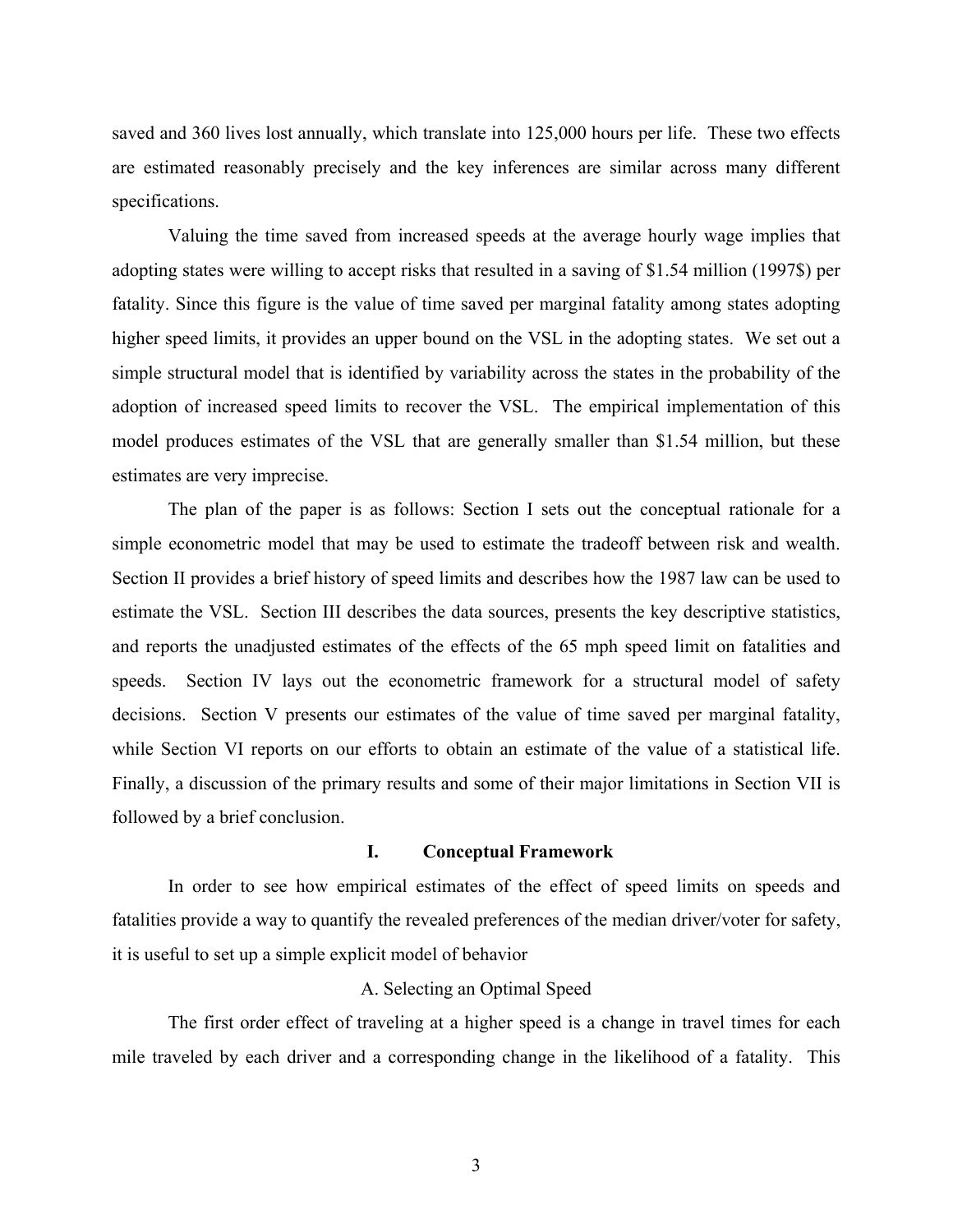saved and 360 lives lost annually, which translate into 125,000 hours per life. These two effects are estimated reasonably precisely and the key inferences are similar across many different specifications.

Valuing the time saved from increased speeds at the average hourly wage implies that adopting states were willing to accept risks that resulted in a saving of \$1.54 million (1997\$) per fatality. Since this figure is the value of time saved per marginal fatality among states adopting higher speed limits, it provides an upper bound on the VSL in the adopting states. We set out a simple structural model that is identified by variability across the states in the probability of the adoption of increased speed limits to recover the VSL. The empirical implementation of this model produces estimates of the VSL that are generally smaller than \$1.54 million, but these estimates are very imprecise.

The plan of the paper is as follows: Section I sets out the conceptual rationale for a simple econometric model that may be used to estimate the tradeoff between risk and wealth. Section II provides a brief history of speed limits and describes how the 1987 law can be used to estimate the VSL. Section III describes the data sources, presents the key descriptive statistics, and reports the unadjusted estimates of the effects of the 65 mph speed limit on fatalities and speeds. Section IV lays out the econometric framework for a structural model of safety decisions. Section V presents our estimates of the value of time saved per marginal fatality, while Section VI reports on our efforts to obtain an estimate of the value of a statistical life. Finally, a discussion of the primary results and some of their major limitations in Section VII is followed by a brief conclusion.

## I. Conceptual Framework

In order to see how empirical estimates of the effect of speed limits on speeds and fatalities provide a way to quantify the revealed preferences of the median driver/voter for safety, it is useful to set up a simple explicit model of behavior

### A. Selecting an Optimal Speed

The first order effect of traveling at a higher speed is a change in travel times for each mile traveled by each driver and a corresponding change in the likelihood of a fatality. This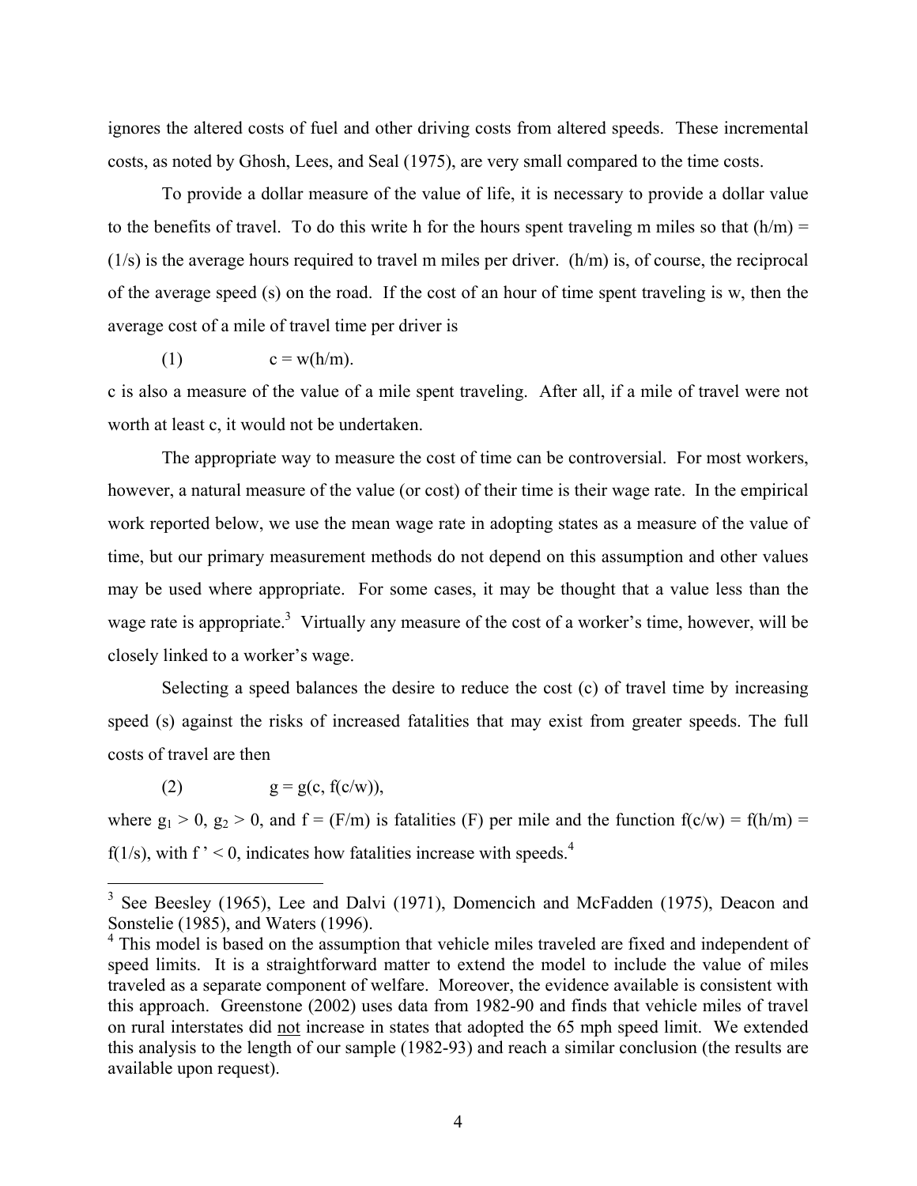ignores the altered costs of fuel and other driving costs from altered speeds. These incremental costs, as noted by Ghosh, Lees, and Seal (1975), are very small compared to the time costs.

To provide a dollar measure of the value of life, it is necessary to provide a dollar value to the benefits of travel. To do this write h for the hours spent traveling m miles so that $(h/m) = (1/s)$ is the average hours required to travel m miles per driver. $(h/m)$ is, of course, the reciprocal of the average speed (s) on the road. If the cost of an hour of time spent traveling is w, then the average cost of a mile of travel time per driver is

$$c = w(h/m). \tag{1}$$

c is also a measure of the value of a mile spent traveling. After all, if a mile of travel were not worth at least c, it would not be undertaken.

The appropriate way to measure the cost of time can be controversial. For most workers, however, a natural measure of the value (or cost) of their time is their wage rate. In the empirical work reported below, we use the mean wage rate in adopting states as a measure of the value of time, but our primary measurement methods do not depend on this assumption and other values may be used where appropriate. For some cases, it may be thought that a value less than the wage rate is appropriate.[3] Virtually any measure of the cost of a worker's time, however, will be closely linked to a worker's wage.

Selecting a speed balances the desire to reduce the cost (c) of travel time by increasing speed (s) against the risks of increased fatalities that may exist from greater speeds. The full costs of travel are then

$$g = g(c, f(c/w)), \tag{2}$$

where $g_1 > 0$, $g_2 > 0$, and $f = (F/m)$ is fatalities (F) per mile and the function $f(c/w) = f(h/m) = f(1/s)$, with $f' < 0$, indicates how fatalities increase with speeds.[4]

---

[3] See Beesley (1965), Lee and Dalvi (1971), Domencich and McFadden (1975), Deacon and Sonstelie (1985), and Waters (1996).

[4] This model is based on the assumption that vehicle miles traveled are fixed and independent of speed limits. It is a straightforward matter to extend the model to include the value of miles traveled as a separate component of welfare. Moreover, the evidence available is consistent with this approach. Greenstone (2002) uses data from 1982-90 and finds that vehicle miles of travel on rural interstates did not increase in states that adopted the 65 mph speed limit. We extended this analysis to the length of our sample (1982-93) and reach a similar conclusion (the results are available upon request).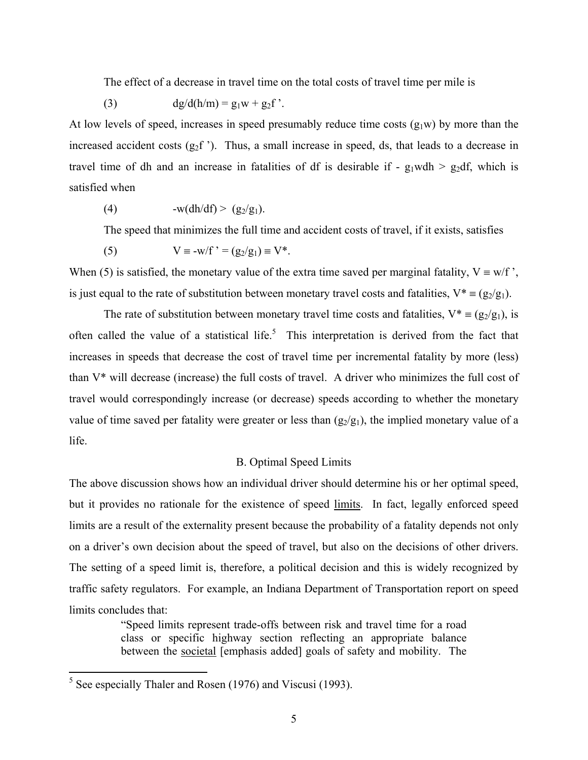The effect of a decrease in travel time on the total costs of travel time per mile is

$$(3) \qquad dg/d(h/m) = g_1 w + g_2 f'.$$

At low levels of speed, increases in speed presumably reduce time costs ($g_1w$) by more than the increased accident costs ($g_2f'$). Thus, a small increase in speed, ds, that leads to a decrease in travel time of dh and an increase in fatalities of df is desirable if $- g_1 w dh > g_2 df$, which is satisfied when

$$(4) \qquad -w(dh/df) > (g_2/g_1).$$

The speed that minimizes the full time and accident costs of travel, if it exists, satisfies

$$(5) \qquad V \equiv -w/f' = (g_2/g_1) \equiv V^*.$$

When (5) is satisfied, the monetary value of the extra time saved per marginal fatality, $V \equiv w/f'$, is just equal to the rate of substitution between monetary travel costs and fatalities, $V^* \equiv (g_2/g_1)$.

The rate of substitution between monetary travel time costs and fatalities, $V^* \equiv (g_2/g_1)$, is often called the value of a statistical life.[5] This interpretation is derived from the fact that increases in speeds that decrease the cost of travel time per incremental fatality by more (less) than V* will decrease (increase) the full costs of travel. A driver who minimizes the full cost of travel would correspondingly increase (or decrease) speeds according to whether the monetary value of time saved per fatality were greater or less than $(g_2/g_1)$, the implied monetary value of a life.

## B. Optimal Speed Limits

The above discussion shows how an individual driver should determine his or her optimal speed, but it provides no rationale for the existence of speed limits. In fact, legally enforced speed limits are a result of the externality present because the probability of a fatality depends not only on a driver's own decision about the speed of travel, but also on the decisions of other drivers. The setting of a speed limit is, therefore, a political decision and this is widely recognized by traffic safety regulators. For example, an Indiana Department of Transportation report on speed limits concludes that:

> "Speed limits represent trade-offs between risk and travel time for a road class or specific highway section reflecting an appropriate balance between the societal [emphasis added] goals of safety and mobility. The

[5] See especially Thaler and Rosen (1976) and Viscusi (1993).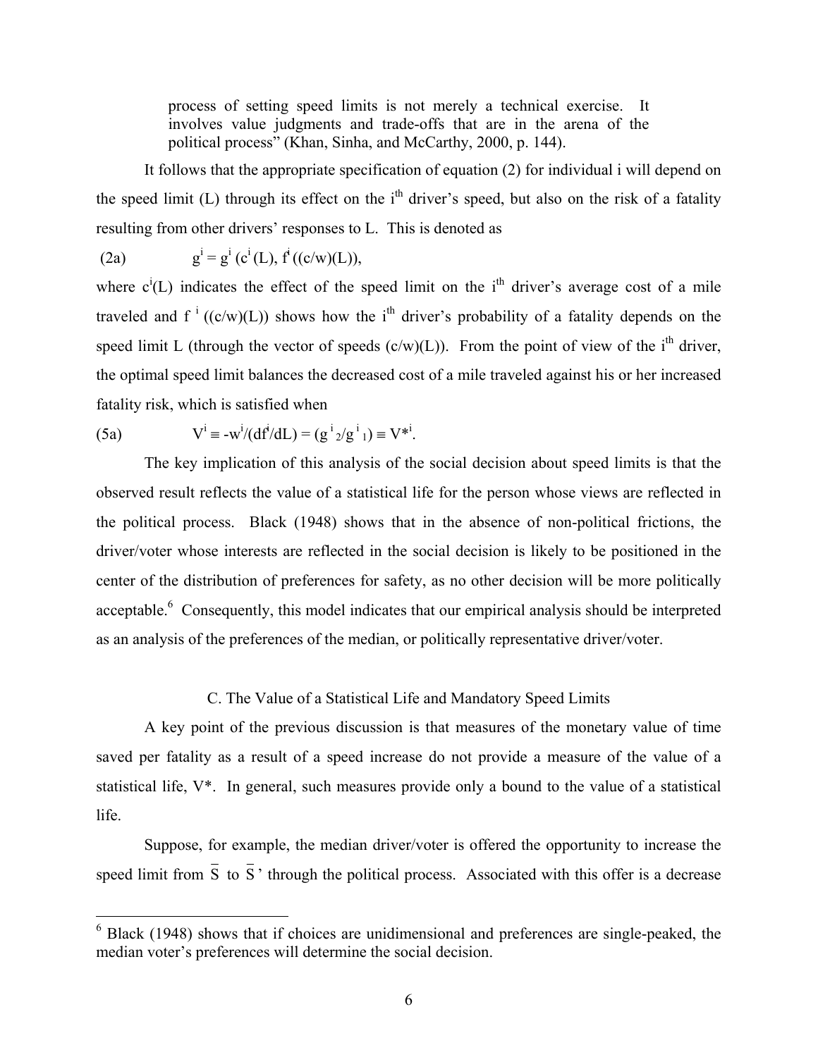> process of setting speed limits is not merely a technical exercise. It involves value judgments and trade-offs that are in the arena of the political process" (Khan, Sinha, and McCarthy, 2000, p. 144).

It follows that the appropriate specification of equation (2) for individual i will depend on the speed limit (L) through its effect on the i$^{th}$ driver's speed, but also on the risk of a fatality resulting from other drivers' responses to L. This is denoted as

$$\text{(2a)} \qquad g^i = g^i\left(c^i(L), f^i((c/w)(L))\right),$$

where $c^i(L)$ indicates the effect of the speed limit on the i$^{th}$ driver's average cost of a mile traveled and $f^i((c/w)(L))$ shows how the i$^{th}$ driver's probability of a fatality depends on the speed limit L (through the vector of speeds $(c/w)(L)$). From the point of view of the i$^{th}$ driver, the optimal speed limit balances the decreased cost of a mile traveled against his or her increased fatality risk, which is satisfied when

$$\text{(5a)} \qquad V^i \equiv -w^i/(df^i/dL) = (g^i{}_2/g^i{}_1) \equiv V^{*i}.$$

The key implication of this analysis of the social decision about speed limits is that the observed result reflects the value of a statistical life for the person whose views are reflected in the political process. Black (1948) shows that in the absence of non-political frictions, the driver/voter whose interests are reflected in the social decision is likely to be positioned in the center of the distribution of preferences for safety, as no other decision will be more politically acceptable.[6] Consequently, this model indicates that our empirical analysis should be interpreted as an analysis of the preferences of the median, or politically representative driver/voter.

## C. The Value of a Statistical Life and Mandatory Speed Limits

A key point of the previous discussion is that measures of the monetary value of time saved per fatality as a result of a speed increase do not provide a measure of the value of a statistical life, V\*. In general, such measures provide only a bound to the value of a statistical life.

Suppose, for example, the median driver/voter is offered the opportunity to increase the speed limit from $\bar{S}$ to $\bar{S}'$ through the political process. Associated with this offer is a decrease

---

[6] Black (1948) shows that if choices are unidimensional and preferences are single-peaked, the median voter's preferences will determine the social decision.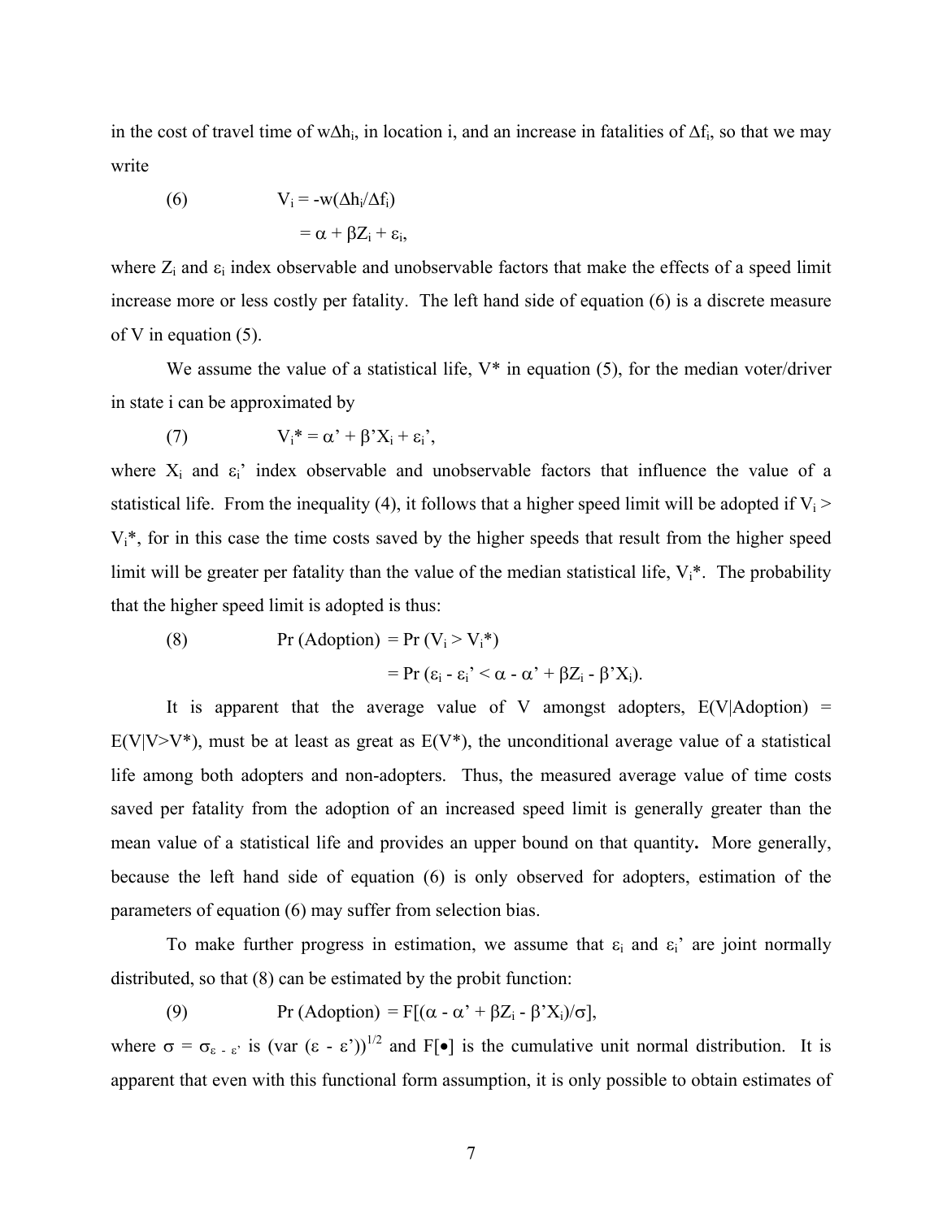in the cost of travel time of $w\Delta h_i$, in location i, and an increase in fatalities of $\Delta f_i$, so that we may write

$$(6) \qquad V_i = -w(\Delta h_i/\Delta f_i)$$
$$= \alpha + \beta Z_i + \varepsilon_i,$$

where $Z_i$ and $\varepsilon_i$ index observable and unobservable factors that make the effects of a speed limit increase more or less costly per fatality. The left hand side of equation (6) is a discrete measure of V in equation (5).

We assume the value of a statistical life, V* in equation (5), for the median voter/driver in state i can be approximated by

$$(7) \qquad V_i^* = \alpha' + \beta' X_i + \varepsilon_i',$$

where $X_i$ and $\varepsilon_i'$ index observable and unobservable factors that influence the value of a statistical life. From the inequality (4), it follows that a higher speed limit will be adopted if $V_i > V_i^*$, for in this case the time costs saved by the higher speeds that result from the higher speed limit will be greater per fatality than the value of the median statistical life, $V_i^*$. The probability that the higher speed limit is adopted is thus:

$$(8) \qquad \Pr(\text{Adoption}) = \Pr(V_i > V_i^*)$$
$$= \Pr(\varepsilon_i - \varepsilon_i' < \alpha - \alpha' + \beta Z_i - \beta' X_i).$$

It is apparent that the average value of V amongst adopters, $E(V|\text{Adoption}) = E(V|V>V^*)$, must be at least as great as $E(V^*)$, the unconditional average value of a statistical life among both adopters and non-adopters. Thus, the measured average value of time costs saved per fatality from the adoption of an increased speed limit is generally greater than the mean value of a statistical life and provides an upper bound on that quantity**.** More generally, because the left hand side of equation (6) is only observed for adopters, estimation of the parameters of equation (6) may suffer from selection bias.

To make further progress in estimation, we assume that $\varepsilon_i$ and $\varepsilon_i'$ are joint normally distributed, so that (8) can be estimated by the probit function:

$$(9) \qquad \Pr(\text{Adoption}) = F[(\alpha - \alpha' + \beta Z_i - \beta' X_i)/\sigma],$$

where $\sigma = \sigma_{\varepsilon - \varepsilon'}$ is $(\text{var}(\varepsilon - \varepsilon'))^{1/2}$ and $F[\bullet]$ is the cumulative unit normal distribution. It is apparent that even with this functional form assumption, it is only possible to obtain estimates of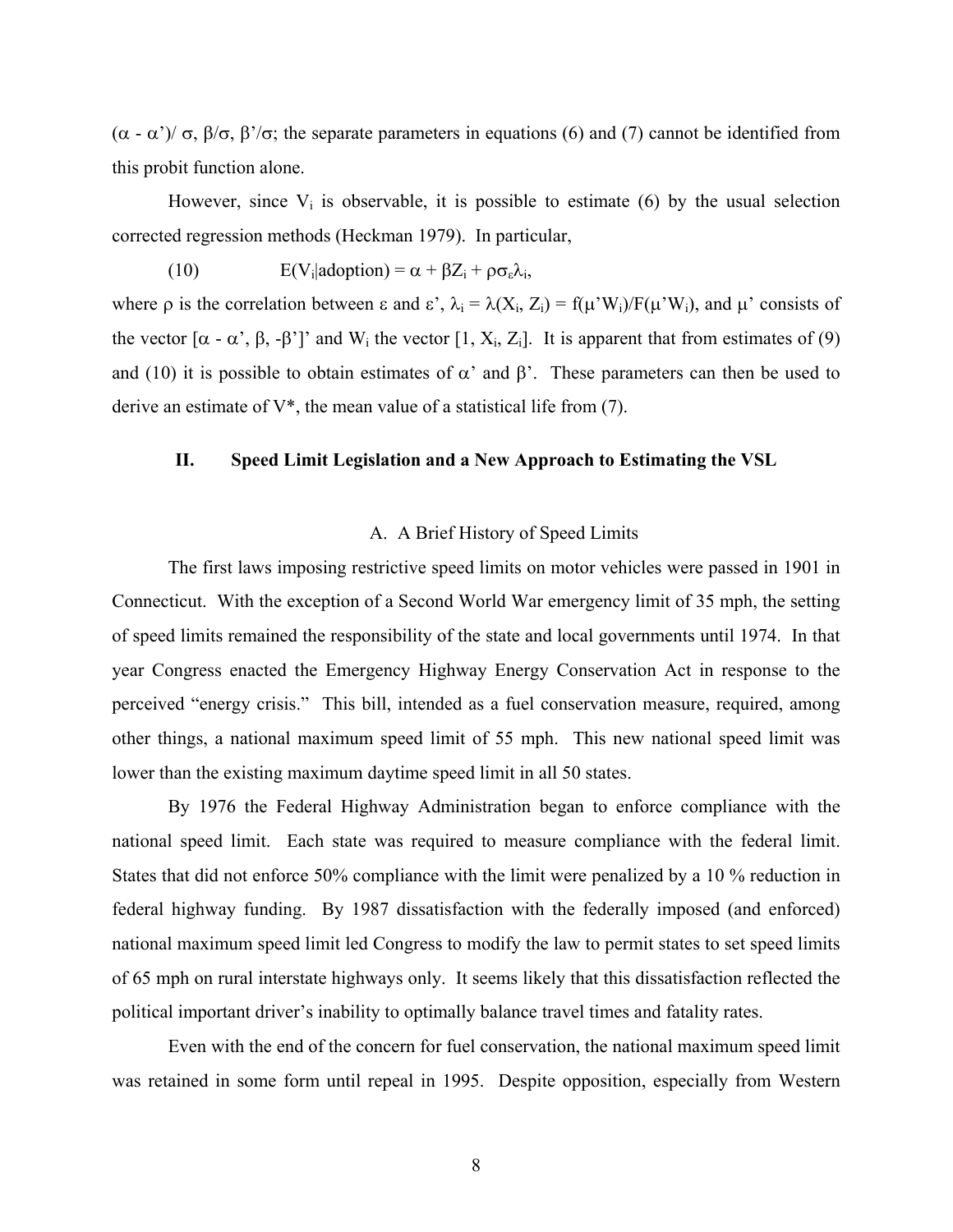$(\alpha - \alpha')/\sigma$, $\beta/\sigma$, $\beta'/\sigma$; the separate parameters in equations (6) and (7) cannot be identified from this probit function alone.

However, since $V_i$ is observable, it is possible to estimate (6) by the usual selection corrected regression methods (Heckman 1979). In particular,

$$\text{(10)} \qquad E(V_i|\text{adoption}) = \alpha + \beta Z_i + \rho\sigma_\varepsilon\lambda_i,$$

where $\rho$ is the correlation between $\varepsilon$ and $\varepsilon'$, $\lambda_i = \lambda(X_i, Z_i) = f(\mu' W_i)/F(\mu' W_i)$, and $\mu'$ consists of the vector $[\alpha - \alpha', \beta, -\beta']'$ and $W_i$ the vector $[1, X_i, Z_i]$. It is apparent that from estimates of (9) and (10) it is possible to obtain estimates of $\alpha'$ and $\beta'$. These parameters can then be used to derive an estimate of $V^*$, the mean value of a statistical life from (7).

## II. Speed Limit Legislation and a New Approach to Estimating the VSL

### A. A Brief History of Speed Limits

The first laws imposing restrictive speed limits on motor vehicles were passed in 1901 in Connecticut. With the exception of a Second World War emergency limit of 35 mph, the setting of speed limits remained the responsibility of the state and local governments until 1974. In that year Congress enacted the Emergency Highway Energy Conservation Act in response to the perceived "energy crisis." This bill, intended as a fuel conservation measure, required, among other things, a national maximum speed limit of 55 mph. This new national speed limit was lower than the existing maximum daytime speed limit in all 50 states.

By 1976 the Federal Highway Administration began to enforce compliance with the national speed limit. Each state was required to measure compliance with the federal limit. States that did not enforce 50% compliance with the limit were penalized by a 10 % reduction in federal highway funding. By 1987 dissatisfaction with the federally imposed (and enforced) national maximum speed limit led Congress to modify the law to permit states to set speed limits of 65 mph on rural interstate highways only. It seems likely that this dissatisfaction reflected the political important driver's inability to optimally balance travel times and fatality rates.

Even with the end of the concern for fuel conservation, the national maximum speed limit was retained in some form until repeal in 1995. Despite opposition, especially from Western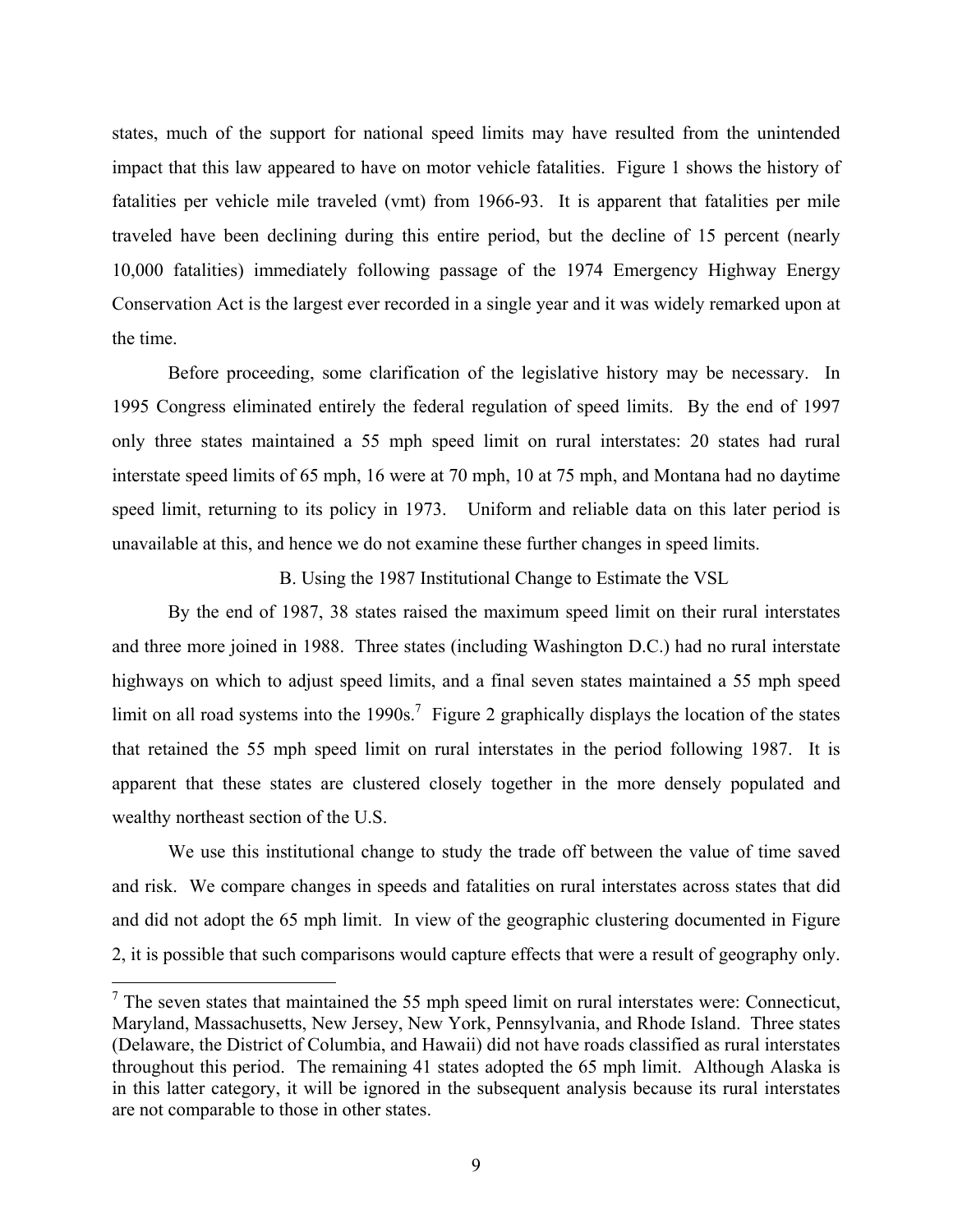states, much of the support for national speed limits may have resulted from the unintended impact that this law appeared to have on motor vehicle fatalities. Figure 1 shows the history of fatalities per vehicle mile traveled (vmt) from 1966-93. It is apparent that fatalities per mile traveled have been declining during this entire period, but the decline of 15 percent (nearly 10,000 fatalities) immediately following passage of the 1974 Emergency Highway Energy Conservation Act is the largest ever recorded in a single year and it was widely remarked upon at the time.

Before proceeding, some clarification of the legislative history may be necessary. In 1995 Congress eliminated entirely the federal regulation of speed limits. By the end of 1997 only three states maintained a 55 mph speed limit on rural interstates: 20 states had rural interstate speed limits of 65 mph, 16 were at 70 mph, 10 at 75 mph, and Montana had no daytime speed limit, returning to its policy in 1973. Uniform and reliable data on this later period is unavailable at this, and hence we do not examine these further changes in speed limits.

### B. Using the 1987 Institutional Change to Estimate the VSL

By the end of 1987, 38 states raised the maximum speed limit on their rural interstates and three more joined in 1988. Three states (including Washington D.C.) had no rural interstate highways on which to adjust speed limits, and a final seven states maintained a 55 mph speed limit on all road systems into the 1990s.[7] Figure 2 graphically displays the location of the states that retained the 55 mph speed limit on rural interstates in the period following 1987. It is apparent that these states are clustered closely together in the more densely populated and wealthy northeast section of the U.S.

We use this institutional change to study the trade off between the value of time saved and risk. We compare changes in speeds and fatalities on rural interstates across states that did and did not adopt the 65 mph limit. In view of the geographic clustering documented in Figure 2, it is possible that such comparisons would capture effects that were a result of geography only.

[7] The seven states that maintained the 55 mph speed limit on rural interstates were: Connecticut, Maryland, Massachusetts, New Jersey, New York, Pennsylvania, and Rhode Island. Three states (Delaware, the District of Columbia, and Hawaii) did not have roads classified as rural interstates throughout this period. The remaining 41 states adopted the 65 mph limit. Although Alaska is in this latter category, it will be ignored in the subsequent analysis because its rural interstates are not comparable to those in other states.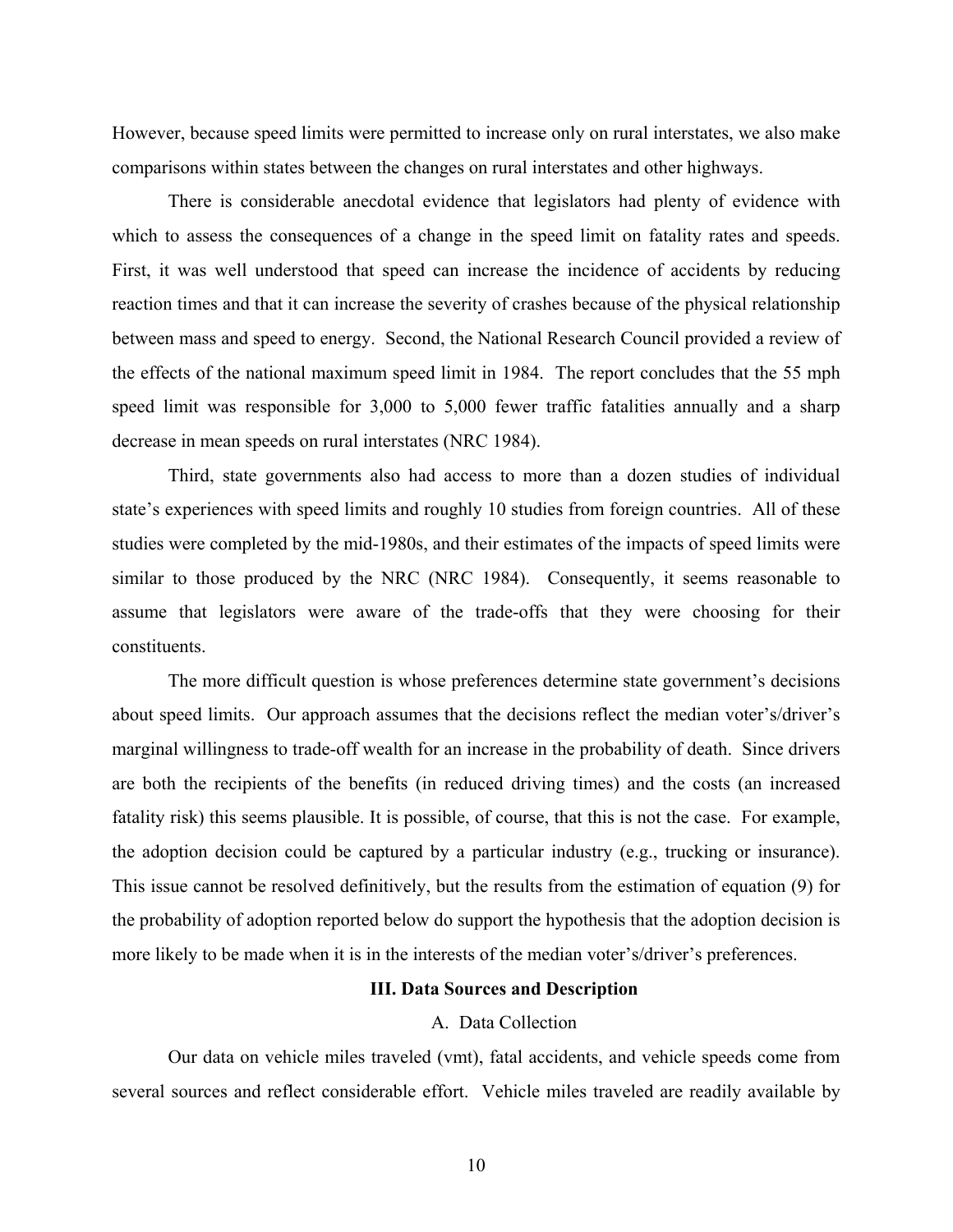However, because speed limits were permitted to increase only on rural interstates, we also make comparisons within states between the changes on rural interstates and other highways.

There is considerable anecdotal evidence that legislators had plenty of evidence with which to assess the consequences of a change in the speed limit on fatality rates and speeds. First, it was well understood that speed can increase the incidence of accidents by reducing reaction times and that it can increase the severity of crashes because of the physical relationship between mass and speed to energy. Second, the National Research Council provided a review of the effects of the national maximum speed limit in 1984. The report concludes that the 55 mph speed limit was responsible for 3,000 to 5,000 fewer traffic fatalities annually and a sharp decrease in mean speeds on rural interstates (NRC 1984).

Third, state governments also had access to more than a dozen studies of individual state's experiences with speed limits and roughly 10 studies from foreign countries. All of these studies were completed by the mid-1980s, and their estimates of the impacts of speed limits were similar to those produced by the NRC (NRC 1984). Consequently, it seems reasonable to assume that legislators were aware of the trade-offs that they were choosing for their constituents.

The more difficult question is whose preferences determine state government's decisions about speed limits. Our approach assumes that the decisions reflect the median voter's/driver's marginal willingness to trade-off wealth for an increase in the probability of death. Since drivers are both the recipients of the benefits (in reduced driving times) and the costs (an increased fatality risk) this seems plausible. It is possible, of course, that this is not the case. For example, the adoption decision could be captured by a particular industry (e.g., trucking or insurance). This issue cannot be resolved definitively, but the results from the estimation of equation (9) for the probability of adoption reported below do support the hypothesis that the adoption decision is more likely to be made when it is in the interests of the median voter's/driver's preferences.

## III. Data Sources and Description

### A. Data Collection

Our data on vehicle miles traveled (vmt), fatal accidents, and vehicle speeds come from several sources and reflect considerable effort. Vehicle miles traveled are readily available by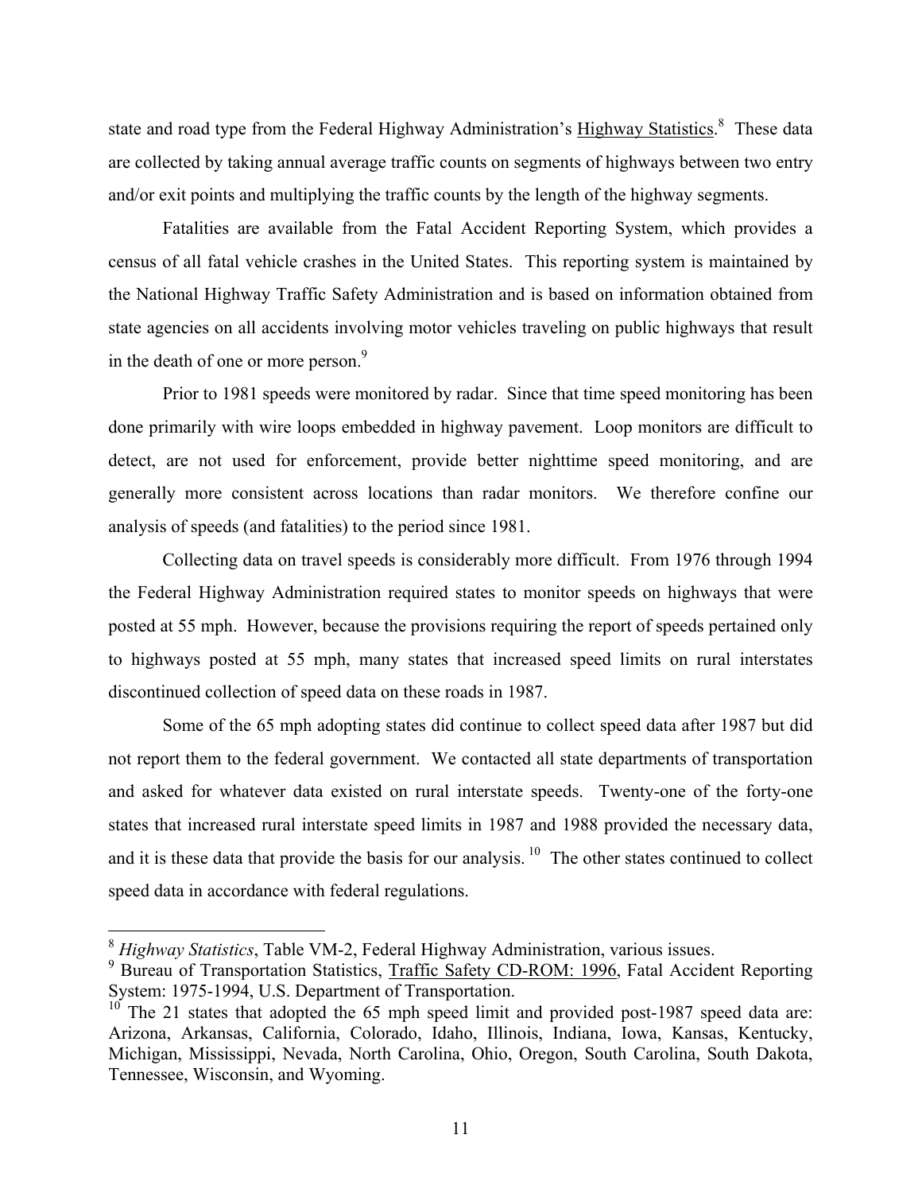state and road type from the Federal Highway Administration's Highway Statistics.[8] These data are collected by taking annual average traffic counts on segments of highways between two entry and/or exit points and multiplying the traffic counts by the length of the highway segments.

Fatalities are available from the Fatal Accident Reporting System, which provides a census of all fatal vehicle crashes in the United States. This reporting system is maintained by the National Highway Traffic Safety Administration and is based on information obtained from state agencies on all accidents involving motor vehicles traveling on public highways that result in the death of one or more person.[9]

Prior to 1981 speeds were monitored by radar. Since that time speed monitoring has been done primarily with wire loops embedded in highway pavement. Loop monitors are difficult to detect, are not used for enforcement, provide better nighttime speed monitoring, and are generally more consistent across locations than radar monitors. We therefore confine our analysis of speeds (and fatalities) to the period since 1981.

Collecting data on travel speeds is considerably more difficult. From 1976 through 1994 the Federal Highway Administration required states to monitor speeds on highways that were posted at 55 mph. However, because the provisions requiring the report of speeds pertained only to highways posted at 55 mph, many states that increased speed limits on rural interstates discontinued collection of speed data on these roads in 1987.

Some of the 65 mph adopting states did continue to collect speed data after 1987 but did not report them to the federal government. We contacted all state departments of transportation and asked for whatever data existed on rural interstate speeds. Twenty-one of the forty-one states that increased rural interstate speed limits in 1987 and 1988 provided the necessary data, and it is these data that provide the basis for our analysis.[10] The other states continued to collect speed data in accordance with federal regulations.

---

[8] *Highway Statistics*, Table VM-2, Federal Highway Administration, various issues.

[9] Bureau of Transportation Statistics, Traffic Safety CD-ROM: 1996, Fatal Accident Reporting System: 1975-1994, U.S. Department of Transportation.

[10] The 21 states that adopted the 65 mph speed limit and provided post-1987 speed data are: Arizona, Arkansas, California, Colorado, Idaho, Illinois, Indiana, Iowa, Kansas, Kentucky, Michigan, Mississippi, Nevada, North Carolina, Ohio, Oregon, South Carolina, South Dakota, Tennessee, Wisconsin, and Wyoming.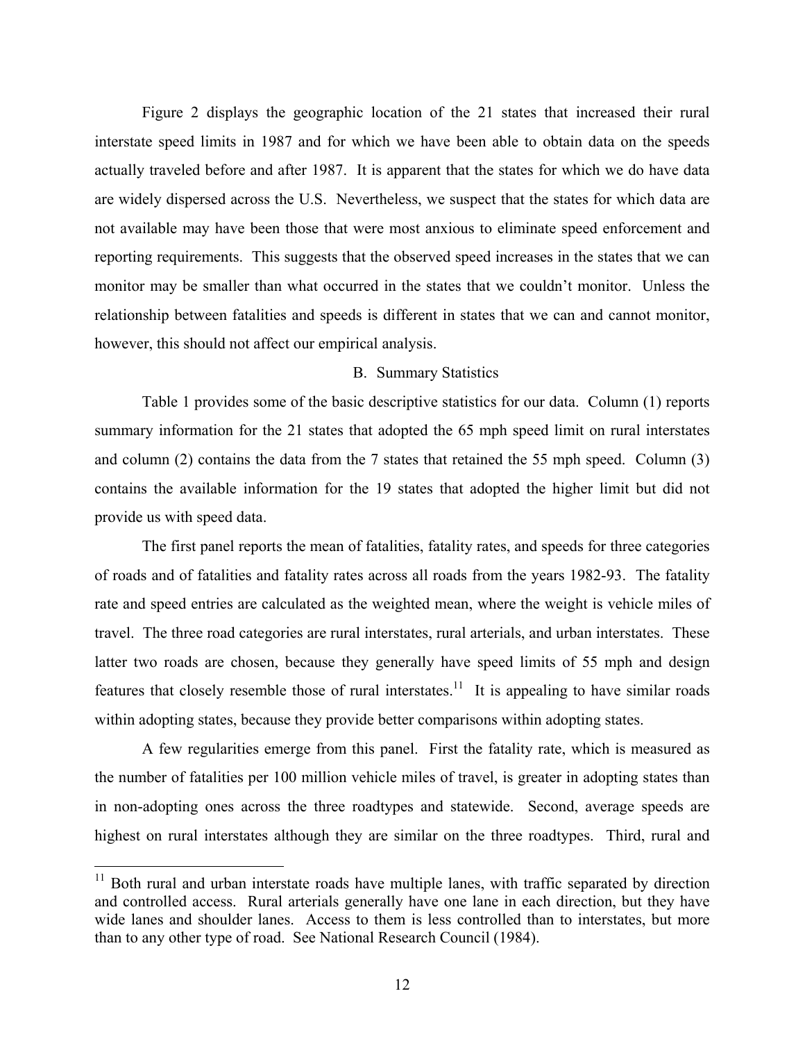Figure 2 displays the geographic location of the 21 states that increased their rural interstate speed limits in 1987 and for which we have been able to obtain data on the speeds actually traveled before and after 1987. It is apparent that the states for which we do have data are widely dispersed across the U.S. Nevertheless, we suspect that the states for which data are not available may have been those that were most anxious to eliminate speed enforcement and reporting requirements. This suggests that the observed speed increases in the states that we can monitor may be smaller than what occurred in the states that we couldn't monitor. Unless the relationship between fatalities and speeds is different in states that we can and cannot monitor, however, this should not affect our empirical analysis.

## B. Summary Statistics

Table 1 provides some of the basic descriptive statistics for our data. Column (1) reports summary information for the 21 states that adopted the 65 mph speed limit on rural interstates and column (2) contains the data from the 7 states that retained the 55 mph speed. Column (3) contains the available information for the 19 states that adopted the higher limit but did not provide us with speed data.

The first panel reports the mean of fatalities, fatality rates, and speeds for three categories of roads and of fatalities and fatality rates across all roads from the years 1982-93. The fatality rate and speed entries are calculated as the weighted mean, where the weight is vehicle miles of travel. The three road categories are rural interstates, rural arterials, and urban interstates. These latter two roads are chosen, because they generally have speed limits of 55 mph and design features that closely resemble those of rural interstates.[11] It is appealing to have similar roads within adopting states, because they provide better comparisons within adopting states.

A few regularities emerge from this panel. First the fatality rate, which is measured as the number of fatalities per 100 million vehicle miles of travel, is greater in adopting states than in non-adopting ones across the three roadtypes and statewide. Second, average speeds are highest on rural interstates although they are similar on the three roadtypes. Third, rural and

[11] Both rural and urban interstate roads have multiple lanes, with traffic separated by direction and controlled access. Rural arterials generally have one lane in each direction, but they have wide lanes and shoulder lanes. Access to them is less controlled than to interstates, but more than to any other type of road. See National Research Council (1984).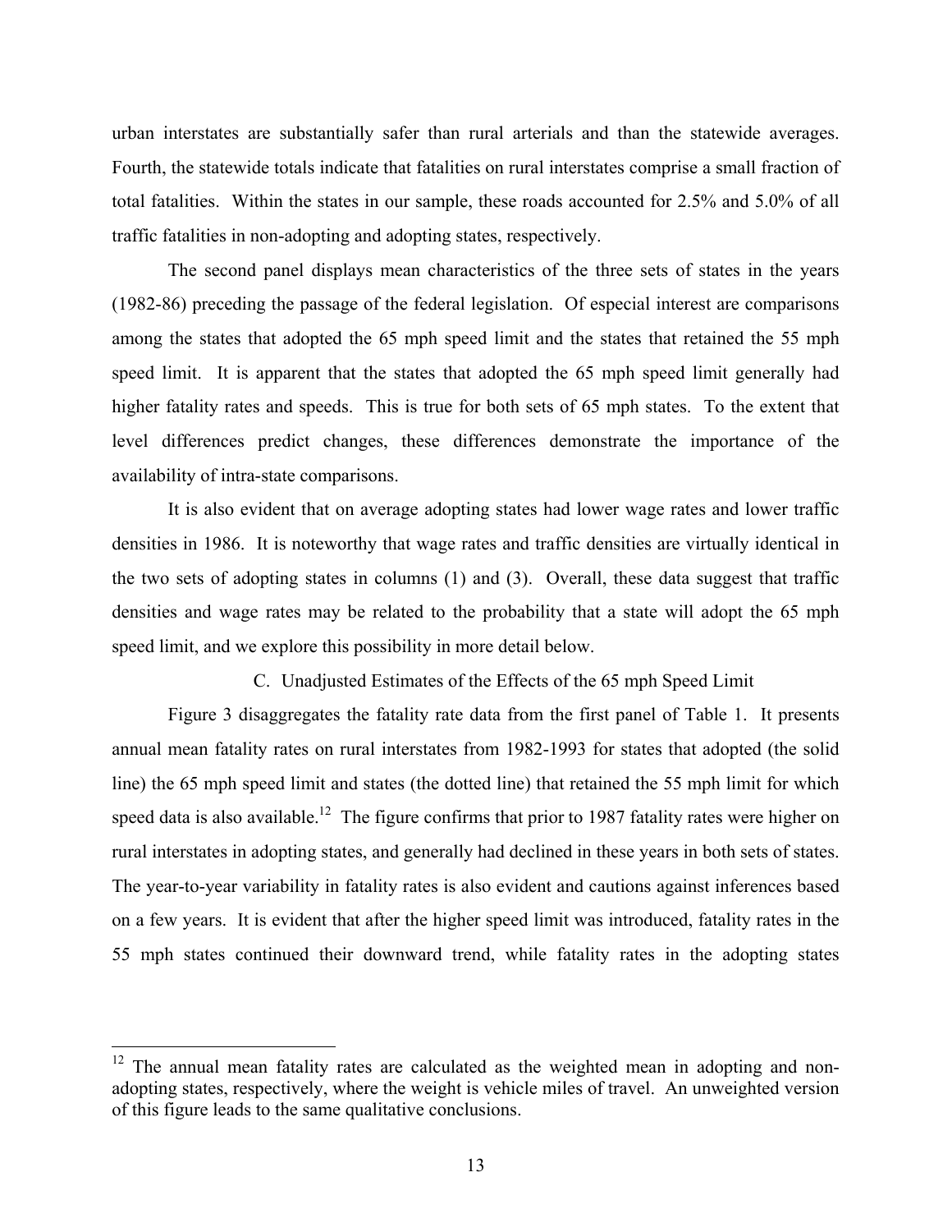urban interstates are substantially safer than rural arterials and than the statewide averages. Fourth, the statewide totals indicate that fatalities on rural interstates comprise a small fraction of total fatalities. Within the states in our sample, these roads accounted for 2.5% and 5.0% of all traffic fatalities in non-adopting and adopting states, respectively.

The second panel displays mean characteristics of the three sets of states in the years (1982-86) preceding the passage of the federal legislation. Of especial interest are comparisons among the states that adopted the 65 mph speed limit and the states that retained the 55 mph speed limit. It is apparent that the states that adopted the 65 mph speed limit generally had higher fatality rates and speeds. This is true for both sets of 65 mph states. To the extent that level differences predict changes, these differences demonstrate the importance of the availability of intra-state comparisons.

It is also evident that on average adopting states had lower wage rates and lower traffic densities in 1986. It is noteworthy that wage rates and traffic densities are virtually identical in the two sets of adopting states in columns (1) and (3). Overall, these data suggest that traffic densities and wage rates may be related to the probability that a state will adopt the 65 mph speed limit, and we explore this possibility in more detail below.

### C. Unadjusted Estimates of the Effects of the 65 mph Speed Limit

Figure 3 disaggregates the fatality rate data from the first panel of Table 1. It presents annual mean fatality rates on rural interstates from 1982-1993 for states that adopted (the solid line) the 65 mph speed limit and states (the dotted line) that retained the 55 mph limit for which speed data is also available.[12] The figure confirms that prior to 1987 fatality rates were higher on rural interstates in adopting states, and generally had declined in these years in both sets of states. The year-to-year variability in fatality rates is also evident and cautions against inferences based on a few years. It is evident that after the higher speed limit was introduced, fatality rates in the 55 mph states continued their downward trend, while fatality rates in the adopting states

[12] The annual mean fatality rates are calculated as the weighted mean in adopting and non-adopting states, respectively, where the weight is vehicle miles of travel. An unweighted version of this figure leads to the same qualitative conclusions.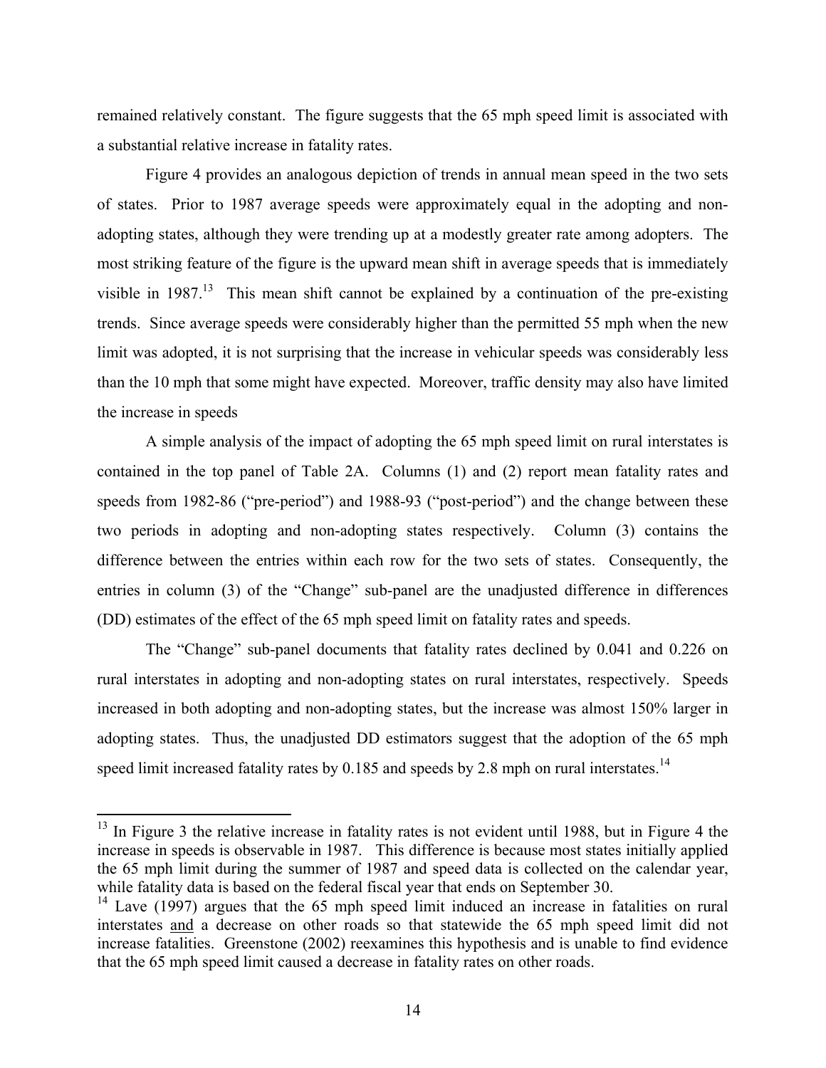remained relatively constant. The figure suggests that the 65 mph speed limit is associated with a substantial relative increase in fatality rates.

Figure 4 provides an analogous depiction of trends in annual mean speed in the two sets of states. Prior to 1987 average speeds were approximately equal in the adopting and non-adopting states, although they were trending up at a modestly greater rate among adopters. The most striking feature of the figure is the upward mean shift in average speeds that is immediately visible in 1987.[13] This mean shift cannot be explained by a continuation of the pre-existing trends. Since average speeds were considerably higher than the permitted 55 mph when the new limit was adopted, it is not surprising that the increase in vehicular speeds was considerably less than the 10 mph that some might have expected. Moreover, traffic density may also have limited the increase in speeds

A simple analysis of the impact of adopting the 65 mph speed limit on rural interstates is contained in the top panel of Table 2A. Columns (1) and (2) report mean fatality rates and speeds from 1982-86 ("pre-period") and 1988-93 ("post-period") and the change between these two periods in adopting and non-adopting states respectively. Column (3) contains the difference between the entries within each row for the two sets of states. Consequently, the entries in column (3) of the "Change" sub-panel are the unadjusted difference in differences (DD) estimates of the effect of the 65 mph speed limit on fatality rates and speeds.

The "Change" sub-panel documents that fatality rates declined by 0.041 and 0.226 on rural interstates in adopting and non-adopting states on rural interstates, respectively. Speeds increased in both adopting and non-adopting states, but the increase was almost 150% larger in adopting states. Thus, the unadjusted DD estimators suggest that the adoption of the 65 mph speed limit increased fatality rates by 0.185 and speeds by 2.8 mph on rural interstates.[14]

---

[13] In Figure 3 the relative increase in fatality rates is not evident until 1988, but in Figure 4 the increase in speeds is observable in 1987. This difference is because most states initially applied the 65 mph limit during the summer of 1987 and speed data is collected on the calendar year, while fatality data is based on the federal fiscal year that ends on September 30.

[14] Lave (1997) argues that the 65 mph speed limit induced an increase in fatalities on rural interstates and a decrease on other roads so that statewide the 65 mph speed limit did not increase fatalities. Greenstone (2002) reexamines this hypothesis and is unable to find evidence that the 65 mph speed limit caused a decrease in fatality rates on other roads.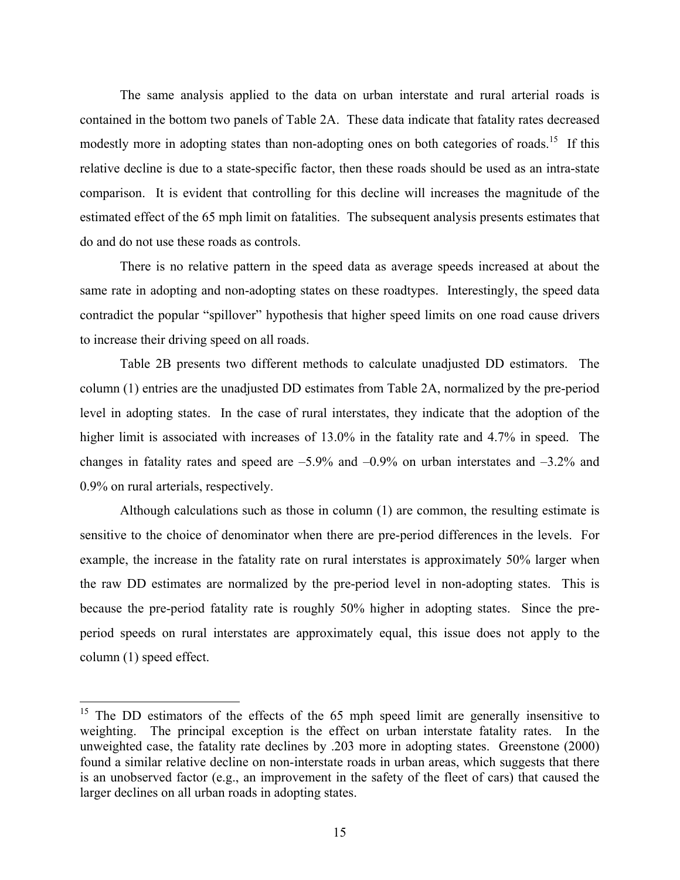The same analysis applied to the data on urban interstate and rural arterial roads is contained in the bottom two panels of Table 2A. These data indicate that fatality rates decreased modestly more in adopting states than non-adopting ones on both categories of roads.[15] If this relative decline is due to a state-specific factor, then these roads should be used as an intra-state comparison. It is evident that controlling for this decline will increases the magnitude of the estimated effect of the 65 mph limit on fatalities. The subsequent analysis presents estimates that do and do not use these roads as controls.

There is no relative pattern in the speed data as average speeds increased at about the same rate in adopting and non-adopting states on these roadtypes. Interestingly, the speed data contradict the popular "spillover" hypothesis that higher speed limits on one road cause drivers to increase their driving speed on all roads.

Table 2B presents two different methods to calculate unadjusted DD estimators. The column (1) entries are the unadjusted DD estimates from Table 2A, normalized by the pre-period level in adopting states. In the case of rural interstates, they indicate that the adoption of the higher limit is associated with increases of 13.0% in the fatality rate and 4.7% in speed. The changes in fatality rates and speed are –5.9% and –0.9% on urban interstates and –3.2% and 0.9% on rural arterials, respectively.

Although calculations such as those in column (1) are common, the resulting estimate is sensitive to the choice of denominator when there are pre-period differences in the levels. For example, the increase in the fatality rate on rural interstates is approximately 50% larger when the raw DD estimates are normalized by the pre-period level in non-adopting states. This is because the pre-period fatality rate is roughly 50% higher in adopting states. Since the pre-period speeds on rural interstates are approximately equal, this issue does not apply to the column (1) speed effect.

---

[15] The DD estimators of the effects of the 65 mph speed limit are generally insensitive to weighting. The principal exception is the effect on urban interstate fatality rates. In the unweighted case, the fatality rate declines by .203 more in adopting states. Greenstone (2000) found a similar relative decline on non-interstate roads in urban areas, which suggests that there is an unobserved factor (e.g., an improvement in the safety of the fleet of cars) that caused the larger declines on all urban roads in adopting states.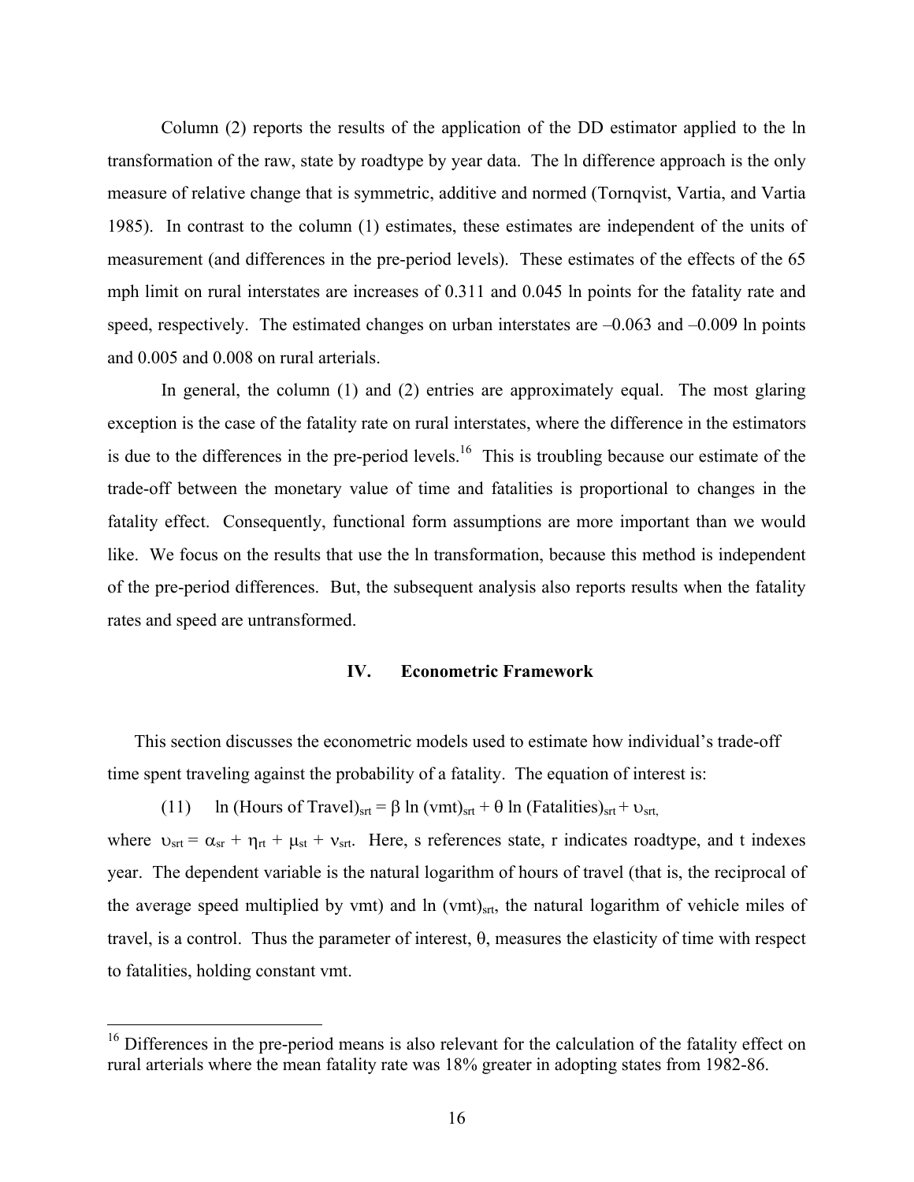Column (2) reports the results of the application of the DD estimator applied to the ln transformation of the raw, state by roadtype by year data. The ln difference approach is the only measure of relative change that is symmetric, additive and normed (Tornqvist, Vartia, and Vartia 1985). In contrast to the column (1) estimates, these estimates are independent of the units of measurement (and differences in the pre-period levels). These estimates of the effects of the 65 mph limit on rural interstates are increases of 0.311 and 0.045 ln points for the fatality rate and speed, respectively. The estimated changes on urban interstates are –0.063 and –0.009 ln points and 0.005 and 0.008 on rural arterials.

In general, the column (1) and (2) entries are approximately equal. The most glaring exception is the case of the fatality rate on rural interstates, where the difference in the estimators is due to the differences in the pre-period levels.[16] This is troubling because our estimate of the trade-off between the monetary value of time and fatalities is proportional to changes in the fatality effect. Consequently, functional form assumptions are more important than we would like. We focus on the results that use the ln transformation, because this method is independent of the pre-period differences. But, the subsequent analysis also reports results when the fatality rates and speed are untransformed.

## IV. Econometric Framework

This section discusses the econometric models used to estimate how individual's trade-off time spent traveling against the probability of a fatality. The equation of interest is:

$$(11) \quad \ln (\text{Hours of Travel})_{srt} = \beta \ln (\text{vmt})_{srt} + \theta \ln (\text{Fatalities})_{srt} + \upsilon_{srt},$$

where $\upsilon_{srt} = \alpha_{sr} + \eta_{rt} + \mu_{st} + \nu_{srt}$. Here, s references state, r indicates roadtype, and t indexes year. The dependent variable is the natural logarithm of hours of travel (that is, the reciprocal of the average speed multiplied by vmt) and $\ln (\text{vmt})_{srt}$, the natural logarithm of vehicle miles of travel, is a control. Thus the parameter of interest, $\theta$, measures the elasticity of time with respect to fatalities, holding constant vmt.

[16] Differences in the pre-period means is also relevant for the calculation of the fatality effect on rural arterials where the mean fatality rate was 18% greater in adopting states from 1982-86.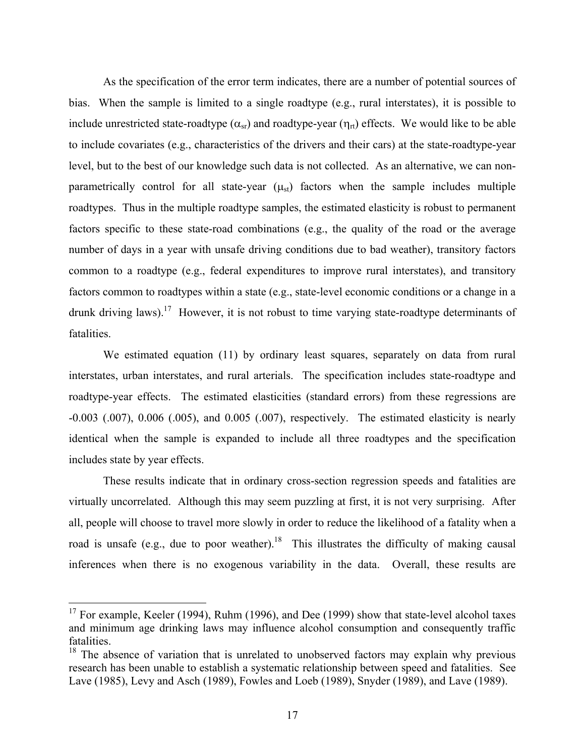As the specification of the error term indicates, there are a number of potential sources of bias. When the sample is limited to a single roadtype (e.g., rural interstates), it is possible to include unrestricted state-roadtype ($\alpha_{sr}$) and roadtype-year ($\eta_{rt}$) effects. We would like to be able to include covariates (e.g., characteristics of the drivers and their cars) at the state-roadtype-year level, but to the best of our knowledge such data is not collected. As an alternative, we can non-parametrically control for all state-year ($\mu_{st}$) factors when the sample includes multiple roadtypes. Thus in the multiple roadtype samples, the estimated elasticity is robust to permanent factors specific to these state-road combinations (e.g., the quality of the road or the average number of days in a year with unsafe driving conditions due to bad weather), transitory factors common to a roadtype (e.g., federal expenditures to improve rural interstates), and transitory factors common to roadtypes within a state (e.g., state-level economic conditions or a change in a drunk driving laws).[17] However, it is not robust to time varying state-roadtype determinants of fatalities.

We estimated equation (11) by ordinary least squares, separately on data from rural interstates, urban interstates, and rural arterials. The specification includes state-roadtype and roadtype-year effects. The estimated elasticities (standard errors) from these regressions are -0.003 (.007), 0.006 (.005), and 0.005 (.007), respectively. The estimated elasticity is nearly identical when the sample is expanded to include all three roadtypes and the specification includes state by year effects.

These results indicate that in ordinary cross-section regression speeds and fatalities are virtually uncorrelated. Although this may seem puzzling at first, it is not very surprising. After all, people will choose to travel more slowly in order to reduce the likelihood of a fatality when a road is unsafe (e.g., due to poor weather).[18] This illustrates the difficulty of making causal inferences when there is no exogenous variability in the data. Overall, these results are

[17] For example, Keeler (1994), Ruhm (1996), and Dee (1999) show that state-level alcohol taxes and minimum age drinking laws may influence alcohol consumption and consequently traffic fatalities.

[18] The absence of variation that is unrelated to unobserved factors may explain why previous research has been unable to establish a systematic relationship between speed and fatalities. See Lave (1985), Levy and Asch (1989), Fowles and Loeb (1989), Snyder (1989), and Lave (1989).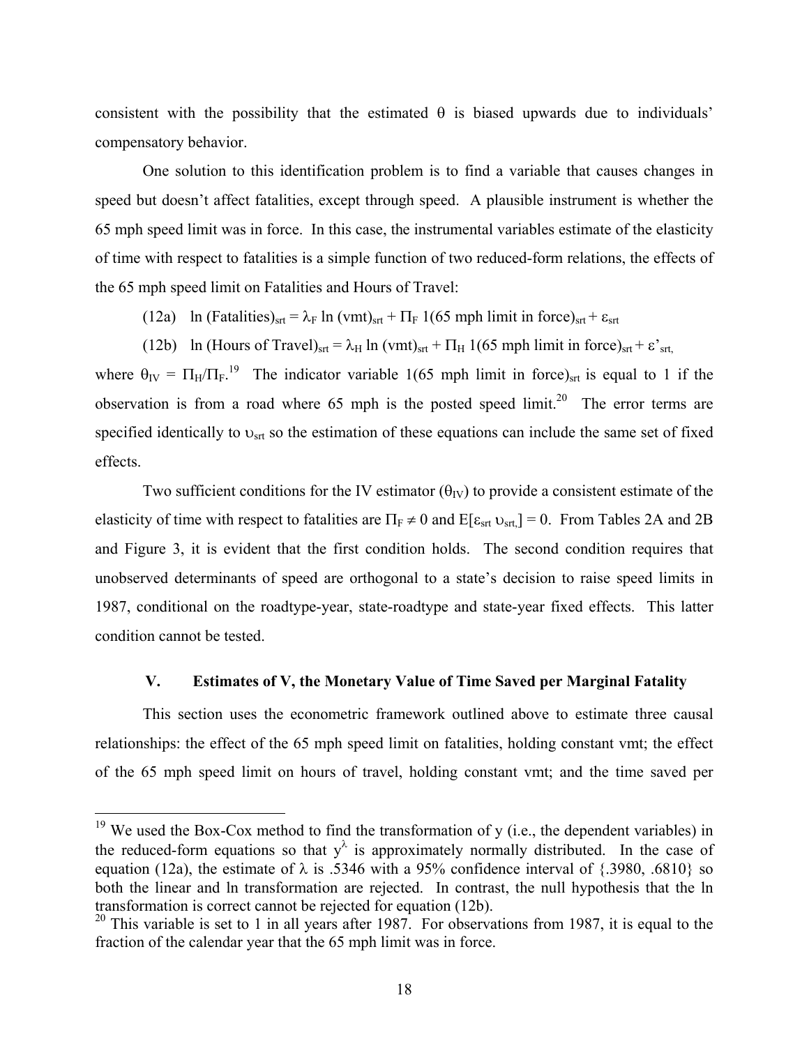consistent with the possibility that the estimated $\theta$ is biased upwards due to individuals' compensatory behavior.

One solution to this identification problem is to find a variable that causes changes in speed but doesn't affect fatalities, except through speed. A plausible instrument is whether the 65 mph speed limit was in force. In this case, the instrumental variables estimate of the elasticity of time with respect to fatalities is a simple function of two reduced-form relations, the effects of the 65 mph speed limit on Fatalities and Hours of Travel:

(12a) $\ln(\text{Fatalities})_{srt} = \lambda_F \ln(\text{vmt})_{srt} + \Pi_F\, 1(\text{65 mph limit in force})_{srt} + \varepsilon_{srt}$

(12b) $\ln(\text{Hours of Travel})_{srt} = \lambda_H \ln(\text{vmt})_{srt} + \Pi_H\, 1(\text{65 mph limit in force})_{srt} + \varepsilon'_{srt,}$

where $\theta_{IV} = \Pi_H/\Pi_F$.[19] The indicator variable $1(\text{65 mph limit in force})_{srt}$ is equal to 1 if the observation is from a road where 65 mph is the posted speed limit.[20] The error terms are specified identically to $\upsilon_{srt}$ so the estimation of these equations can include the same set of fixed effects.

Two sufficient conditions for the IV estimator ($\theta_{IV}$) to provide a consistent estimate of the elasticity of time with respect to fatalities are $\Pi_F \neq 0$ and $E[\varepsilon_{srt}\, \upsilon_{srt,}] = 0$. From Tables 2A and 2B and Figure 3, it is evident that the first condition holds. The second condition requires that unobserved determinants of speed are orthogonal to a state's decision to raise speed limits in 1987, conditional on the roadtype-year, state-roadtype and state-year fixed effects. This latter condition cannot be tested.

## V. Estimates of V, the Monetary Value of Time Saved per Marginal Fatality

This section uses the econometric framework outlined above to estimate three causal relationships: the effect of the 65 mph speed limit on fatalities, holding constant vmt; the effect of the 65 mph speed limit on hours of travel, holding constant vmt; and the time saved per

---

[19] We used the Box-Cox method to find the transformation of y (i.e., the dependent variables) in the reduced-form equations so that $y^{\lambda}$ is approximately normally distributed. In the case of equation (12a), the estimate of $\lambda$ is .5346 with a 95% confidence interval of {.3980, .6810} so both the linear and ln transformation are rejected. In contrast, the null hypothesis that the ln transformation is correct cannot be rejected for equation (12b).

[20] This variable is set to 1 in all years after 1987. For observations from 1987, it is equal to the fraction of the calendar year that the 65 mph limit was in force.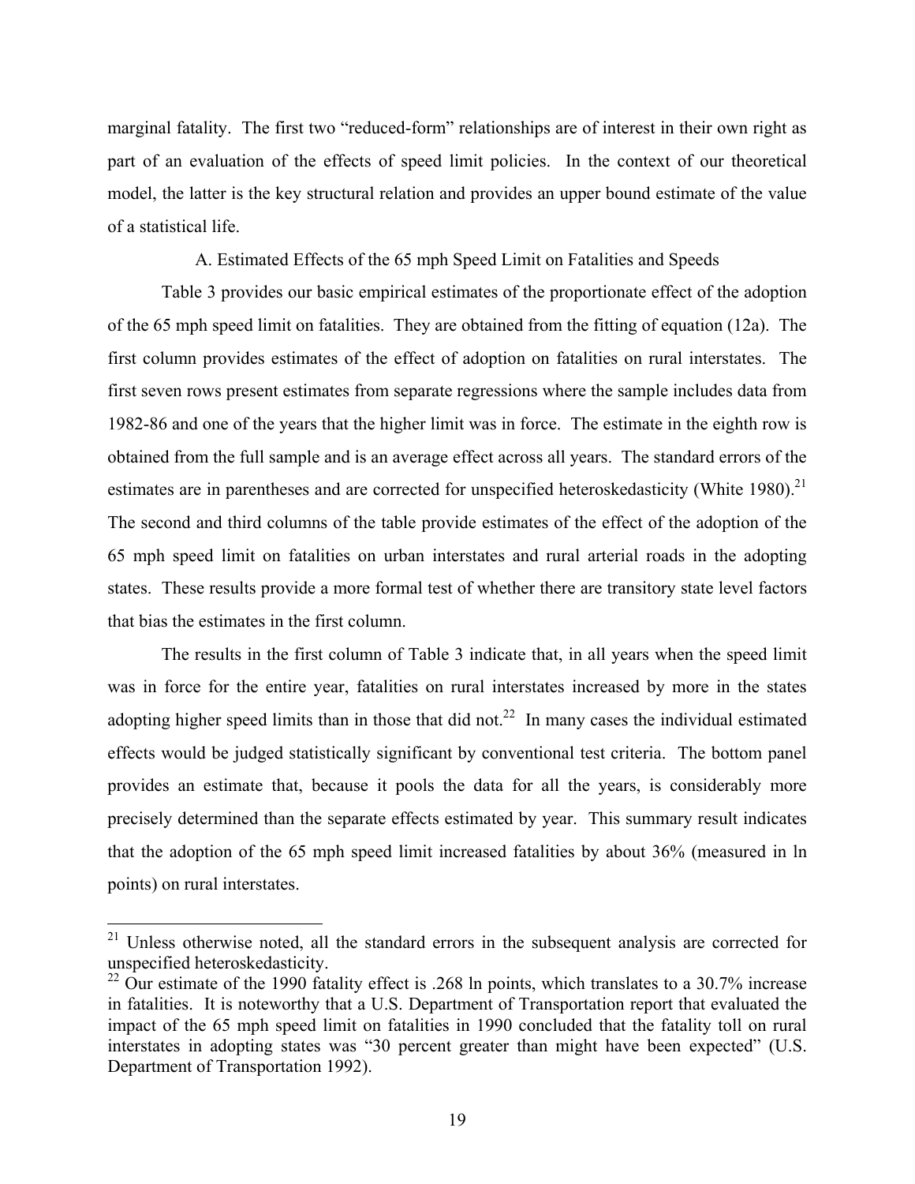marginal fatality. The first two "reduced-form" relationships are of interest in their own right as part of an evaluation of the effects of speed limit policies. In the context of our theoretical model, the latter is the key structural relation and provides an upper bound estimate of the value of a statistical life.

### A. Estimated Effects of the 65 mph Speed Limit on Fatalities and Speeds

Table 3 provides our basic empirical estimates of the proportionate effect of the adoption of the 65 mph speed limit on fatalities. They are obtained from the fitting of equation (12a). The first column provides estimates of the effect of adoption on fatalities on rural interstates. The first seven rows present estimates from separate regressions where the sample includes data from 1982-86 and one of the years that the higher limit was in force. The estimate in the eighth row is obtained from the full sample and is an average effect across all years. The standard errors of the estimates are in parentheses and are corrected for unspecified heteroskedasticity (White 1980).[21] The second and third columns of the table provide estimates of the effect of the adoption of the 65 mph speed limit on fatalities on urban interstates and rural arterial roads in the adopting states. These results provide a more formal test of whether there are transitory state level factors that bias the estimates in the first column.

The results in the first column of Table 3 indicate that, in all years when the speed limit was in force for the entire year, fatalities on rural interstates increased by more in the states adopting higher speed limits than in those that did not.[22] In many cases the individual estimated effects would be judged statistically significant by conventional test criteria. The bottom panel provides an estimate that, because it pools the data for all the years, is considerably more precisely determined than the separate effects estimated by year. This summary result indicates that the adoption of the 65 mph speed limit increased fatalities by about 36% (measured in ln points) on rural interstates.

---

[21] Unless otherwise noted, all the standard errors in the subsequent analysis are corrected for unspecified heteroskedasticity.

[22] Our estimate of the 1990 fatality effect is .268 ln points, which translates to a 30.7% increase in fatalities. It is noteworthy that a U.S. Department of Transportation report that evaluated the impact of the 65 mph speed limit on fatalities in 1990 concluded that the fatality toll on rural interstates in adopting states was "30 percent greater than might have been expected" (U.S. Department of Transportation 1992).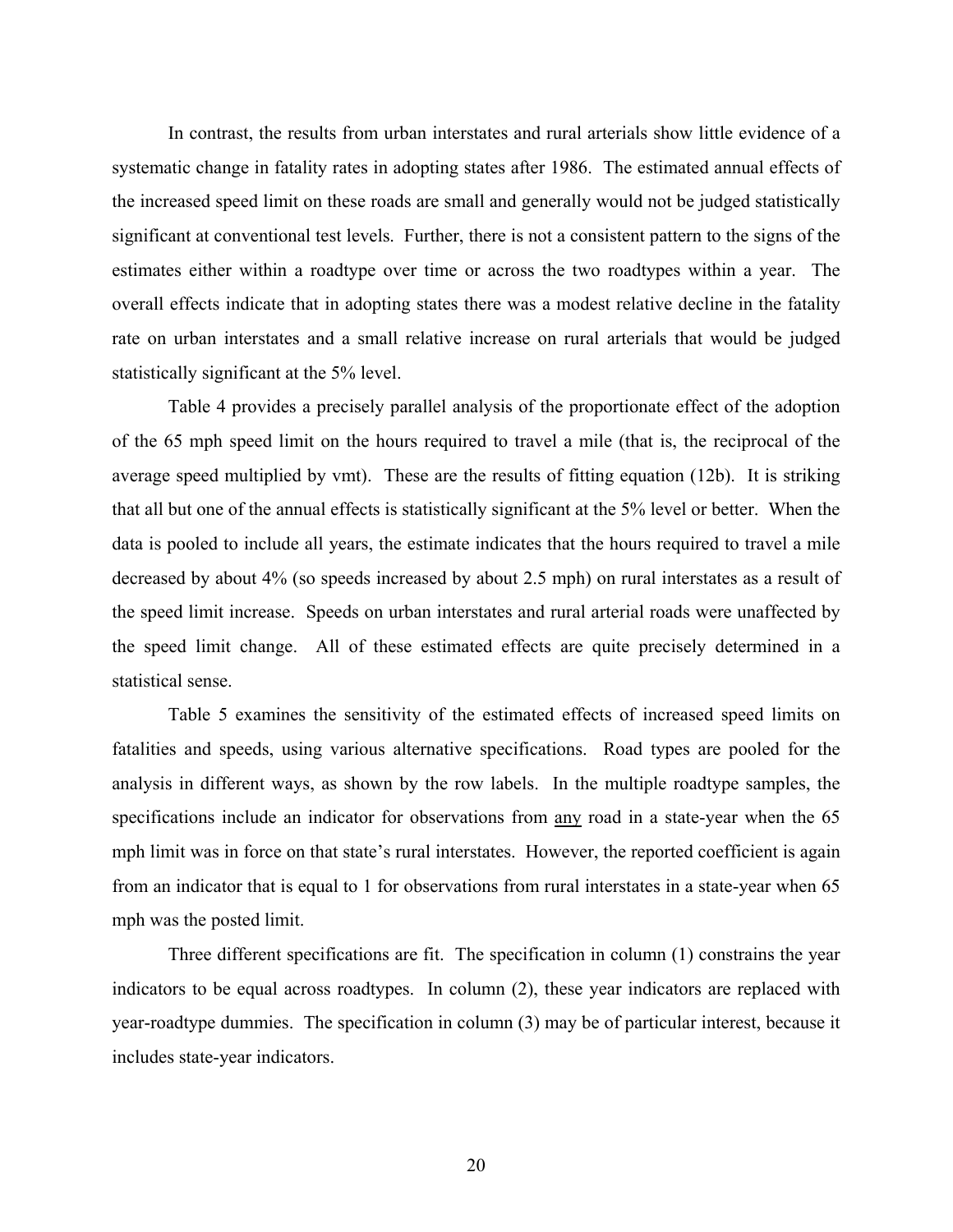In contrast, the results from urban interstates and rural arterials show little evidence of a systematic change in fatality rates in adopting states after 1986. The estimated annual effects of the increased speed limit on these roads are small and generally would not be judged statistically significant at conventional test levels. Further, there is not a consistent pattern to the signs of the estimates either within a roadtype over time or across the two roadtypes within a year. The overall effects indicate that in adopting states there was a modest relative decline in the fatality rate on urban interstates and a small relative increase on rural arterials that would be judged statistically significant at the 5% level.

Table 4 provides a precisely parallel analysis of the proportionate effect of the adoption of the 65 mph speed limit on the hours required to travel a mile (that is, the reciprocal of the average speed multiplied by vmt). These are the results of fitting equation (12b). It is striking that all but one of the annual effects is statistically significant at the 5% level or better. When the data is pooled to include all years, the estimate indicates that the hours required to travel a mile decreased by about 4% (so speeds increased by about 2.5 mph) on rural interstates as a result of the speed limit increase. Speeds on urban interstates and rural arterial roads were unaffected by the speed limit change. All of these estimated effects are quite precisely determined in a statistical sense.

Table 5 examines the sensitivity of the estimated effects of increased speed limits on fatalities and speeds, using various alternative specifications. Road types are pooled for the analysis in different ways, as shown by the row labels. In the multiple roadtype samples, the specifications include an indicator for observations from <u>any</u> road in a state-year when the 65 mph limit was in force on that state's rural interstates. However, the reported coefficient is again from an indicator that is equal to 1 for observations from rural interstates in a state-year when 65 mph was the posted limit.

Three different specifications are fit. The specification in column (1) constrains the year indicators to be equal across roadtypes. In column (2), these year indicators are replaced with year-roadtype dummies. The specification in column (3) may be of particular interest, because it includes state-year indicators.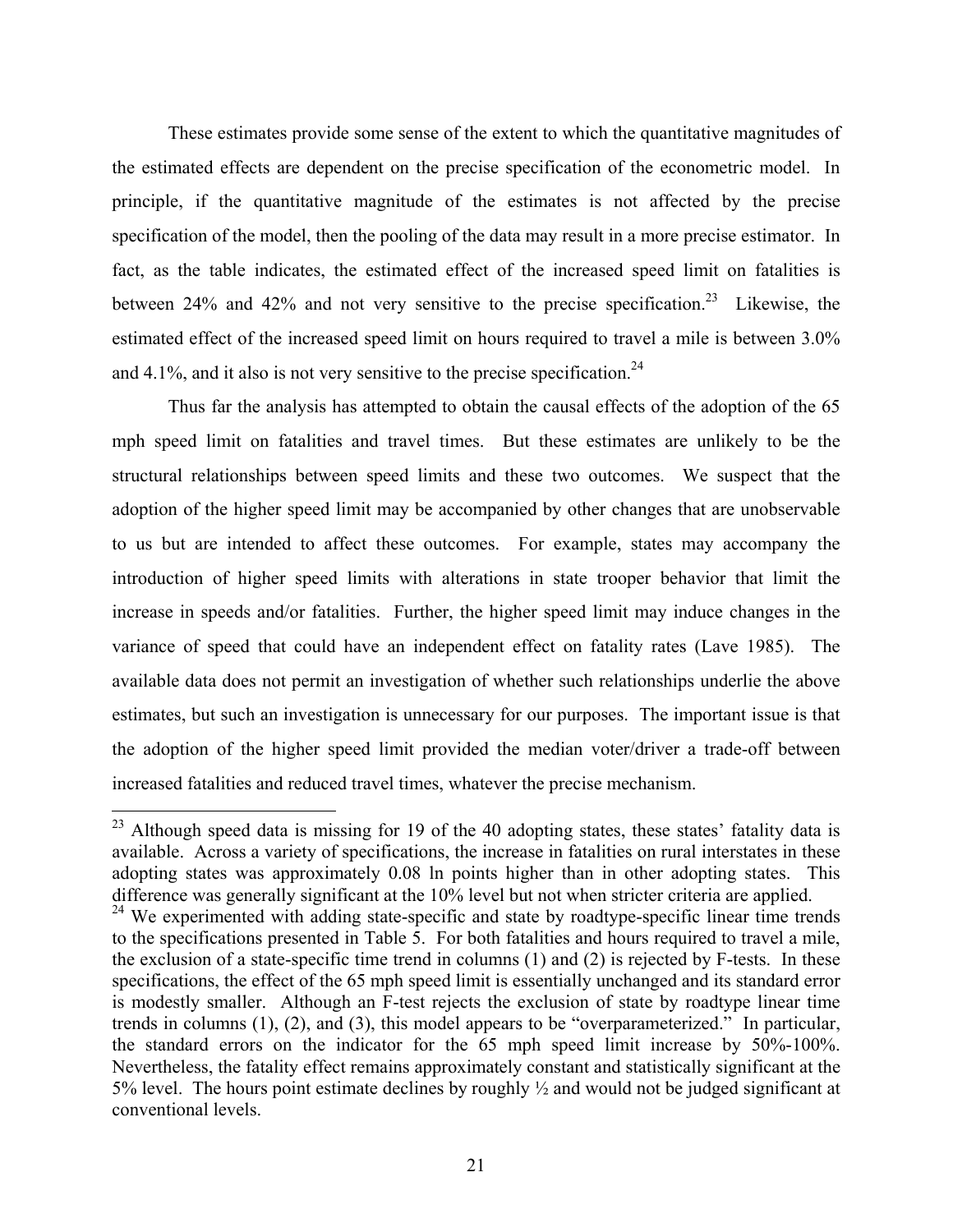These estimates provide some sense of the extent to which the quantitative magnitudes of the estimated effects are dependent on the precise specification of the econometric model. In principle, if the quantitative magnitude of the estimates is not affected by the precise specification of the model, then the pooling of the data may result in a more precise estimator. In fact, as the table indicates, the estimated effect of the increased speed limit on fatalities is between 24% and 42% and not very sensitive to the precise specification.[23] Likewise, the estimated effect of the increased speed limit on hours required to travel a mile is between 3.0% and 4.1%, and it also is not very sensitive to the precise specification.[24]

Thus far the analysis has attempted to obtain the causal effects of the adoption of the 65 mph speed limit on fatalities and travel times. But these estimates are unlikely to be the structural relationships between speed limits and these two outcomes. We suspect that the adoption of the higher speed limit may be accompanied by other changes that are unobservable to us but are intended to affect these outcomes. For example, states may accompany the introduction of higher speed limits with alterations in state trooper behavior that limit the increase in speeds and/or fatalities. Further, the higher speed limit may induce changes in the variance of speed that could have an independent effect on fatality rates (Lave 1985). The available data does not permit an investigation of whether such relationships underlie the above estimates, but such an investigation is unnecessary for our purposes. The important issue is that the adoption of the higher speed limit provided the median voter/driver a trade-off between increased fatalities and reduced travel times, whatever the precise mechanism.

---

[23] Although speed data is missing for 19 of the 40 adopting states, these states' fatality data is available. Across a variety of specifications, the increase in fatalities on rural interstates in these adopting states was approximately 0.08 ln points higher than in other adopting states. This difference was generally significant at the 10% level but not when stricter criteria are applied.

[24] We experimented with adding state-specific and state by roadtype-specific linear time trends to the specifications presented in Table 5. For both fatalities and hours required to travel a mile, the exclusion of a state-specific time trend in columns (1) and (2) is rejected by F-tests. In these specifications, the effect of the 65 mph speed limit is essentially unchanged and its standard error is modestly smaller. Although an F-test rejects the exclusion of state by roadtype linear time trends in columns (1), (2), and (3), this model appears to be "overparameterized." In particular, the standard errors on the indicator for the 65 mph speed limit increase by 50%-100%. Nevertheless, the fatality effect remains approximately constant and statistically significant at the 5% level. The hours point estimate declines by roughly ½ and would not be judged significant at conventional levels.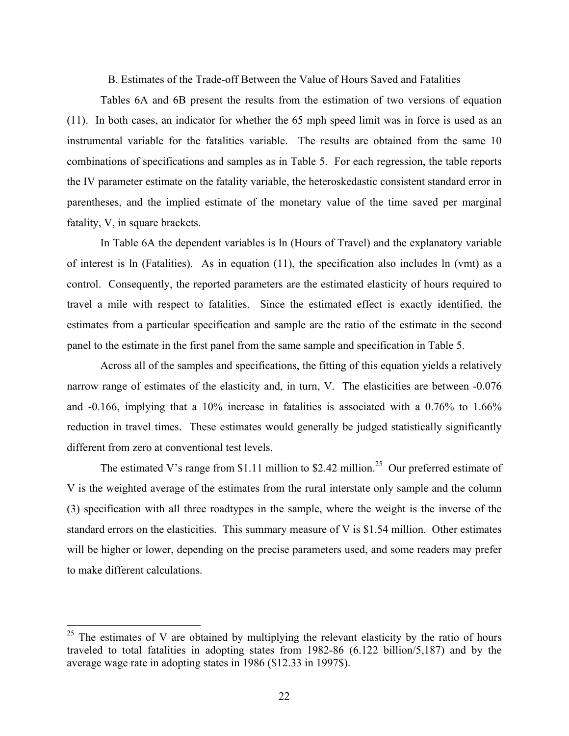### B. Estimates of the Trade-off Between the Value of Hours Saved and Fatalities

Tables 6A and 6B present the results from the estimation of two versions of equation (11). In both cases, an indicator for whether the 65 mph speed limit was in force is used as an instrumental variable for the fatalities variable. The results are obtained from the same 10 combinations of specifications and samples as in Table 5. For each regression, the table reports the IV parameter estimate on the fatality variable, the heteroskedastic consistent standard error in parentheses, and the implied estimate of the monetary value of the time saved per marginal fatality, V, in square brackets.

In Table 6A the dependent variables is ln (Hours of Travel) and the explanatory variable of interest is ln (Fatalities). As in equation (11), the specification also includes ln (vmt) as a control. Consequently, the reported parameters are the estimated elasticity of hours required to travel a mile with respect to fatalities. Since the estimated effect is exactly identified, the estimates from a particular specification and sample are the ratio of the estimate in the second panel to the estimate in the first panel from the same sample and specification in Table 5.

Across all of the samples and specifications, the fitting of this equation yields a relatively narrow range of estimates of the elasticity and, in turn, V. The elasticities are between -0.076 and -0.166, implying that a 10% increase in fatalities is associated with a 0.76% to 1.66% reduction in travel times. These estimates would generally be judged statistically significantly different from zero at conventional test levels.

The estimated V's range from \$1.11 million to \$2.42 million.[25] Our preferred estimate of V is the weighted average of the estimates from the rural interstate only sample and the column (3) specification with all three roadtypes in the sample, where the weight is the inverse of the standard errors on the elasticities. This summary measure of V is \$1.54 million. Other estimates will be higher or lower, depending on the precise parameters used, and some readers may prefer to make different calculations.

---

[25] The estimates of V are obtained by multiplying the relevant elasticity by the ratio of hours traveled to total fatalities in adopting states from 1982-86 (6.122 billion/5,187) and by the average wage rate in adopting states in 1986 (\$12.33 in 1997\$).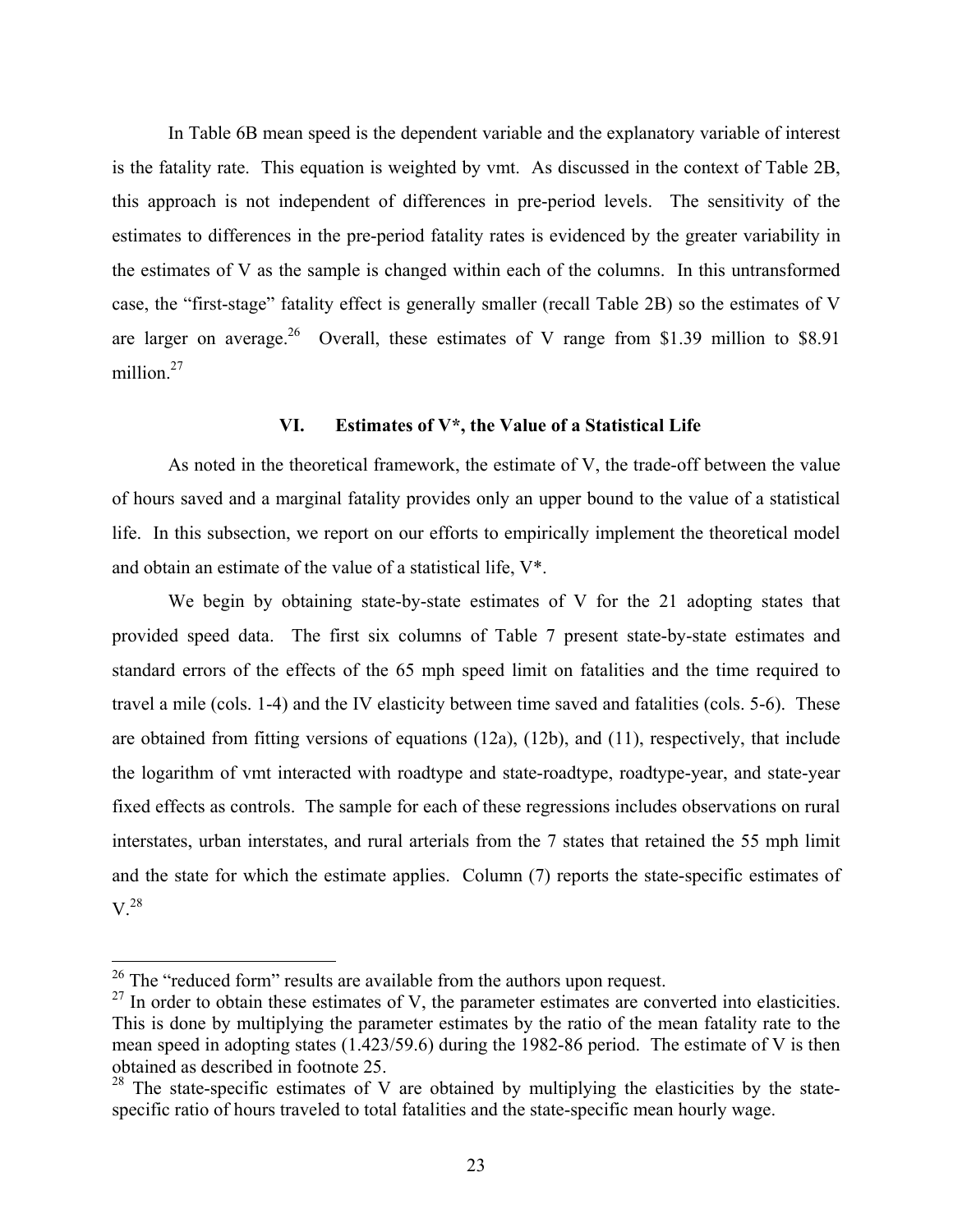In Table 6B mean speed is the dependent variable and the explanatory variable of interest is the fatality rate. This equation is weighted by vmt. As discussed in the context of Table 2B, this approach is not independent of differences in pre-period levels. The sensitivity of the estimates to differences in the pre-period fatality rates is evidenced by the greater variability in the estimates of V as the sample is changed within each of the columns. In this untransformed case, the "first-stage" fatality effect is generally smaller (recall Table 2B) so the estimates of V are larger on average.[26] Overall, these estimates of V range from $1.39 million to $8.91 million.[27]

## VI. Estimates of V*, the Value of a Statistical Life

As noted in the theoretical framework, the estimate of V, the trade-off between the value of hours saved and a marginal fatality provides only an upper bound to the value of a statistical life. In this subsection, we report on our efforts to empirically implement the theoretical model and obtain an estimate of the value of a statistical life, V*.

We begin by obtaining state-by-state estimates of V for the 21 adopting states that provided speed data. The first six columns of Table 7 present state-by-state estimates and standard errors of the effects of the 65 mph speed limit on fatalities and the time required to travel a mile (cols. 1-4) and the IV elasticity between time saved and fatalities (cols. 5-6). These are obtained from fitting versions of equations (12a), (12b), and (11), respectively, that include the logarithm of vmt interacted with roadtype and state-roadtype, roadtype-year, and state-year fixed effects as controls. The sample for each of these regressions includes observations on rural interstates, urban interstates, and rural arterials from the 7 states that retained the 55 mph limit and the state for which the estimate applies. Column (7) reports the state-specific estimates of V.[28]

---

[26] The "reduced form" results are available from the authors upon request.

[27] In order to obtain these estimates of V, the parameter estimates are converted into elasticities. This is done by multiplying the parameter estimates by the ratio of the mean fatality rate to the mean speed in adopting states (1.423/59.6) during the 1982-86 period. The estimate of V is then obtained as described in footnote 25.

[28] The state-specific estimates of V are obtained by multiplying the elasticities by the state-specific ratio of hours traveled to total fatalities and the state-specific mean hourly wage.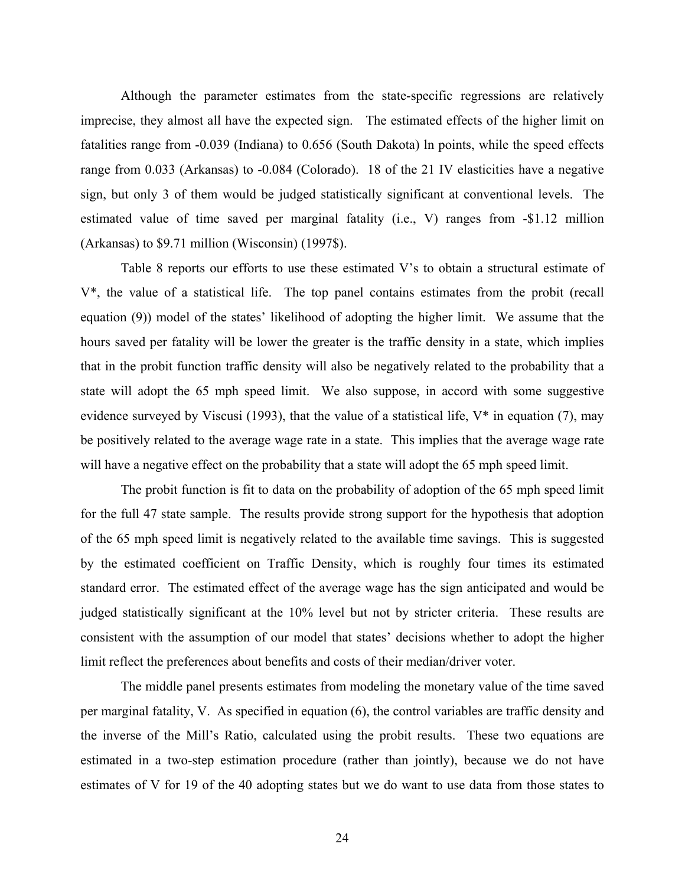Although the parameter estimates from the state-specific regressions are relatively imprecise, they almost all have the expected sign. The estimated effects of the higher limit on fatalities range from -0.039 (Indiana) to 0.656 (South Dakota) ln points, while the speed effects range from 0.033 (Arkansas) to -0.084 (Colorado). 18 of the 21 IV elasticities have a negative sign, but only 3 of them would be judged statistically significant at conventional levels. The estimated value of time saved per marginal fatality (i.e., V) ranges from -\$1.12 million (Arkansas) to \$9.71 million (Wisconsin) (1997\$).

Table 8 reports our efforts to use these estimated V's to obtain a structural estimate of V*, the value of a statistical life. The top panel contains estimates from the probit (recall equation (9)) model of the states' likelihood of adopting the higher limit. We assume that the hours saved per fatality will be lower the greater is the traffic density in a state, which implies that in the probit function traffic density will also be negatively related to the probability that a state will adopt the 65 mph speed limit. We also suppose, in accord with some suggestive evidence surveyed by Viscusi (1993), that the value of a statistical life, V* in equation (7), may be positively related to the average wage rate in a state. This implies that the average wage rate will have a negative effect on the probability that a state will adopt the 65 mph speed limit.

The probit function is fit to data on the probability of adoption of the 65 mph speed limit for the full 47 state sample. The results provide strong support for the hypothesis that adoption of the 65 mph speed limit is negatively related to the available time savings. This is suggested by the estimated coefficient on Traffic Density, which is roughly four times its estimated standard error. The estimated effect of the average wage has the sign anticipated and would be judged statistically significant at the 10% level but not by stricter criteria. These results are consistent with the assumption of our model that states' decisions whether to adopt the higher limit reflect the preferences about benefits and costs of their median/driver voter.

The middle panel presents estimates from modeling the monetary value of the time saved per marginal fatality, V. As specified in equation (6), the control variables are traffic density and the inverse of the Mill's Ratio, calculated using the probit results. These two equations are estimated in a two-step estimation procedure (rather than jointly), because we do not have estimates of V for 19 of the 40 adopting states but we do want to use data from those states to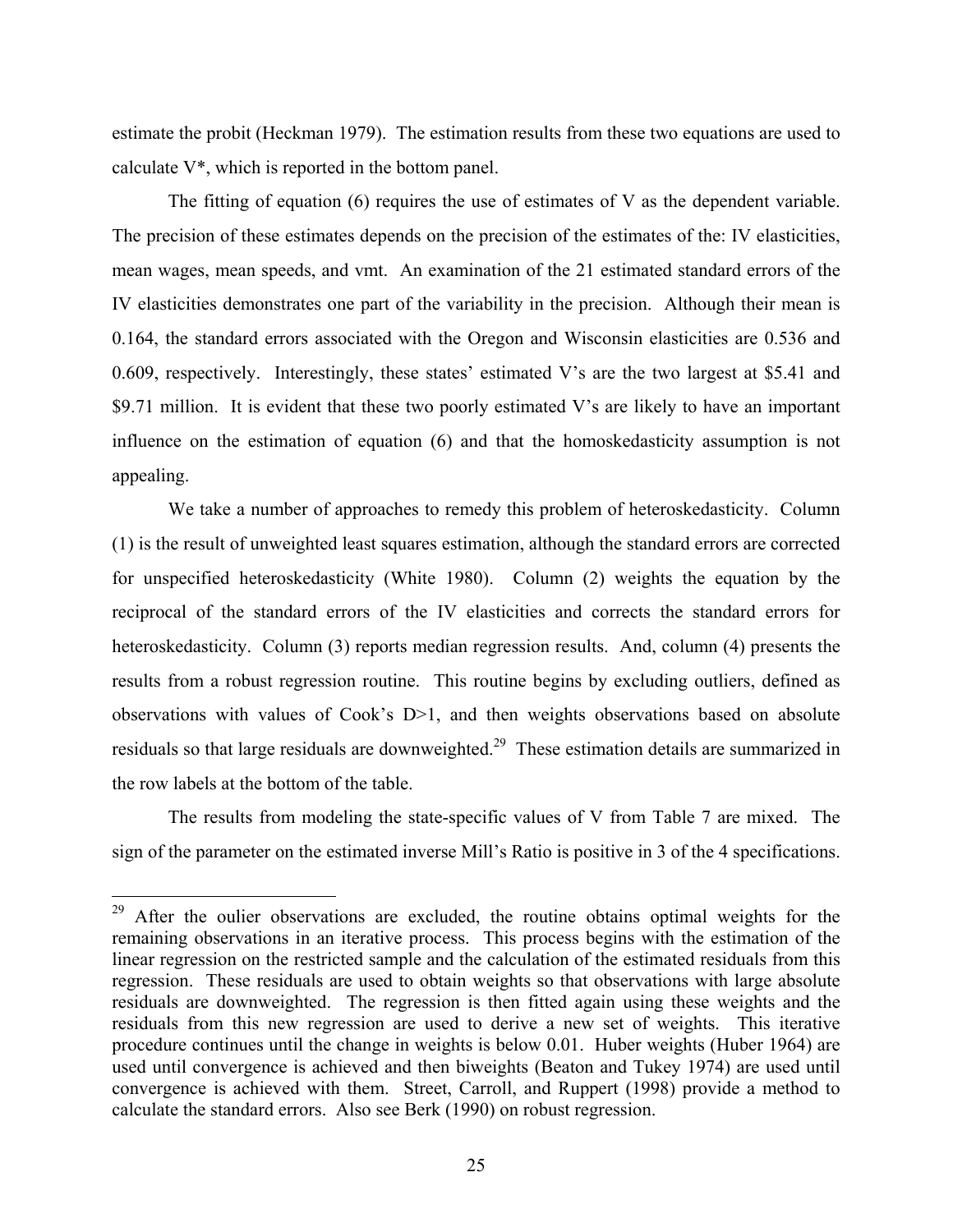estimate the probit (Heckman 1979). The estimation results from these two equations are used to calculate V*, which is reported in the bottom panel.

The fitting of equation (6) requires the use of estimates of V as the dependent variable. The precision of these estimates depends on the precision of the estimates of the: IV elasticities, mean wages, mean speeds, and vmt. An examination of the 21 estimated standard errors of the IV elasticities demonstrates one part of the variability in the precision. Although their mean is 0.164, the standard errors associated with the Oregon and Wisconsin elasticities are 0.536 and 0.609, respectively. Interestingly, these states' estimated V's are the two largest at \$5.41 and \$9.71 million. It is evident that these two poorly estimated V's are likely to have an important influence on the estimation of equation (6) and that the homoskedasticity assumption is not appealing.

We take a number of approaches to remedy this problem of heteroskedasticity. Column (1) is the result of unweighted least squares estimation, although the standard errors are corrected for unspecified heteroskedasticity (White 1980). Column (2) weights the equation by the reciprocal of the standard errors of the IV elasticities and corrects the standard errors for heteroskedasticity. Column (3) reports median regression results. And, column (4) presents the results from a robust regression routine. This routine begins by excluding outliers, defined as observations with values of Cook's D>1, and then weights observations based on absolute residuals so that large residuals are downweighted.[29] These estimation details are summarized in the row labels at the bottom of the table.

The results from modeling the state-specific values of V from Table 7 are mixed. The sign of the parameter on the estimated inverse Mill's Ratio is positive in 3 of the 4 specifications.

---

[29] After the oulier observations are excluded, the routine obtains optimal weights for the remaining observations in an iterative process. This process begins with the estimation of the linear regression on the restricted sample and the calculation of the estimated residuals from this regression. These residuals are used to obtain weights so that observations with large absolute residuals are downweighted. The regression is then fitted again using these weights and the residuals from this new regression are used to derive a new set of weights. This iterative procedure continues until the change in weights is below 0.01. Huber weights (Huber 1964) are used until convergence is achieved and then biweights (Beaton and Tukey 1974) are used until convergence is achieved with them. Street, Carroll, and Ruppert (1998) provide a method to calculate the standard errors. Also see Berk (1990) on robust regression.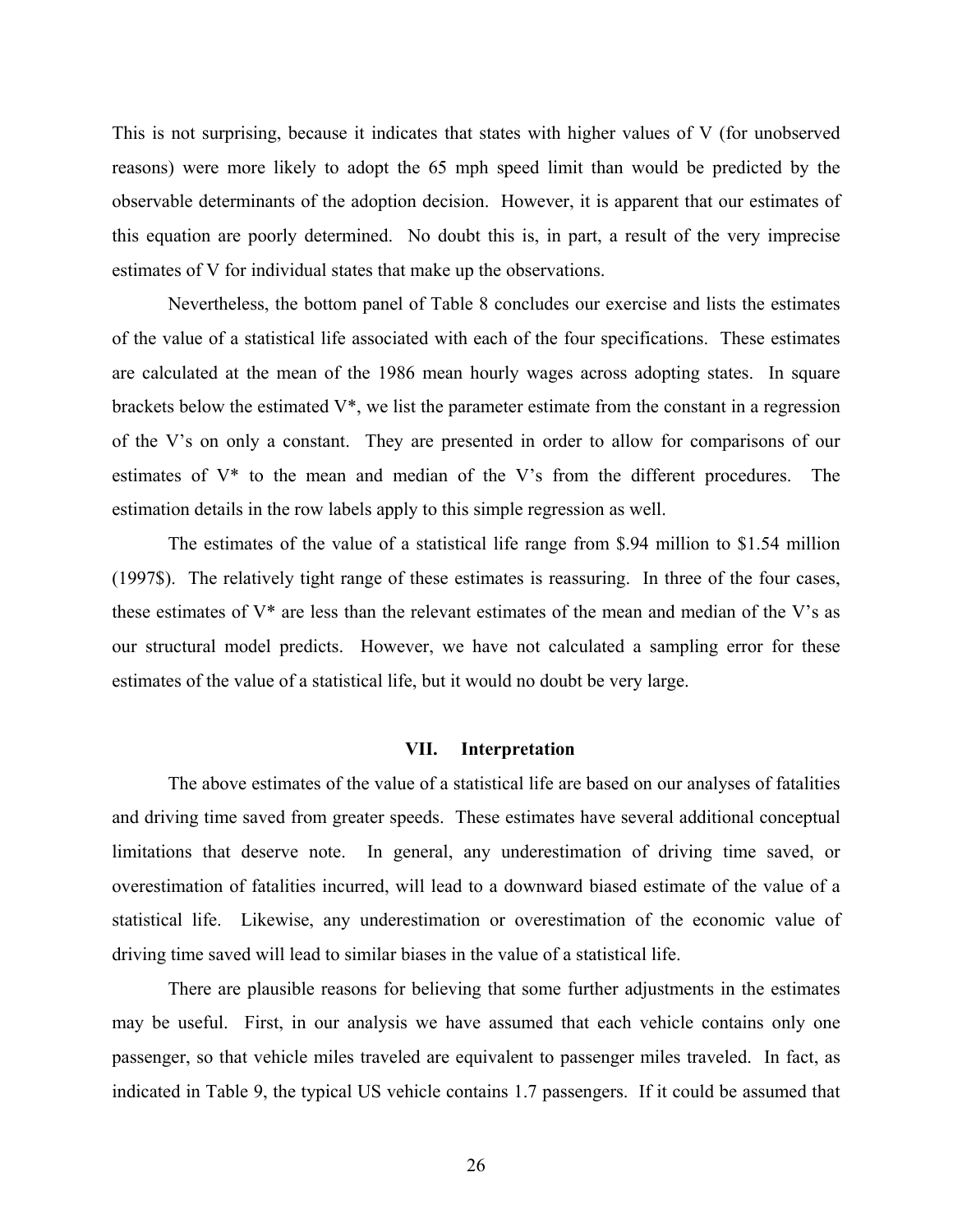This is not surprising, because it indicates that states with higher values of V (for unobserved reasons) were more likely to adopt the 65 mph speed limit than would be predicted by the observable determinants of the adoption decision. However, it is apparent that our estimates of this equation are poorly determined. No doubt this is, in part, a result of the very imprecise estimates of V for individual states that make up the observations.

Nevertheless, the bottom panel of Table 8 concludes our exercise and lists the estimates of the value of a statistical life associated with each of the four specifications. These estimates are calculated at the mean of the 1986 mean hourly wages across adopting states. In square brackets below the estimated V*, we list the parameter estimate from the constant in a regression of the V's on only a constant. They are presented in order to allow for comparisons of our estimates of V* to the mean and median of the V's from the different procedures. The estimation details in the row labels apply to this simple regression as well.

The estimates of the value of a statistical life range from $.94 million to $1.54 million (1997$). The relatively tight range of these estimates is reassuring. In three of the four cases, these estimates of V* are less than the relevant estimates of the mean and median of the V's as our structural model predicts. However, we have not calculated a sampling error for these estimates of the value of a statistical life, but it would no doubt be very large.

## VII. Interpretation

The above estimates of the value of a statistical life are based on our analyses of fatalities and driving time saved from greater speeds. These estimates have several additional conceptual limitations that deserve note. In general, any underestimation of driving time saved, or overestimation of fatalities incurred, will lead to a downward biased estimate of the value of a statistical life. Likewise, any underestimation or overestimation of the economic value of driving time saved will lead to similar biases in the value of a statistical life.

There are plausible reasons for believing that some further adjustments in the estimates may be useful. First, in our analysis we have assumed that each vehicle contains only one passenger, so that vehicle miles traveled are equivalent to passenger miles traveled. In fact, as indicated in Table 9, the typical US vehicle contains 1.7 passengers. If it could be assumed that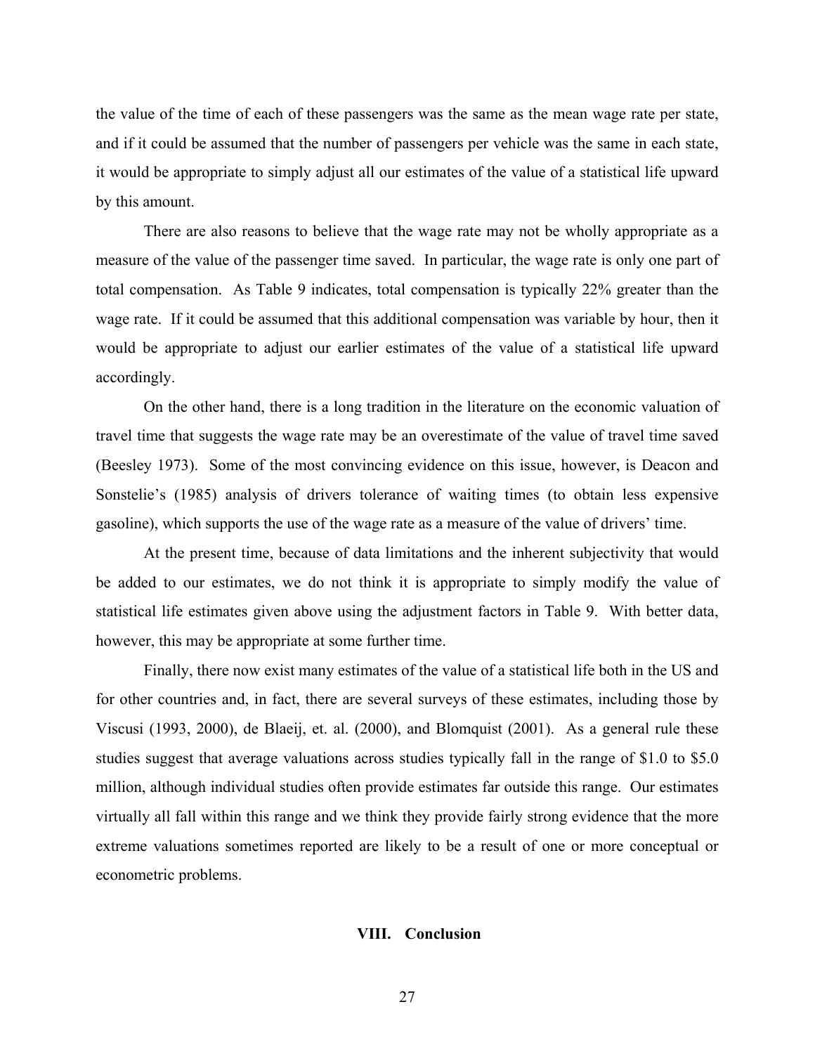the value of the time of each of these passengers was the same as the mean wage rate per state, and if it could be assumed that the number of passengers per vehicle was the same in each state, it would be appropriate to simply adjust all our estimates of the value of a statistical life upward by this amount.

There are also reasons to believe that the wage rate may not be wholly appropriate as a measure of the value of the passenger time saved. In particular, the wage rate is only one part of total compensation. As Table 9 indicates, total compensation is typically 22% greater than the wage rate. If it could be assumed that this additional compensation was variable by hour, then it would be appropriate to adjust our earlier estimates of the value of a statistical life upward accordingly.

On the other hand, there is a long tradition in the literature on the economic valuation of travel time that suggests the wage rate may be an overestimate of the value of travel time saved (Beesley 1973). Some of the most convincing evidence on this issue, however, is Deacon and Sonstelie's (1985) analysis of drivers tolerance of waiting times (to obtain less expensive gasoline), which supports the use of the wage rate as a measure of the value of drivers' time.

At the present time, because of data limitations and the inherent subjectivity that would be added to our estimates, we do not think it is appropriate to simply modify the value of statistical life estimates given above using the adjustment factors in Table 9. With better data, however, this may be appropriate at some further time.

Finally, there now exist many estimates of the value of a statistical life both in the US and for other countries and, in fact, there are several surveys of these estimates, including those by Viscusi (1993, 2000), de Blaeij, et. al. (2000), and Blomquist (2001). As a general rule these studies suggest that average valuations across studies typically fall in the range of $1.0 to $5.0 million, although individual studies often provide estimates far outside this range. Our estimates virtually all fall within this range and we think they provide fairly strong evidence that the more extreme valuations sometimes reported are likely to be a result of one or more conceptual or econometric problems.

## VIII. Conclusion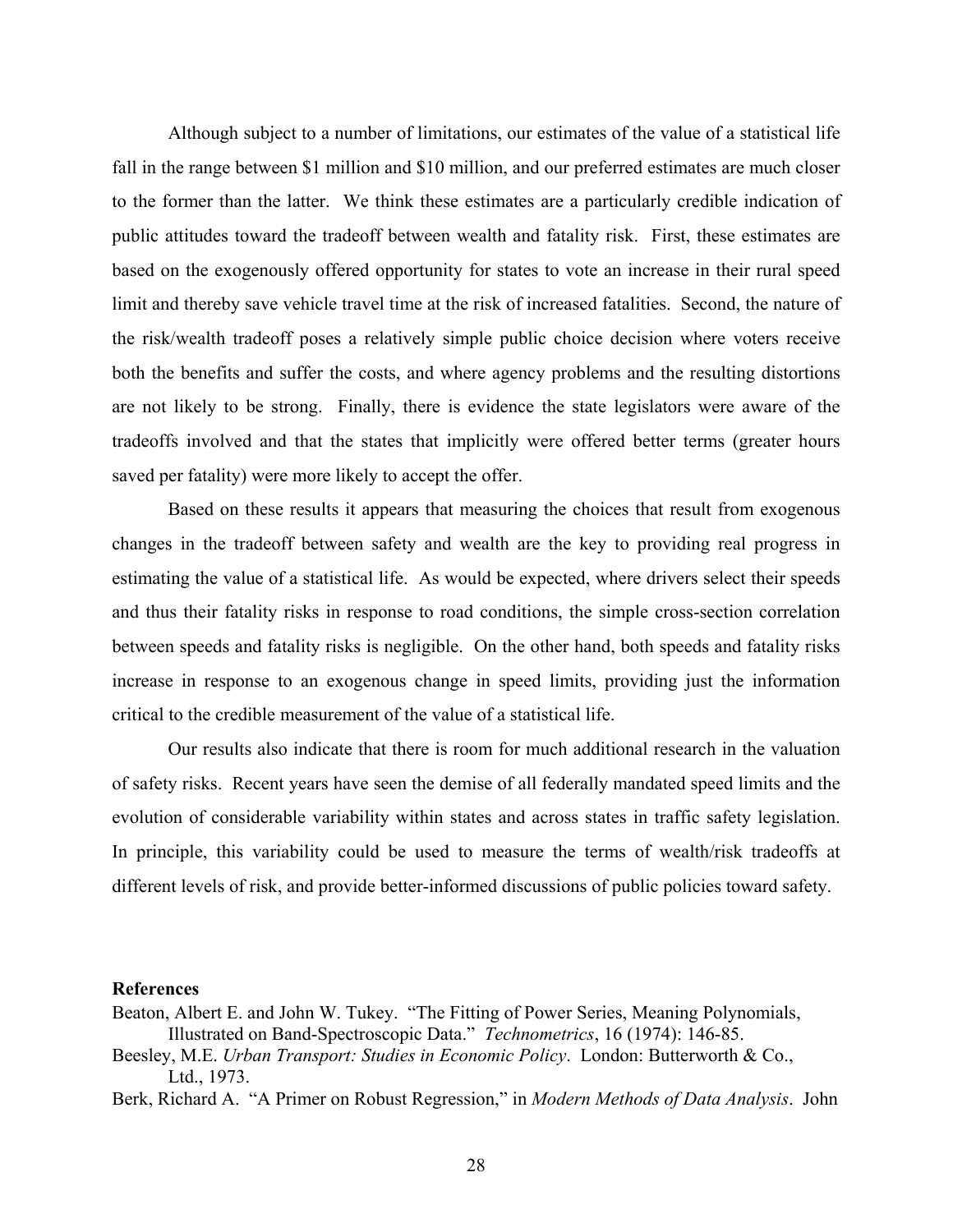Although subject to a number of limitations, our estimates of the value of a statistical life fall in the range between $1 million and $10 million, and our preferred estimates are much closer to the former than the latter. We think these estimates are a particularly credible indication of public attitudes toward the tradeoff between wealth and fatality risk. First, these estimates are based on the exogenously offered opportunity for states to vote an increase in their rural speed limit and thereby save vehicle travel time at the risk of increased fatalities. Second, the nature of the risk/wealth tradeoff poses a relatively simple public choice decision where voters receive both the benefits and suffer the costs, and where agency problems and the resulting distortions are not likely to be strong. Finally, there is evidence the state legislators were aware of the tradeoffs involved and that the states that implicitly were offered better terms (greater hours saved per fatality) were more likely to accept the offer.

Based on these results it appears that measuring the choices that result from exogenous changes in the tradeoff between safety and wealth are the key to providing real progress in estimating the value of a statistical life. As would be expected, where drivers select their speeds and thus their fatality risks in response to road conditions, the simple cross-section correlation between speeds and fatality risks is negligible. On the other hand, both speeds and fatality risks increase in response to an exogenous change in speed limits, providing just the information critical to the credible measurement of the value of a statistical life.

Our results also indicate that there is room for much additional research in the valuation of safety risks. Recent years have seen the demise of all federally mandated speed limits and the evolution of considerable variability within states and across states in traffic safety legislation. In principle, this variability could be used to measure the terms of wealth/risk tradeoffs at different levels of risk, and provide better-informed discussions of public policies toward safety.

**References**

Beaton, Albert E. and John W. Tukey. "The Fitting of Power Series, Meaning Polynomials, Illustrated on Band-Spectroscopic Data." *Technometrics*, 16 (1974): 146-85.

Beesley, M.E. *Urban Transport: Studies in Economic Policy*. London: Butterworth & Co., Ltd., 1973.

Berk, Richard A. "A Primer on Robust Regression," in *Modern Methods of Data Analysis*. John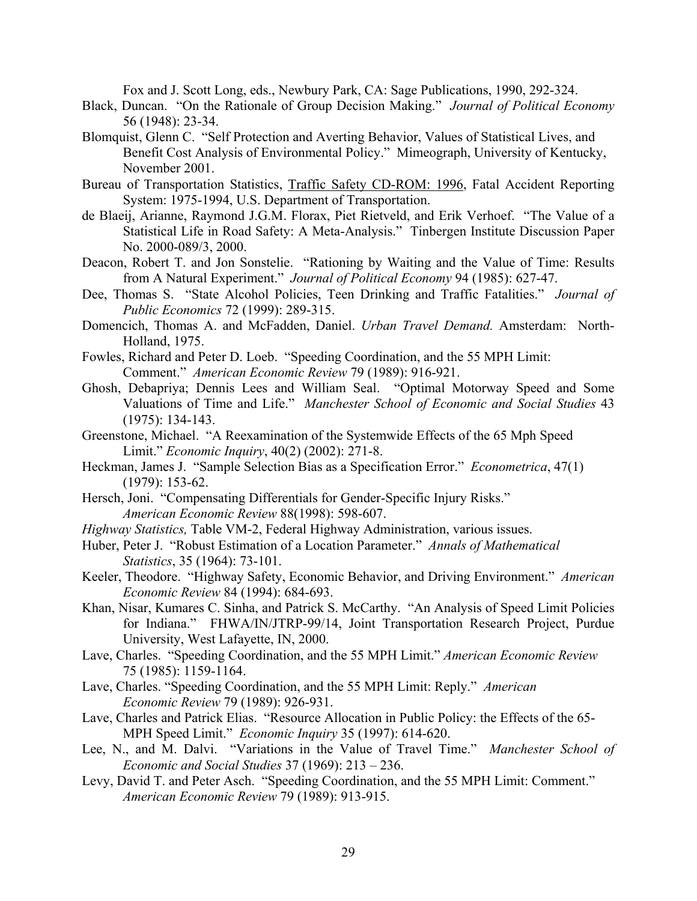Fox and J. Scott Long, eds., Newbury Park, CA: Sage Publications, 1990, 292-324.

Black, Duncan. "On the Rationale of Group Decision Making." *Journal of Political Economy* 56 (1948): 23-34.

Blomquist, Glenn C. "Self Protection and Averting Behavior, Values of Statistical Lives, and Benefit Cost Analysis of Environmental Policy." Mimeograph, University of Kentucky, November 2001.

Bureau of Transportation Statistics, Traffic Safety CD-ROM: 1996, Fatal Accident Reporting System: 1975-1994, U.S. Department of Transportation.

de Blaeij, Arianne, Raymond J.G.M. Florax, Piet Rietveld, and Erik Verhoef. "The Value of a Statistical Life in Road Safety: A Meta-Analysis." Tinbergen Institute Discussion Paper No. 2000-089/3, 2000.

Deacon, Robert T. and Jon Sonstelie. "Rationing by Waiting and the Value of Time: Results from A Natural Experiment." *Journal of Political Economy* 94 (1985): 627-47.

Dee, Thomas S. "State Alcohol Policies, Teen Drinking and Traffic Fatalities." *Journal of Public Economics* 72 (1999): 289-315.

Domencich, Thomas A. and McFadden, Daniel. *Urban Travel Demand.* Amsterdam: North-Holland, 1975.

Fowles, Richard and Peter D. Loeb. "Speeding Coordination, and the 55 MPH Limit: Comment." *American Economic Review* 79 (1989): 916-921.

Ghosh, Debapriya; Dennis Lees and William Seal. "Optimal Motorway Speed and Some Valuations of Time and Life." *Manchester School of Economic and Social Studies* 43 (1975): 134-143.

Greenstone, Michael. "A Reexamination of the Systemwide Effects of the 65 Mph Speed Limit." *Economic Inquiry*, 40(2) (2002): 271-8.

Heckman, James J. "Sample Selection Bias as a Specification Error." *Econometrica*, 47(1) (1979): 153-62.

Hersch, Joni. "Compensating Differentials for Gender-Specific Injury Risks." *American Economic Review* 88(1998): 598-607.

*Highway Statistics,* Table VM-2, Federal Highway Administration, various issues.

Huber, Peter J. "Robust Estimation of a Location Parameter." *Annals of Mathematical Statistics*, 35 (1964): 73-101.

Keeler, Theodore. "Highway Safety, Economic Behavior, and Driving Environment." *American Economic Review* 84 (1994): 684-693.

Khan, Nisar, Kumares C. Sinha, and Patrick S. McCarthy. "An Analysis of Speed Limit Policies for Indiana." FHWA/IN/JTRP-99/14, Joint Transportation Research Project, Purdue University, West Lafayette, IN, 2000.

Lave, Charles. "Speeding Coordination, and the 55 MPH Limit." *American Economic Review* 75 (1985): 1159-1164.

Lave, Charles. "Speeding Coordination, and the 55 MPH Limit: Reply." *American Economic Review* 79 (1989): 926-931.

Lave, Charles and Patrick Elias. "Resource Allocation in Public Policy: the Effects of the 65-MPH Speed Limit." *Economic Inquiry* 35 (1997): 614-620.

Lee, N., and M. Dalvi. "Variations in the Value of Travel Time." *Manchester School of Economic and Social Studies* 37 (1969): 213 – 236.

Levy, David T. and Peter Asch. "Speeding Coordination, and the 55 MPH Limit: Comment." *American Economic Review* 79 (1989): 913-915.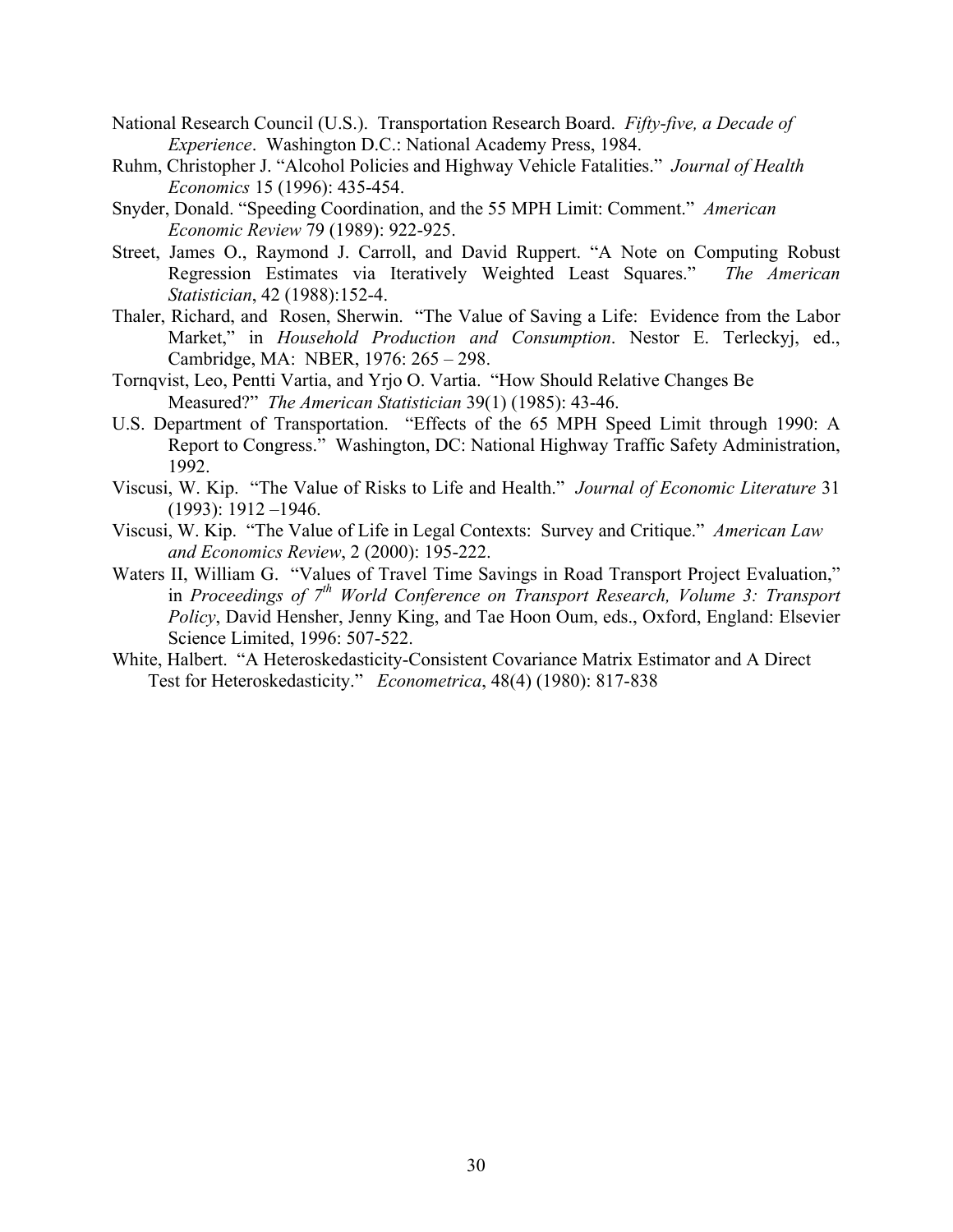National Research Council (U.S.). Transportation Research Board. *Fifty-five, a Decade of Experience*. Washington D.C.: National Academy Press, 1984.

Ruhm, Christopher J. "Alcohol Policies and Highway Vehicle Fatalities." *Journal of Health Economics* 15 (1996): 435-454.

Snyder, Donald. "Speeding Coordination, and the 55 MPH Limit: Comment." *American Economic Review* 79 (1989): 922-925.

Street, James O., Raymond J. Carroll, and David Ruppert. "A Note on Computing Robust Regression Estimates via Iteratively Weighted Least Squares." *The American Statistician*, 42 (1988):152-4.

Thaler, Richard, and Rosen, Sherwin. "The Value of Saving a Life: Evidence from the Labor Market," in *Household Production and Consumption*. Nestor E. Terleckyj, ed., Cambridge, MA: NBER, 1976: 265 – 298.

Tornqvist, Leo, Pentti Vartia, and Yrjo O. Vartia. "How Should Relative Changes Be Measured?" *The American Statistician* 39(1) (1985): 43-46.

U.S. Department of Transportation. "Effects of the 65 MPH Speed Limit through 1990: A Report to Congress." Washington, DC: National Highway Traffic Safety Administration, 1992.

Viscusi, W. Kip. "The Value of Risks to Life and Health." *Journal of Economic Literature* 31 (1993): 1912 –1946.

Viscusi, W. Kip. "The Value of Life in Legal Contexts: Survey and Critique." *American Law and Economics Review*, 2 (2000): 195-222.

Waters II, William G. "Values of Travel Time Savings in Road Transport Project Evaluation," in *Proceedings of 7th World Conference on Transport Research, Volume 3: Transport Policy*, David Hensher, Jenny King, and Tae Hoon Oum, eds., Oxford, England: Elsevier Science Limited, 1996: 507-522.

White, Halbert. "A Heteroskedasticity-Consistent Covariance Matrix Estimator and A Direct Test for Heteroskedasticity." *Econometrica*, 48(4) (1980): 817-838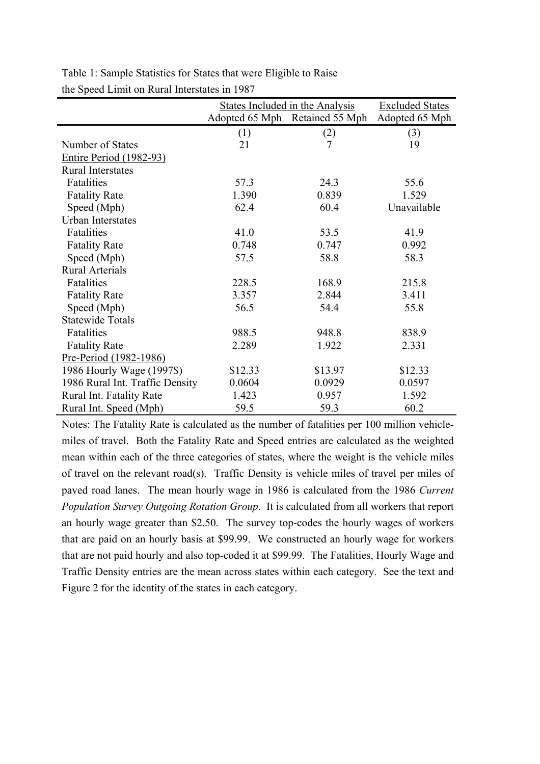Table 1: Sample Statistics for States that were Eligible to Raise the Speed Limit on Rural Interstates in 1987

| | States Included in the Analysis | | Excluded States |
|---|---|---|---|
| | Adopted 65 Mph | Retained 55 Mph | Adopted 65 Mph |
| | (1) | (2) | (3) |
| Number of States | 21 | 7 | 19 |
| Entire Period (1982-93) | | | |
| Rural Interstates | | | |
| Fatalities | 57.3 | 24.3 | 55.6 |
| Fatality Rate | 1.390 | 0.839 | 1.529 |
| Speed (Mph) | 62.4 | 60.4 | Unavailable |
| Urban Interstates | | | |
| Fatalities | 41.0 | 53.5 | 41.9 |
| Fatality Rate | 0.748 | 0.747 | 0.992 |
| Speed (Mph) | 57.5 | 58.8 | 58.3 |
| Rural Arterials | | | |
| Fatalities | 228.5 | 168.9 | 215.8 |
| Fatality Rate | 3.357 | 2.844 | 3.411 |
| Speed (Mph) | 56.5 | 54.4 | 55.8 |
| Statewide Totals | | | |
| Fatalities | 988.5 | 948.8 | 838.9 |
| Fatality Rate | 2.289 | 1.922 | 2.331 |
| Pre-Period (1982-1986) | | | |
| 1986 Hourly Wage (1997$) | $12.33 | $13.97 | $12.33 |
| 1986 Rural Int. Traffic Density | 0.0604 | 0.0929 | 0.0597 |
| Rural Int. Fatality Rate | 1.423 | 0.957 | 1.592 |
| Rural Int. Speed (Mph) | 59.5 | 59.3 | 60.2 |

Notes: The Fatality Rate is calculated as the number of fatalities per 100 million vehicle-miles of travel. Both the Fatality Rate and Speed entries are calculated as the weighted mean within each of the three categories of states, where the weight is the vehicle miles of travel on the relevant road(s). Traffic Density is vehicle miles of travel per miles of paved road lanes. The mean hourly wage in 1986 is calculated from the 1986 *Current Population Survey Outgoing Rotation Group*. It is calculated from all workers that report an hourly wage greater than $2.50. The survey top-codes the hourly wages of workers that are paid on an hourly basis at $99.99. We constructed an hourly wage for workers that are not paid hourly and also top-coded it at $99.99. The Fatalities, Hourly Wage and Traffic Density entries are the mean across states within each category. See the text and Figure 2 for the identity of the states in each category.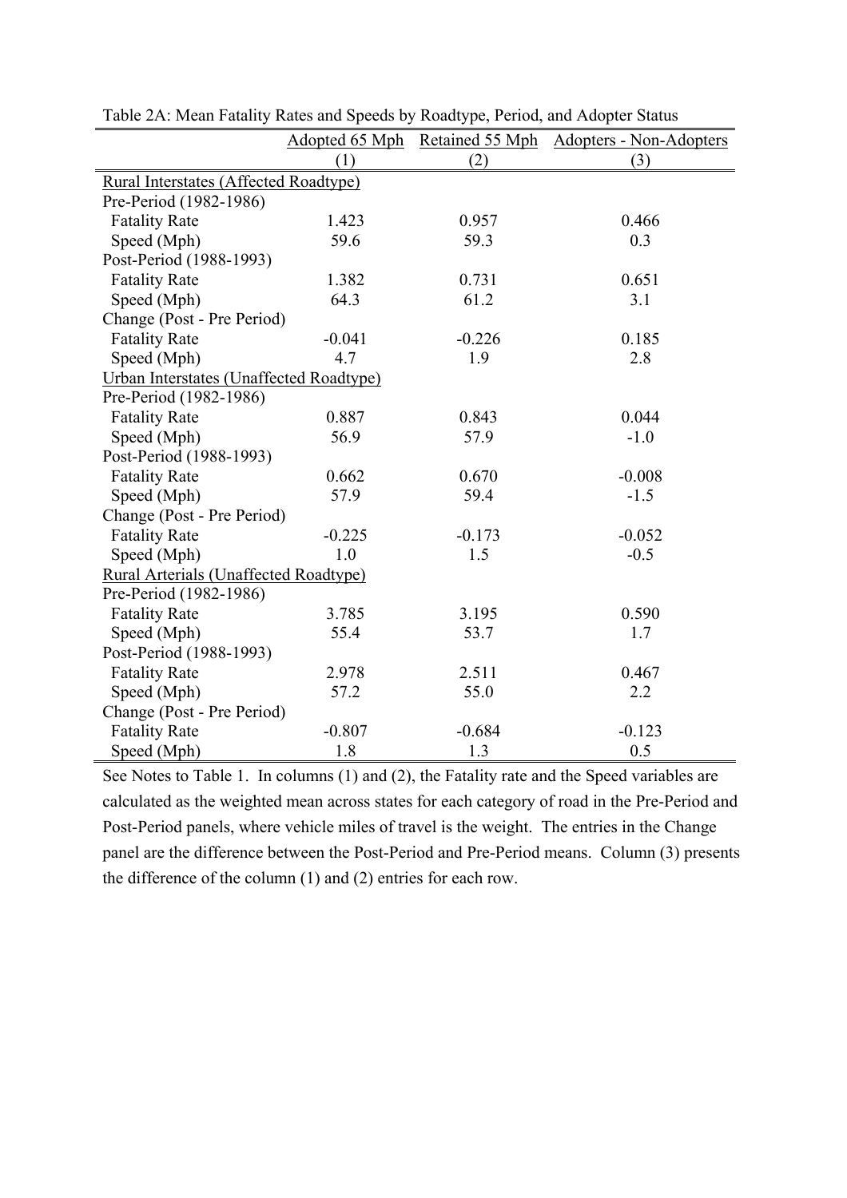Table 2A: Mean Fatality Rates and Speeds by Roadtype, Period, and Adopter Status

| | Adopted 65 Mph | Retained 55 Mph | Adopters - Non-Adopters |
|---|---|---|---|
| | (1) | (2) | (3) |
| Rural Interstates (Affected Roadtype) | | | |
| Pre-Period (1982-1986) | | | |
| Fatality Rate | 1.423 | 0.957 | 0.466 |
| Speed (Mph) | 59.6 | 59.3 | 0.3 |
| Post-Period (1988-1993) | | | |
| Fatality Rate | 1.382 | 0.731 | 0.651 |
| Speed (Mph) | 64.3 | 61.2 | 3.1 |
| Change (Post - Pre Period) | | | |
| Fatality Rate | -0.041 | -0.226 | 0.185 |
| Speed (Mph) | 4.7 | 1.9 | 2.8 |
| Urban Interstates (Unaffected Roadtype) | | | |
| Pre-Period (1982-1986) | | | |
| Fatality Rate | 0.887 | 0.843 | 0.044 |
| Speed (Mph) | 56.9 | 57.9 | -1.0 |
| Post-Period (1988-1993) | | | |
| Fatality Rate | 0.662 | 0.670 | -0.008 |
| Speed (Mph) | 57.9 | 59.4 | -1.5 |
| Change (Post - Pre Period) | | | |
| Fatality Rate | -0.225 | -0.173 | -0.052 |
| Speed (Mph) | 1.0 | 1.5 | -0.5 |
| Rural Arterials (Unaffected Roadtype) | | | |
| Pre-Period (1982-1986) | | | |
| Fatality Rate | 3.785 | 3.195 | 0.590 |
| Speed (Mph) | 55.4 | 53.7 | 1.7 |
| Post-Period (1988-1993) | | | |
| Fatality Rate | 2.978 | 2.511 | 0.467 |
| Speed (Mph) | 57.2 | 55.0 | 2.2 |
| Change (Post - Pre Period) | | | |
| Fatality Rate | -0.807 | -0.684 | -0.123 |
| Speed (Mph) | 1.8 | 1.3 | 0.5 |

See Notes to Table 1. In columns (1) and (2), the Fatality rate and the Speed variables are calculated as the weighted mean across states for each category of road in the Pre-Period and Post-Period panels, where vehicle miles of travel is the weight. The entries in the Change panel are the difference between the Post-Period and Pre-Period means. Column (3) presents the difference of the column (1) and (2) entries for each row.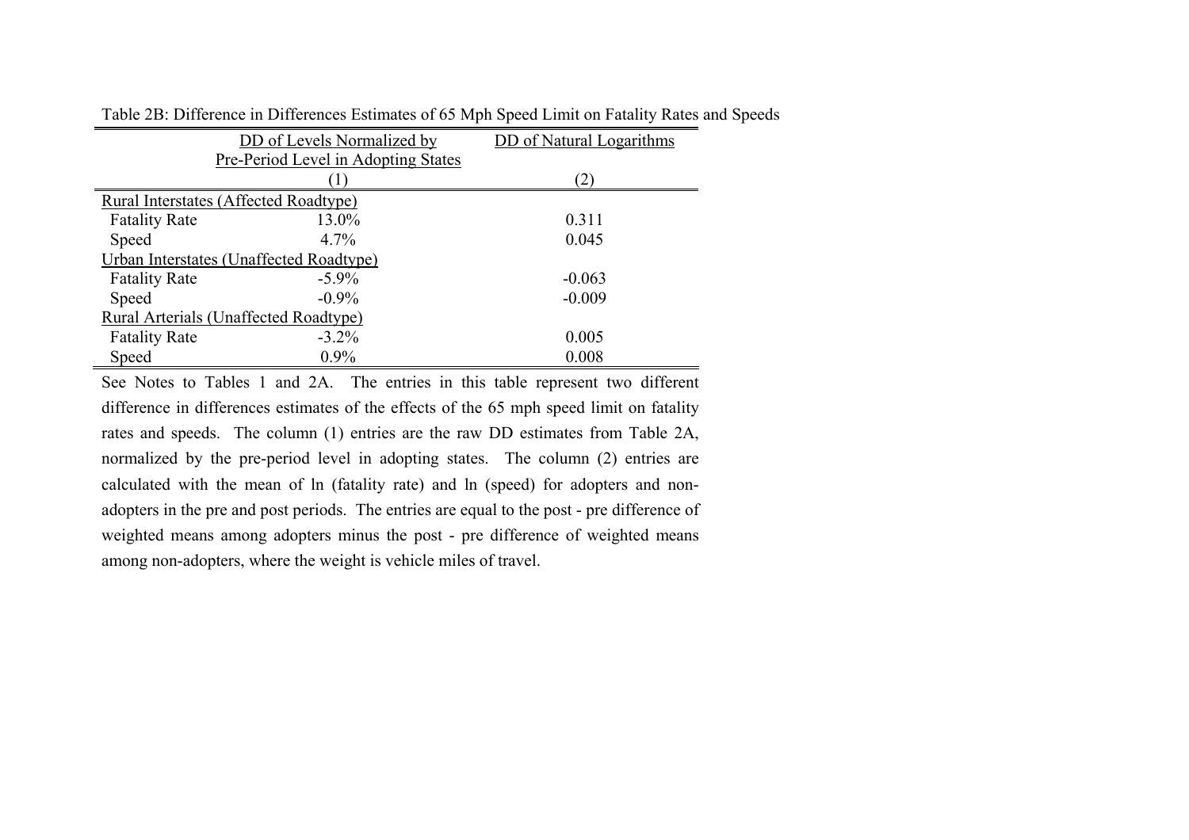Table 2B: Difference in Differences Estimates of 65 Mph Speed Limit on Fatality Rates and Speeds

| | DD of Levels Normalized by Pre-Period Level in Adopting States | DD of Natural Logarithms |
|---|---|---|
| | (1) | (2) |
| Rural Interstates (Affected Roadtype) | | |
| Fatality Rate | 13.0% | 0.311 |
| Speed | 4.7% | 0.045 |
| Urban Interstates (Unaffected Roadtype) | | |
| Fatality Rate | -5.9% | -0.063 |
| Speed | -0.9% | -0.009 |
| Rural Arterials (Unaffected Roadtype) | | |
| Fatality Rate | -3.2% | 0.005 |
| Speed | 0.9% | 0.008 |

See Notes to Tables 1 and 2A. The entries in this table represent two different difference in differences estimates of the effects of the 65 mph speed limit on fatality rates and speeds. The column (1) entries are the raw DD estimates from Table 2A, normalized by the pre-period level in adopting states. The column (2) entries are calculated with the mean of ln (fatality rate) and ln (speed) for adopters and non-adopters in the pre and post periods. The entries are equal to the post - pre difference of weighted means among adopters minus the post - pre difference of weighted means among non-adopters, where the weight is vehicle miles of travel.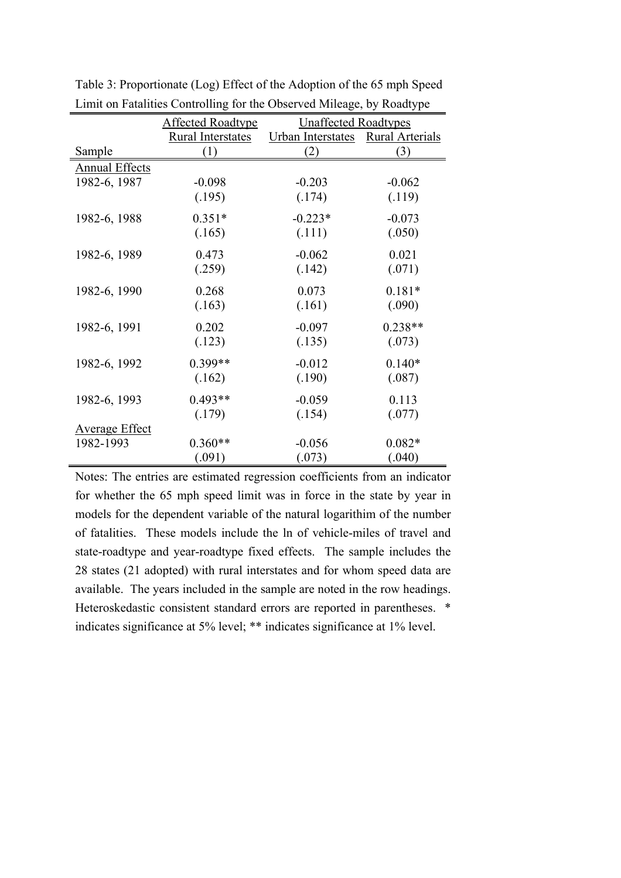Table 3: Proportionate (Log) Effect of the Adoption of the 65 mph Speed Limit on Fatalities Controlling for the Observed Mileage, by Roadtype

| | Affected Roadtype | Unaffected Roadtypes | |
|---|---|---|---|
| | Rural Interstates | Urban Interstates | Rural Arterials |
| Sample | (1) | (2) | (3) |
| Annual Effects | | | |
| 1982-6, 1987 | -0.098 | -0.203 | -0.062 |
| | (.195) | (.174) | (.119) |
| 1982-6, 1988 | 0.351* | -0.223* | -0.073 |
| | (.165) | (.111) | (.050) |
| 1982-6, 1989 | 0.473 | -0.062 | 0.021 |
| | (.259) | (.142) | (.071) |
| 1982-6, 1990 | 0.268 | 0.073 | 0.181* |
| | (.163) | (.161) | (.090) |
| 1982-6, 1991 | 0.202 | -0.097 | 0.238** |
| | (.123) | (.135) | (.073) |
| 1982-6, 1992 | 0.399** | -0.012 | 0.140* |
| | (.162) | (.190) | (.087) |
| 1982-6, 1993 | 0.493** | -0.059 | 0.113 |
| | (.179) | (.154) | (.077) |
| Average Effect | | | |
| 1982-1993 | 0.360** | -0.056 | 0.082* |
| | (.091) | (.073) | (.040) |

Notes: The entries are estimated regression coefficients from an indicator for whether the 65 mph speed limit was in force in the state by year in models for the dependent variable of the natural logarithim of the number of fatalities. These models include the ln of vehicle-miles of travel and state-roadtype and year-roadtype fixed effects. The sample includes the 28 states (21 adopted) with rural interstates and for whom speed data are available. The years included in the sample are noted in the row headings. Heteroskedastic consistent standard errors are reported in parentheses. * indicates significance at 5% level; ** indicates significance at 1% level.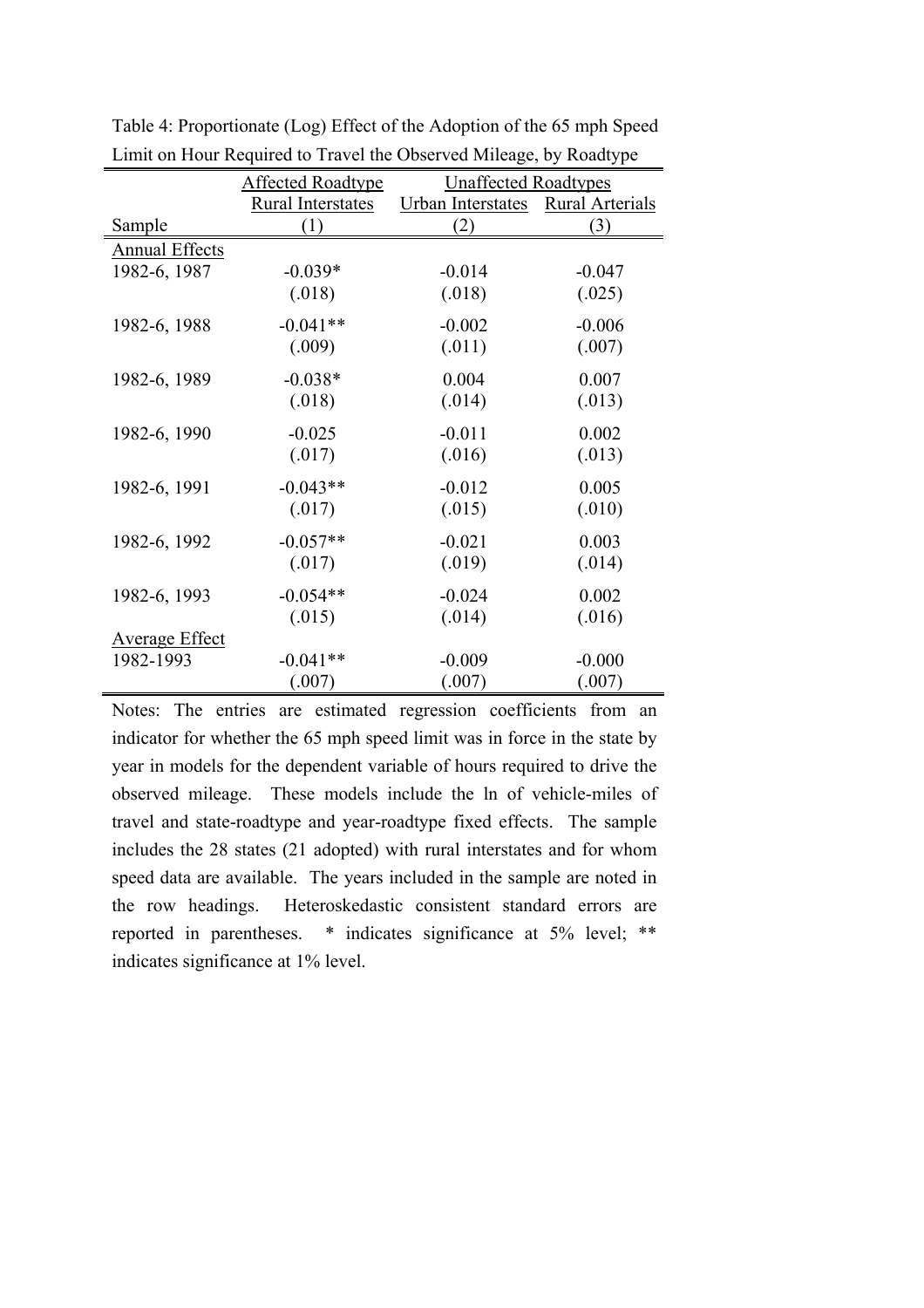Table 4: Proportionate (Log) Effect of the Adoption of the 65 mph Speed Limit on Hour Required to Travel the Observed Mileage, by Roadtype

| | Affected Roadtype | Unaffected Roadtypes | |
|---|---|---|---|
| | Rural Interstates | Urban Interstates | Rural Arterials |
| Sample | (1) | (2) | (3) |
| Annual Effects | | | |
| 1982-6, 1987 | -0.039* | -0.014 | -0.047 |
| | (.018) | (.018) | (.025) |
| 1982-6, 1988 | -0.041** | -0.002 | -0.006 |
| | (.009) | (.011) | (.007) |
| 1982-6, 1989 | -0.038* | 0.004 | 0.007 |
| | (.018) | (.014) | (.013) |
| 1982-6, 1990 | -0.025 | -0.011 | 0.002 |
| | (.017) | (.016) | (.013) |
| 1982-6, 1991 | -0.043** | -0.012 | 0.005 |
| | (.017) | (.015) | (.010) |
| 1982-6, 1992 | -0.057** | -0.021 | 0.003 |
| | (.017) | (.019) | (.014) |
| 1982-6, 1993 | -0.054** | -0.024 | 0.002 |
| | (.015) | (.014) | (.016) |
| Average Effect | | | |
| 1982-1993 | -0.041** | -0.009 | -0.000 |
| | (.007) | (.007) | (.007) |

Notes: The entries are estimated regression coefficients from an indicator for whether the 65 mph speed limit was in force in the state by year in models for the dependent variable of hours required to drive the observed mileage. These models include the ln of vehicle-miles of travel and state-roadtype and year-roadtype fixed effects. The sample includes the 28 states (21 adopted) with rural interstates and for whom speed data are available. The years included in the sample are noted in the row headings. Heteroskedastic consistent standard errors are reported in parentheses. * indicates significance at 5% level; ** indicates significance at 1% level.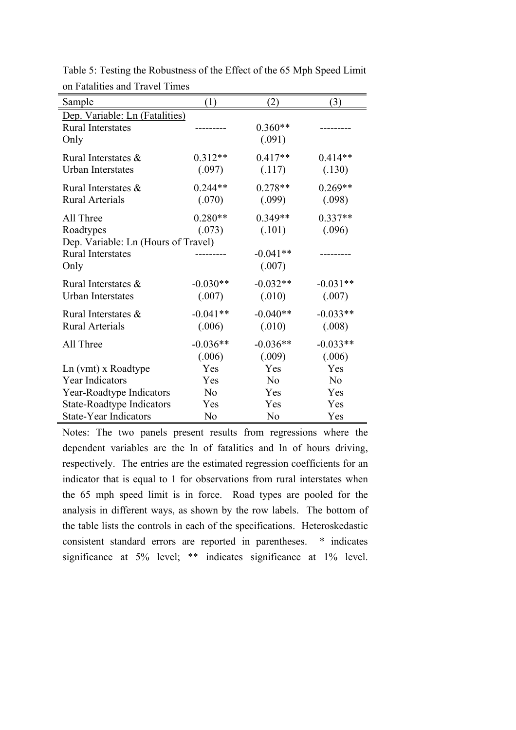Table 5: Testing the Robustness of the Effect of the 65 Mph Speed Limit on Fatalities and Travel Times

| Sample | (1) | (2) | (3) |
|---|---|---|---|
| Dep. Variable: Ln (Fatalities) | | | |
| Rural Interstates Only | --------- | 0.360** (.091) | --------- |
| Rural Interstates & Urban Interstates | 0.312** (.097) | 0.417** (.117) | 0.414** (.130) |
| Rural Interstates & Rural Arterials | 0.244** (.070) | 0.278** (.099) | 0.269** (.098) |
| All Three Roadtypes | 0.280** (.073) | 0.349** (.101) | 0.337** (.096) |
| Dep. Variable: Ln (Hours of Travel) | | | |
| Rural Interstates Only | --------- | -0.041** (.007) | --------- |
| Rural Interstates & Urban Interstates | -0.030** (.007) | -0.032** (.010) | -0.031** (.007) |
| Rural Interstates & Rural Arterials | -0.041** (.006) | -0.040** (.010) | -0.033** (.008) |
| All Three | -0.036** (.006) | -0.036** (.009) | -0.033** (.006) |
| Ln (vmt) x Roadtype | Yes | Yes | Yes |
| Year Indicators | Yes | No | No |
| Year-Roadtype Indicators | No | Yes | Yes |
| State-Roadtype Indicators | Yes | Yes | Yes |
| State-Year Indicators | No | No | Yes |

Notes: The two panels present results from regressions where the dependent variables are the ln of fatalities and ln of hours driving, respectively. The entries are the estimated regression coefficients for an indicator that is equal to 1 for observations from rural interstates when the 65 mph speed limit is in force. Road types are pooled for the analysis in different ways, as shown by the row labels. The bottom of the table lists the controls in each of the specifications. Heteroskedastic consistent standard errors are reported in parentheses. * indicates significance at 5% level; ** indicates significance at 1% level.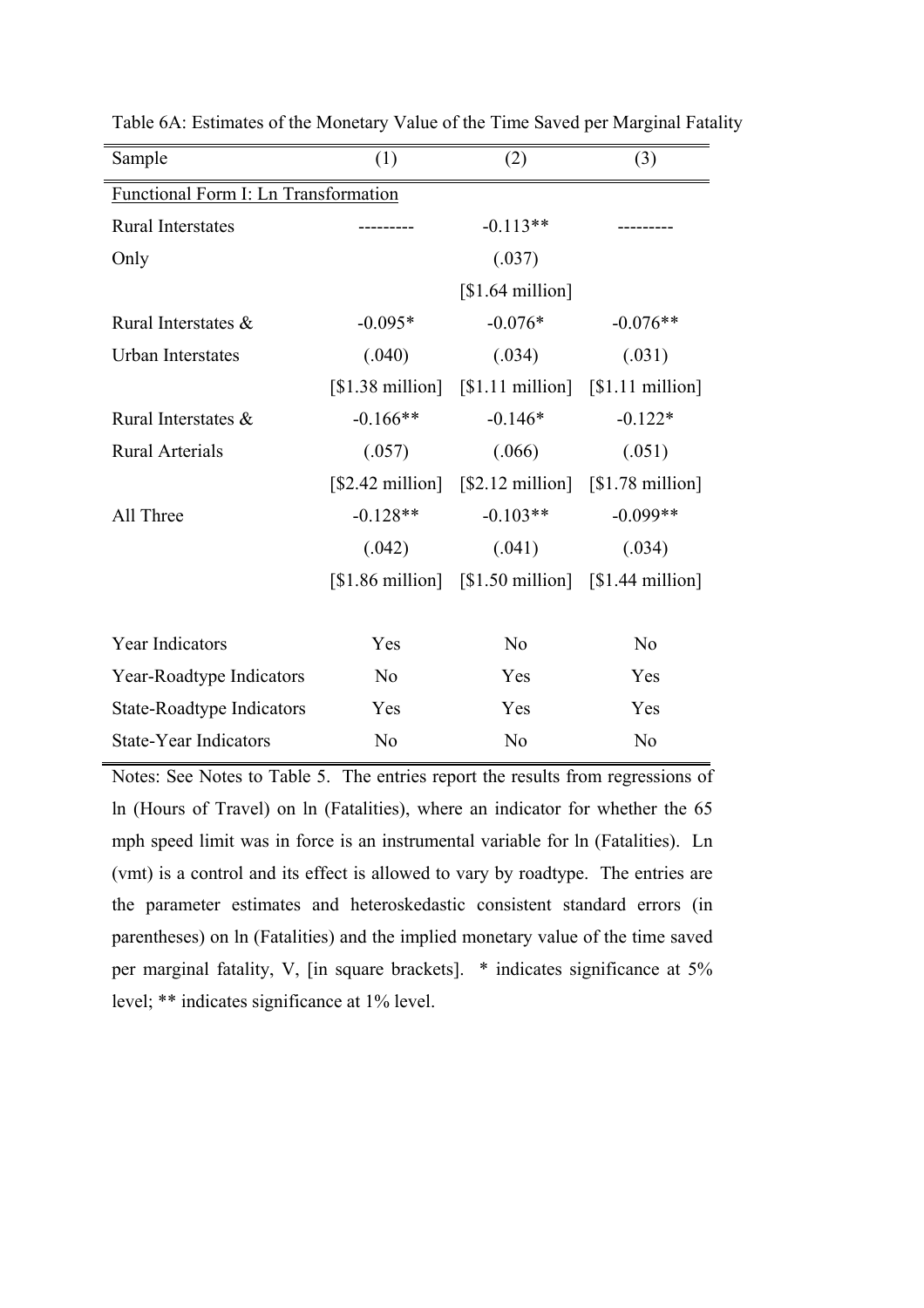Table 6A: Estimates of the Monetary Value of the Time Saved per Marginal Fatality

| Sample | (1) | (2) | (3) |
|---|---|---|---|
| Functional Form I: Ln Transformation | | | |
| Rural Interstates Only | --------- | -0.113** | --------- |
| | | (.037) | |
| | | [$1.64 million] | |
| Rural Interstates & Urban Interstates | -0.095* | -0.076* | -0.076** |
| | (.040) | (.034) | (.031) |
| | [$1.38 million] | [$1.11 million] | [$1.11 million] |
| Rural Interstates & Rural Arterials | -0.166** | -0.146* | -0.122* |
| | (.057) | (.066) | (.051) |
| | [$2.42 million] | [$2.12 million] | [$1.78 million] |
| All Three | -0.128** | -0.103** | -0.099** |
| | (.042) | (.041) | (.034) |
| | [$1.86 million] | [$1.50 million] | [$1.44 million] |
| | | | |
| Year Indicators | Yes | No | No |
| Year-Roadtype Indicators | No | Yes | Yes |
| State-Roadtype Indicators | Yes | Yes | Yes |
| State-Year Indicators | No | No | No |

Notes: See Notes to Table 5. The entries report the results from regressions of ln (Hours of Travel) on ln (Fatalities), where an indicator for whether the 65 mph speed limit was in force is an instrumental variable for ln (Fatalities). Ln (vmt) is a control and its effect is allowed to vary by roadtype. The entries are the parameter estimates and heteroskedastic consistent standard errors (in parentheses) on ln (Fatalities) and the implied monetary value of the time saved per marginal fatality, V, [in square brackets]. * indicates significance at 5% level; ** indicates significance at 1% level.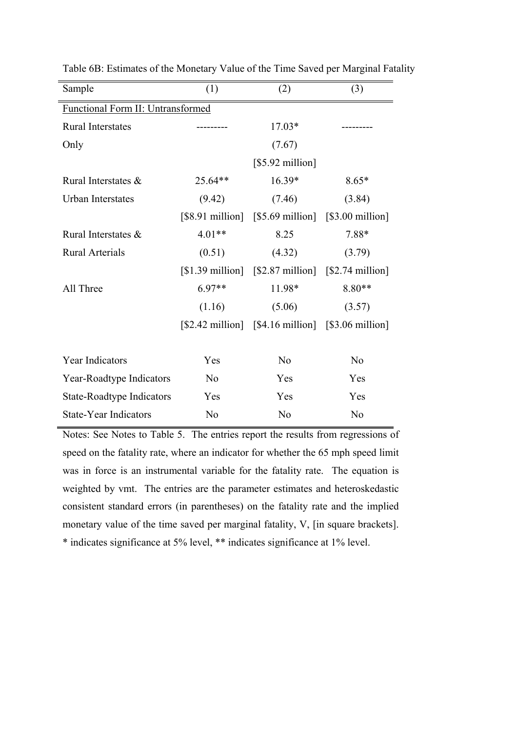Table 6B: Estimates of the Monetary Value of the Time Saved per Marginal Fatality

| Sample | (1) | (2) | (3) |
|---|---|---|---|
| Functional Form II: Untransformed | | | |
| Rural Interstates | --------- | 17.03* | --------- |
| Only | | (7.67) | |
| | | [$5.92 million] | |
| Rural Interstates & | 25.64** | 16.39* | 8.65* |
| Urban Interstates | (9.42) | (7.46) | (3.84) |
| | [$8.91 million] | [$5.69 million] | [$3.00 million] |
| Rural Interstates & | 4.01** | 8.25 | 7.88* |
| Rural Arterials | (0.51) | (4.32) | (3.79) |
| | [$1.39 million] | [$2.87 million] | [$2.74 million] |
| All Three | 6.97** | 11.98* | 8.80** |
| | (1.16) | (5.06) | (3.57) |
| | [$2.42 million] | [$4.16 million] | [$3.06 million] |
| | | | |
| Year Indicators | Yes | No | No |
| Year-Roadtype Indicators | No | Yes | Yes |
| State-Roadtype Indicators | Yes | Yes | Yes |
| State-Year Indicators | No | No | No |

Notes: See Notes to Table 5. The entries report the results from regressions of speed on the fatality rate, where an indicator for whether the 65 mph speed limit was in force is an instrumental variable for the fatality rate. The equation is weighted by vmt. The entries are the parameter estimates and heteroskedastic consistent standard errors (in parentheses) on the fatality rate and the implied monetary value of the time saved per marginal fatality, V, [in square brackets]. * indicates significance at 5% level, ** indicates significance at 1% level.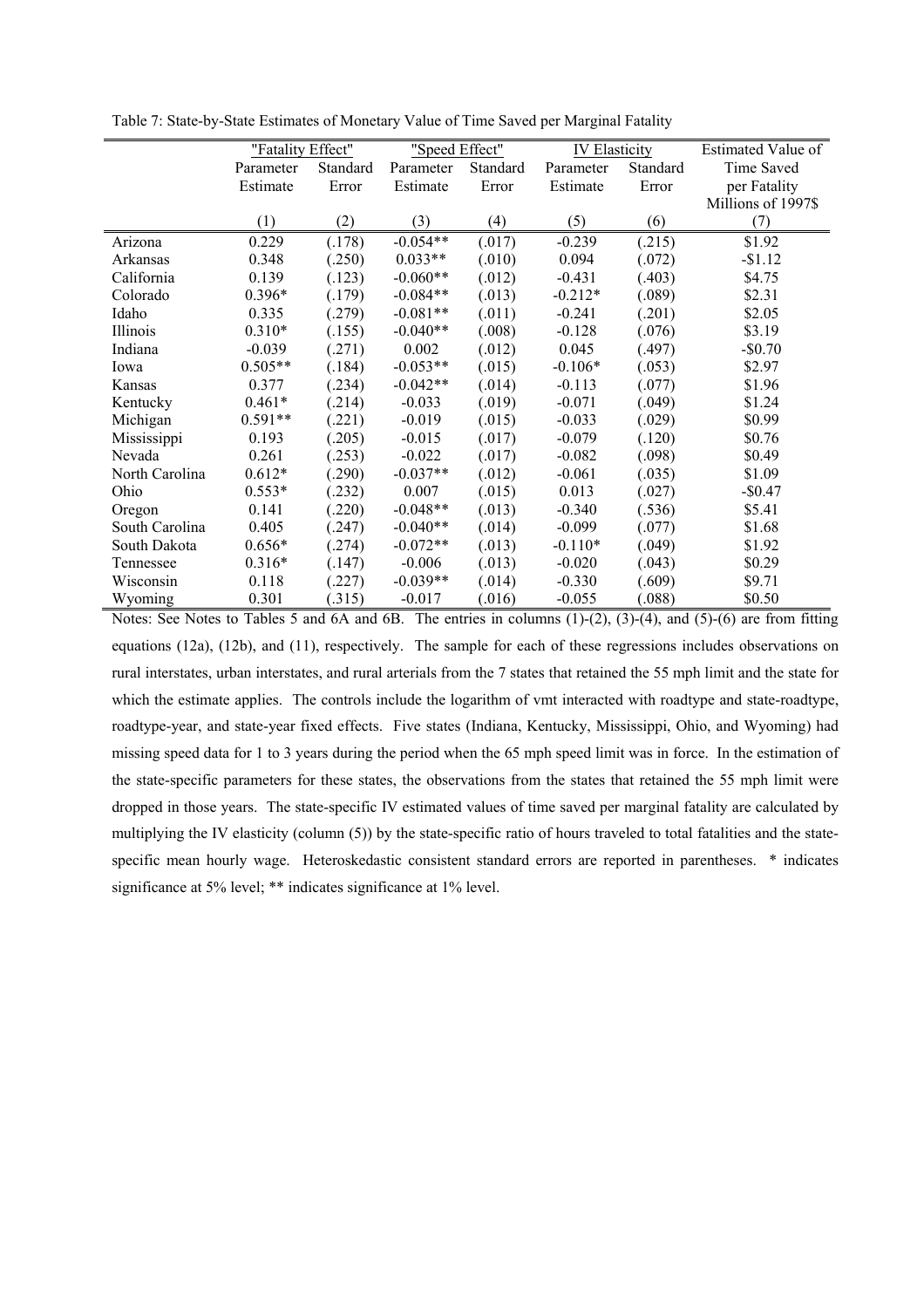Table 7: State-by-State Estimates of Monetary Value of Time Saved per Marginal Fatality

| | "Fatality Effect" | | "Speed Effect" | | IV Elasticity | | Estimated Value of Time Saved per Fatality Millions of 1997$ |
|---|---|---|---|---|---|---|---|
| | Parameter Estimate | Standard Error | Parameter Estimate | Standard Error | Parameter Estimate | Standard Error | |
| | (1) | (2) | (3) | (4) | (5) | (6) | (7) |
| Arizona | 0.229 | (.178) | -0.054** | (.017) | -0.239 | (.215) | $1.92 |
| Arkansas | 0.348 | (.250) | 0.033** | (.010) | 0.094 | (.072) | -$1.12 |
| California | 0.139 | (.123) | -0.060** | (.012) | -0.431 | (.403) | $4.75 |
| Colorado | 0.396* | (.179) | -0.084** | (.013) | -0.212* | (.089) | $2.31 |
| Idaho | 0.335 | (.279) | -0.081** | (.011) | -0.241 | (.201) | $2.05 |
| Illinois | 0.310* | (.155) | -0.040** | (.008) | -0.128 | (.076) | $3.19 |
| Indiana | -0.039 | (.271) | 0.002 | (.012) | 0.045 | (.497) | -$0.70 |
| Iowa | 0.505** | (.184) | -0.053** | (.015) | -0.106* | (.053) | $2.97 |
| Kansas | 0.377 | (.234) | -0.042** | (.014) | -0.113 | (.077) | $1.96 |
| Kentucky | 0.461* | (.214) | -0.033 | (.019) | -0.071 | (.049) | $1.24 |
| Michigan | 0.591** | (.221) | -0.019 | (.015) | -0.033 | (.029) | $0.99 |
| Mississippi | 0.193 | (.205) | -0.015 | (.017) | -0.079 | (.120) | $0.76 |
| Nevada | 0.261 | (.253) | -0.022 | (.017) | -0.082 | (.098) | $0.49 |
| North Carolina | 0.612* | (.290) | -0.037** | (.012) | -0.061 | (.035) | $1.09 |
| Ohio | 0.553* | (.232) | 0.007 | (.015) | 0.013 | (.027) | -$0.47 |
| Oregon | 0.141 | (.220) | -0.048** | (.013) | -0.340 | (.536) | $5.41 |
| South Carolina | 0.405 | (.247) | -0.040** | (.014) | -0.099 | (.077) | $1.68 |
| South Dakota | 0.656* | (.274) | -0.072** | (.013) | -0.110* | (.049) | $1.92 |
| Tennessee | 0.316* | (.147) | -0.006 | (.013) | -0.020 | (.043) | $0.29 |
| Wisconsin | 0.118 | (.227) | -0.039** | (.014) | -0.330 | (.609) | $9.71 |
| Wyoming | 0.301 | (.315) | -0.017 | (.016) | -0.055 | (.088) | $0.50 |

Notes: See Notes to Tables 5 and 6A and 6B. The entries in columns (1)-(2), (3)-(4), and (5)-(6) are from fitting equations (12a), (12b), and (11), respectively. The sample for each of these regressions includes observations on rural interstates, urban interstates, and rural arterials from the 7 states that retained the 55 mph limit and the state for which the estimate applies. The controls include the logarithm of vmt interacted with roadtype and state-roadtype, roadtype-year, and state-year fixed effects. Five states (Indiana, Kentucky, Mississippi, Ohio, and Wyoming) had missing speed data for 1 to 3 years during the period when the 65 mph speed limit was in force. In the estimation of the state-specific parameters for these states, the observations from the states that retained the 55 mph limit were dropped in those years. The state-specific IV estimated values of time saved per marginal fatality are calculated by multiplying the IV elasticity (column (5)) by the state-specific ratio of hours traveled to total fatalities and the state-specific mean hourly wage. Heteroskedastic consistent standard errors are reported in parentheses. * indicates significance at 5% level; ** indicates significance at 1% level.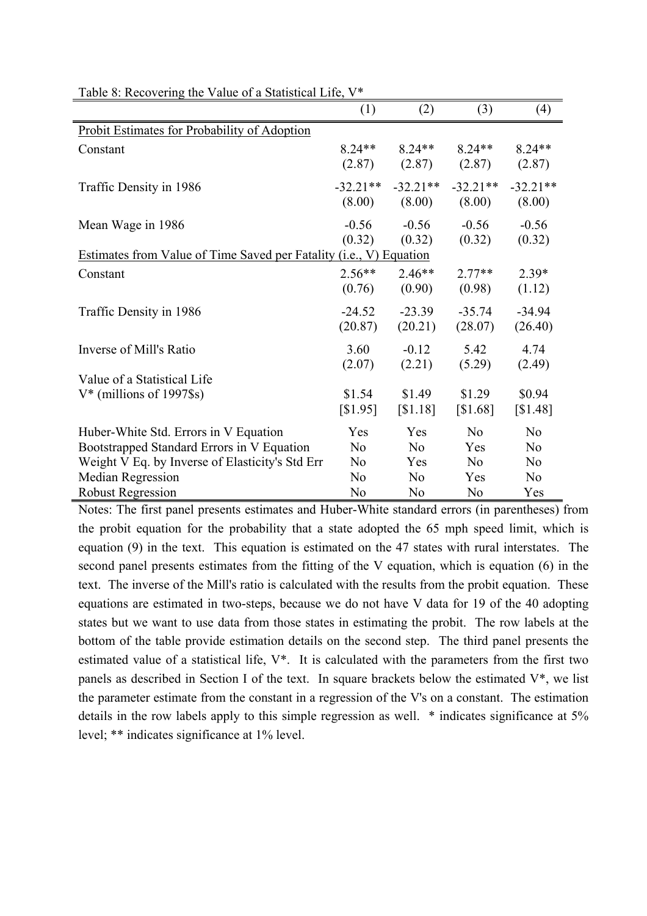Table 8: Recovering the Value of a Statistical Life, V*

| | (1) | (2) | (3) | (4) |
|---|---|---|---|---|
| Probit Estimates for Probability of Adoption | | | | |
| Constant | 8.24** | 8.24** | 8.24** | 8.24** |
| | (2.87) | (2.87) | (2.87) | (2.87) |
| Traffic Density in 1986 | -32.21** | -32.21** | -32.21** | -32.21** |
| | (8.00) | (8.00) | (8.00) | (8.00) |
| Mean Wage in 1986 | -0.56 | -0.56 | -0.56 | -0.56 |
| | (0.32) | (0.32) | (0.32) | (0.32) |
| Estimates from Value of Time Saved per Fatality (i.e., V) Equation | | | | |
| Constant | 2.56** | 2.46** | 2.77** | 2.39* |
| | (0.76) | (0.90) | (0.98) | (1.12) |
| Traffic Density in 1986 | -24.52 | -23.39 | -35.74 | -34.94 |
| | (20.87) | (20.21) | (28.07) | (26.40) |
| Inverse of Mill's Ratio | 3.60 | -0.12 | 5.42 | 4.74 |
| | (2.07) | (2.21) | (5.29) | (2.49) |
| Value of a Statistical Life | | | | |
| V* (millions of 1997$s) | $1.54 | $1.49 | $1.29 | $0.94 |
| | [$1.95] | [$1.18] | [$1.68] | [$1.48] |
| Huber-White Std. Errors in V Equation | Yes | Yes | No | No |
| Bootstrapped Standard Errors in V Equation | No | No | Yes | No |
| Weight V Eq. by Inverse of Elasticity's Std Err | No | Yes | No | No |
| Median Regression | No | No | Yes | No |
| Robust Regression | No | No | No | Yes |

Notes: The first panel presents estimates and Huber-White standard errors (in parentheses) from the probit equation for the probability that a state adopted the 65 mph speed limit, which is equation (9) in the text. This equation is estimated on the 47 states with rural interstates. The second panel presents estimates from the fitting of the V equation, which is equation (6) in the text. The inverse of the Mill's ratio is calculated with the results from the probit equation. These equations are estimated in two-steps, because we do not have V data for 19 of the 40 adopting states but we want to use data from those states in estimating the probit. The row labels at the bottom of the table provide estimation details on the second step. The third panel presents the estimated value of a statistical life, V*. It is calculated with the parameters from the first two panels as described in Section I of the text. In square brackets below the estimated V*, we list the parameter estimate from the constant in a regression of the V's on a constant. The estimation details in the row labels apply to this simple regression as well. * indicates significance at 5% level; ** indicates significance at 1% level.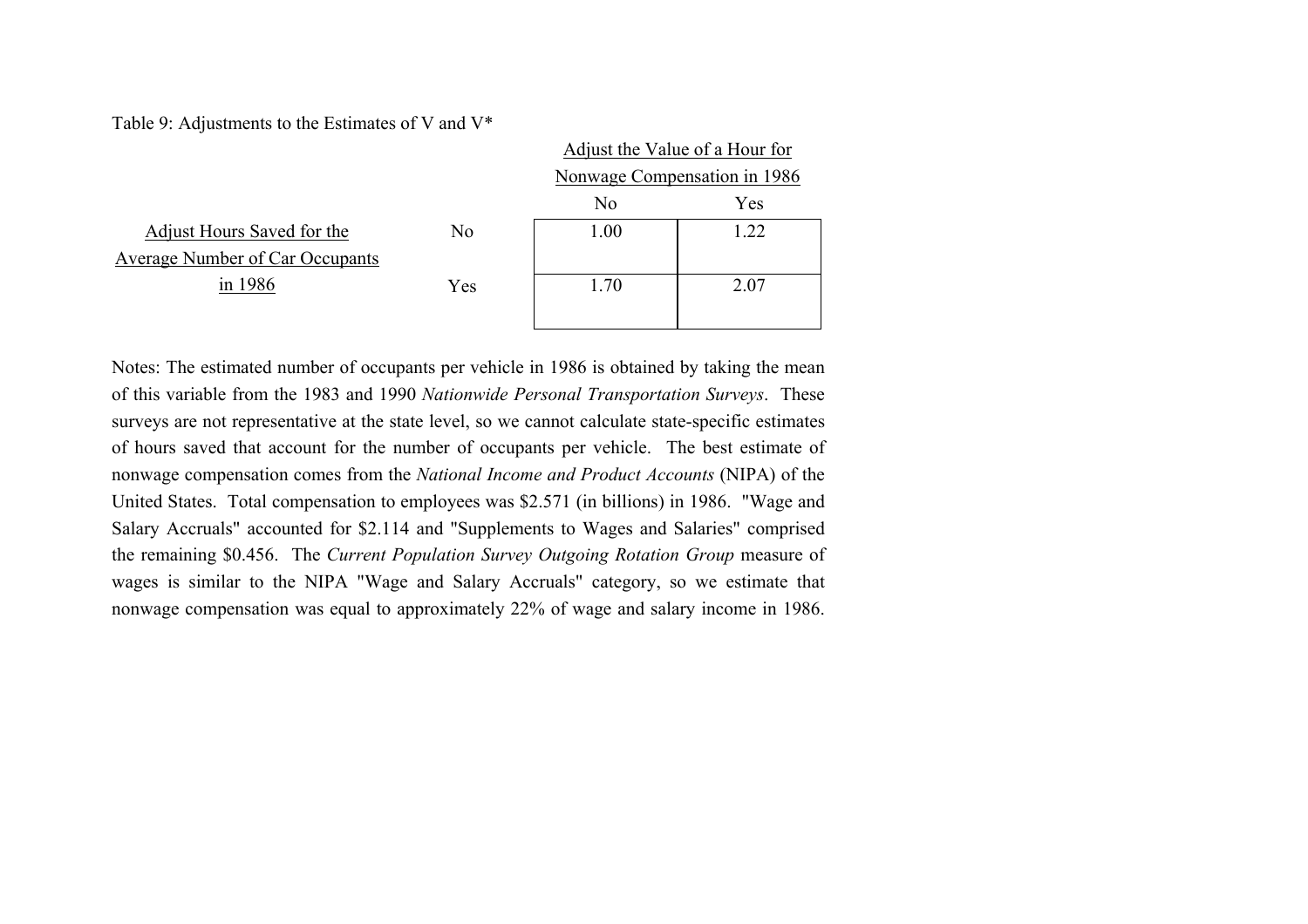Table 9: Adjustments to the Estimates of V and V*

| Adjust Hours Saved for the Average Number of Car Occupants in 1986 | | Adjust the Value of a Hour for Nonwage Compensation in 1986 | |
|---|---|---|---|
| | | No | Yes |
| | No | 1.00 | 1.22 |
| | Yes | 1.70 | 2.07 |

Notes: The estimated number of occupants per vehicle in 1986 is obtained by taking the mean of this variable from the 1983 and 1990 *Nationwide Personal Transportation Surveys*. These surveys are not representative at the state level, so we cannot calculate state-specific estimates of hours saved that account for the number of occupants per vehicle. The best estimate of nonwage compensation comes from the *National Income and Product Accounts* (NIPA) of the United States. Total compensation to employees was $2.571 (in billions) in 1986. "Wage and Salary Accruals" accounted for $2.114 and "Supplements to Wages and Salaries" comprised the remaining $0.456. The *Current Population Survey Outgoing Rotation Group* measure of wages is similar to the NIPA "Wage and Salary Accruals" category, so we estimate that nonwage compensation was equal to approximately 22% of wage and salary income in 1986.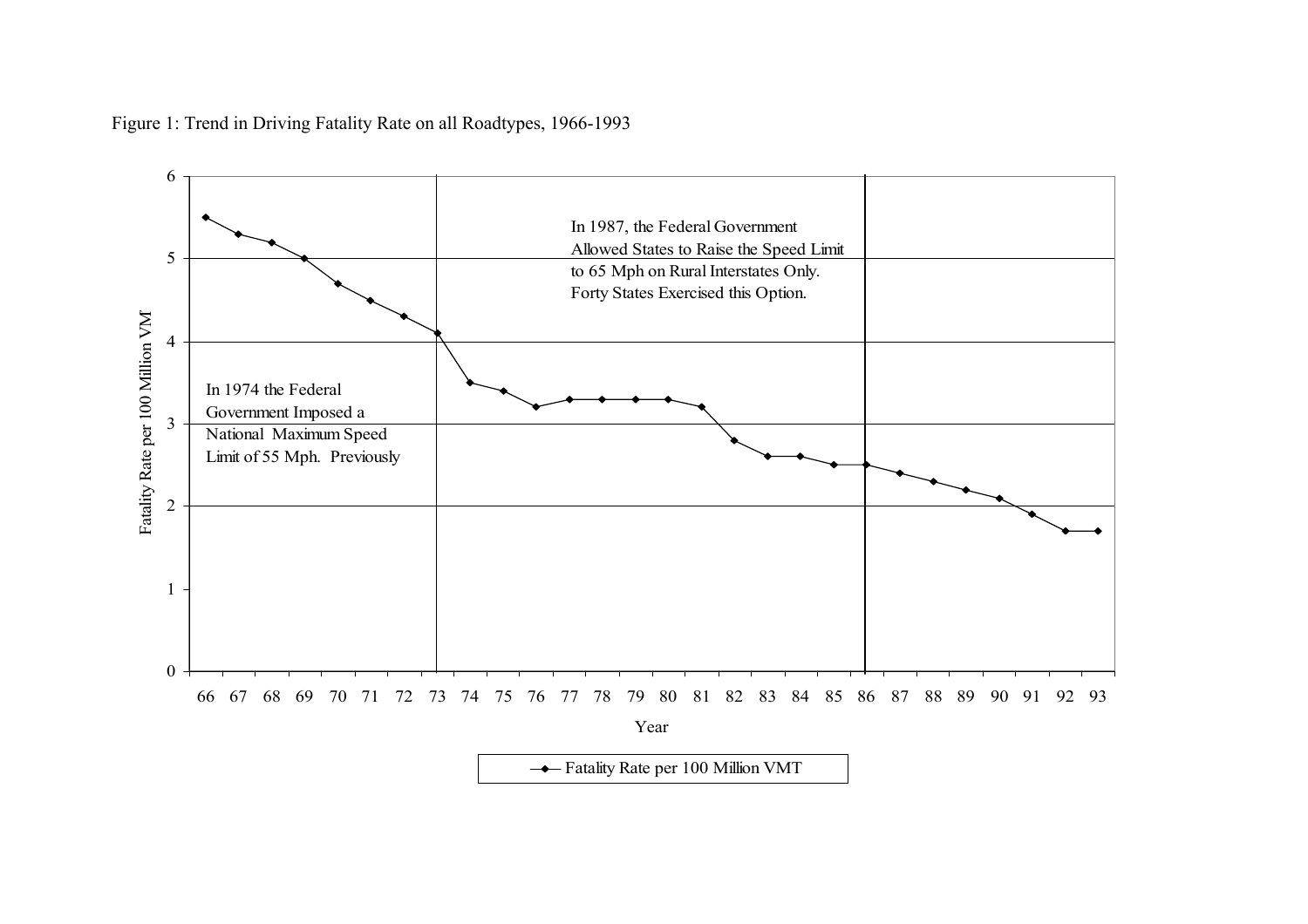Figure 1: Trend in Driving Fatality Rate on all Roadtypes, 1966-1993

In 1987, the Federal Government Allowed States to Raise the Speed Limit to 65 Mph on Rural Interstates Only. Forty States Exercised this Option.

In 1974 the Federal Government Imposed a National Maximum Speed Limit of 55 Mph. Previously

| Year | Fatality Rate per 100 Million VMT |
|---|---|
| 66 | 5.5 |
| 67 | 5.3 |
| 68 | 5.2 |
| 69 | 5.0 |
| 70 | 4.7 |
| 71 | 4.5 |
| 72 | 4.3 |
| 73 | 4.1 |
| 74 | 3.5 |
| 75 | 3.4 |
| 76 | 3.2 |
| 77 | 3.3 |
| 78 | 3.3 |
| 79 | 3.3 |
| 80 | 3.3 |
| 81 | 3.2 |
| 82 | 2.8 |
| 83 | 2.6 |
| 84 | 2.6 |
| 85 | 2.5 |
| 86 | 2.5 |
| 87 | 2.4 |
| 88 | 2.3 |
| 89 | 2.2 |
| 90 | 2.1 |
| 91 | 1.9 |
| 92 | 1.7 |
| 93 | 1.7 |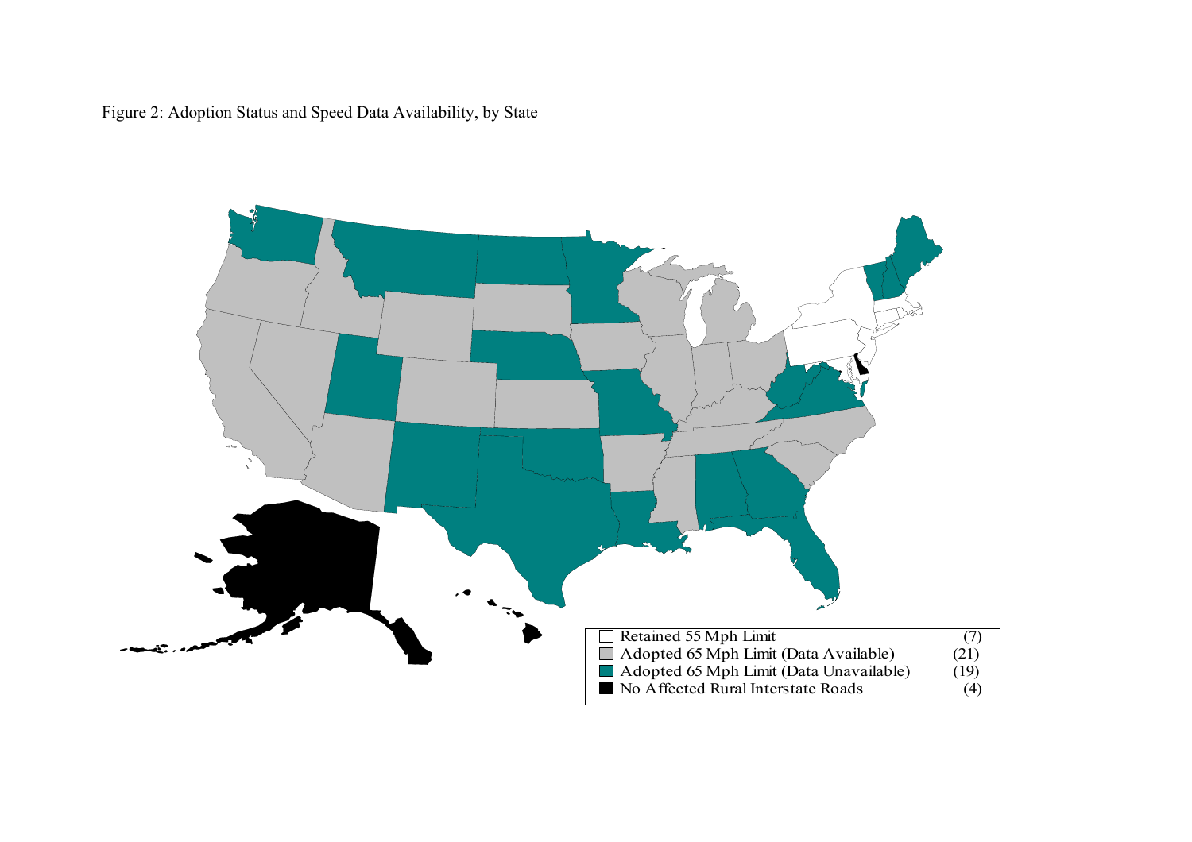Figure 2: Adoption Status and Speed Data Availability, by State

| Legend | Count |
|---|---|
| Retained 55 Mph Limit | (7) |
| Adopted 65 Mph Limit (Data Available) | (21) |
| Adopted 65 Mph Limit (Data Unavailable) | (19) |
| No Affected Rural Interstate Roads | (4) |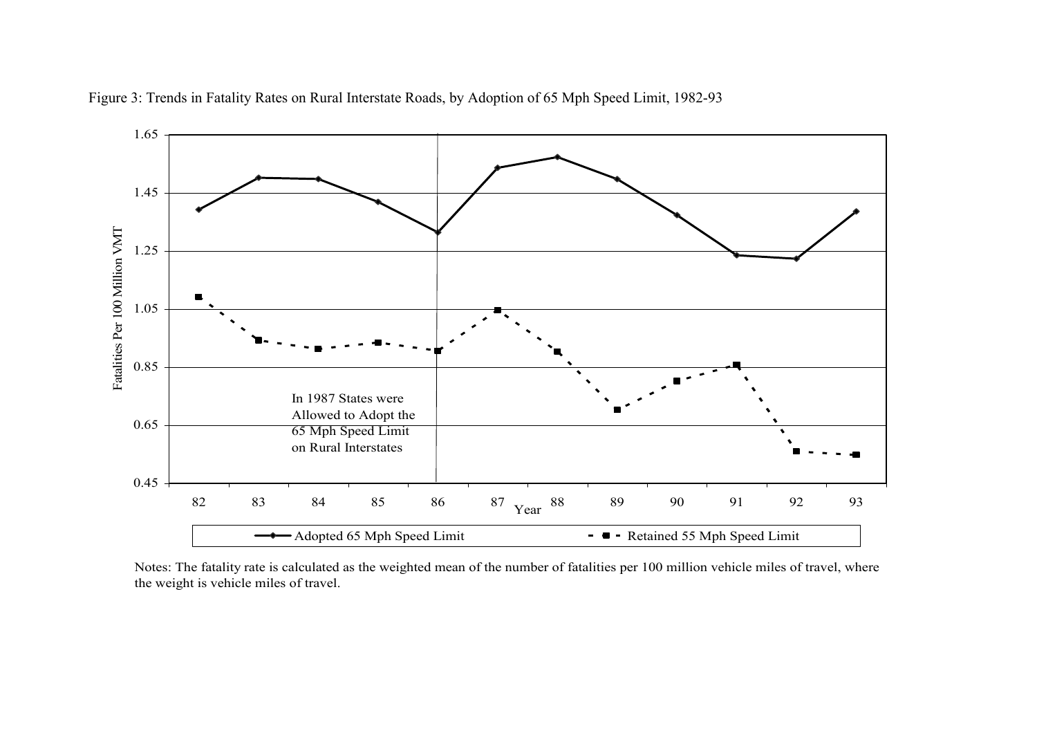Figure 3: Trends in Fatality Rates on Rural Interstate Roads, by Adoption of 65 Mph Speed Limit, 1982-93

Notes: The fatality rate is calculated as the weighted mean of the number of fatalities per 100 million vehicle miles of travel, where the weight is vehicle miles of travel.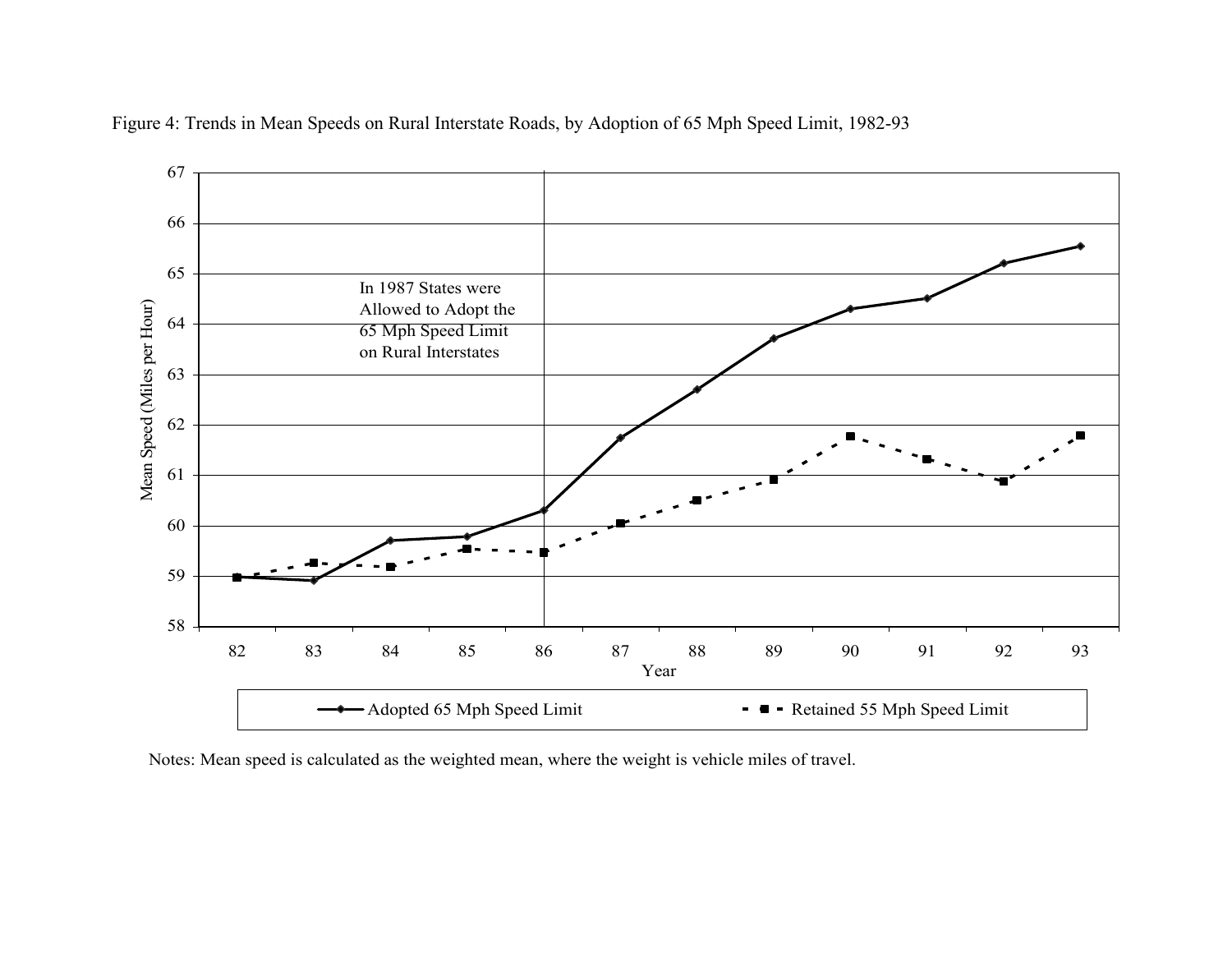Figure 4: Trends in Mean Speeds on Rural Interstate Roads, by Adoption of 65 Mph Speed Limit, 1982-93

67
66
65
64
63
62
61
60
59
58

Mean Speed (Miles per Hour)

In 1987 States were Allowed to Adopt the 65 Mph Speed Limit on Rural Interstates

82 83 84 85 86 87 88 89 90 91 92 93

Year

Adopted 65 Mph Speed Limit

Retained 55 Mph Speed Limit

Notes: Mean speed is calculated as the weighted mean, where the weight is vehicle miles of travel.